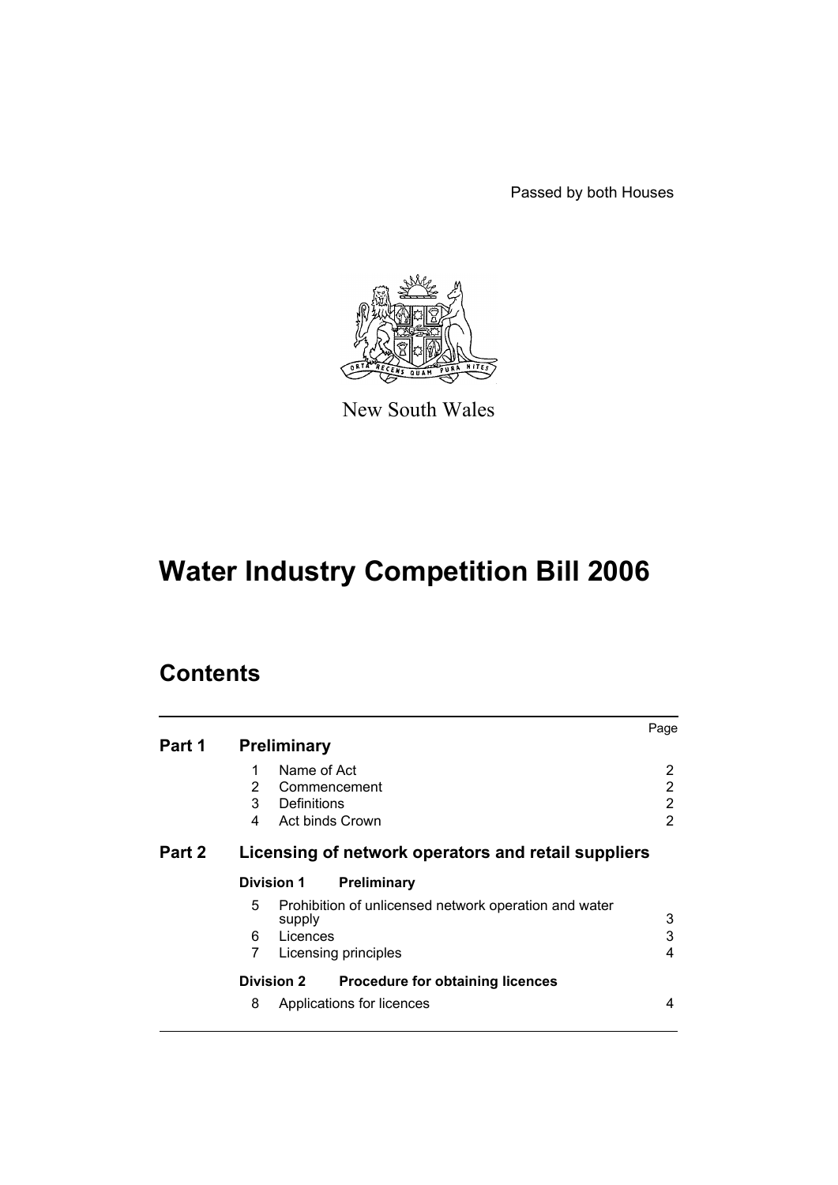Passed by both Houses

New South Wales

# Water Industry Competition Bill 2006

## Contents

| | | | Page |
|---|---|---|---|
| **Part 1** | **Preliminary** | | |
| | 1 | Name of Act | 2 |
| | 2 | Commencement | 2 |
| | 3 | Definitions | 2 |
| | 4 | Act binds Crown | 2 |
| **Part 2** | **Licensing of network operators and retail suppliers** | | |
| | **Division 1** | **Preliminary** | |
| | 5 | Prohibition of unlicensed network operation and water supply | 3 |
| | 6 | Licences | 3 |
| | 7 | Licensing principles | 4 |
| | **Division 2** | **Procedure for obtaining licences** | |
| | 8 | Applications for licences | 4 |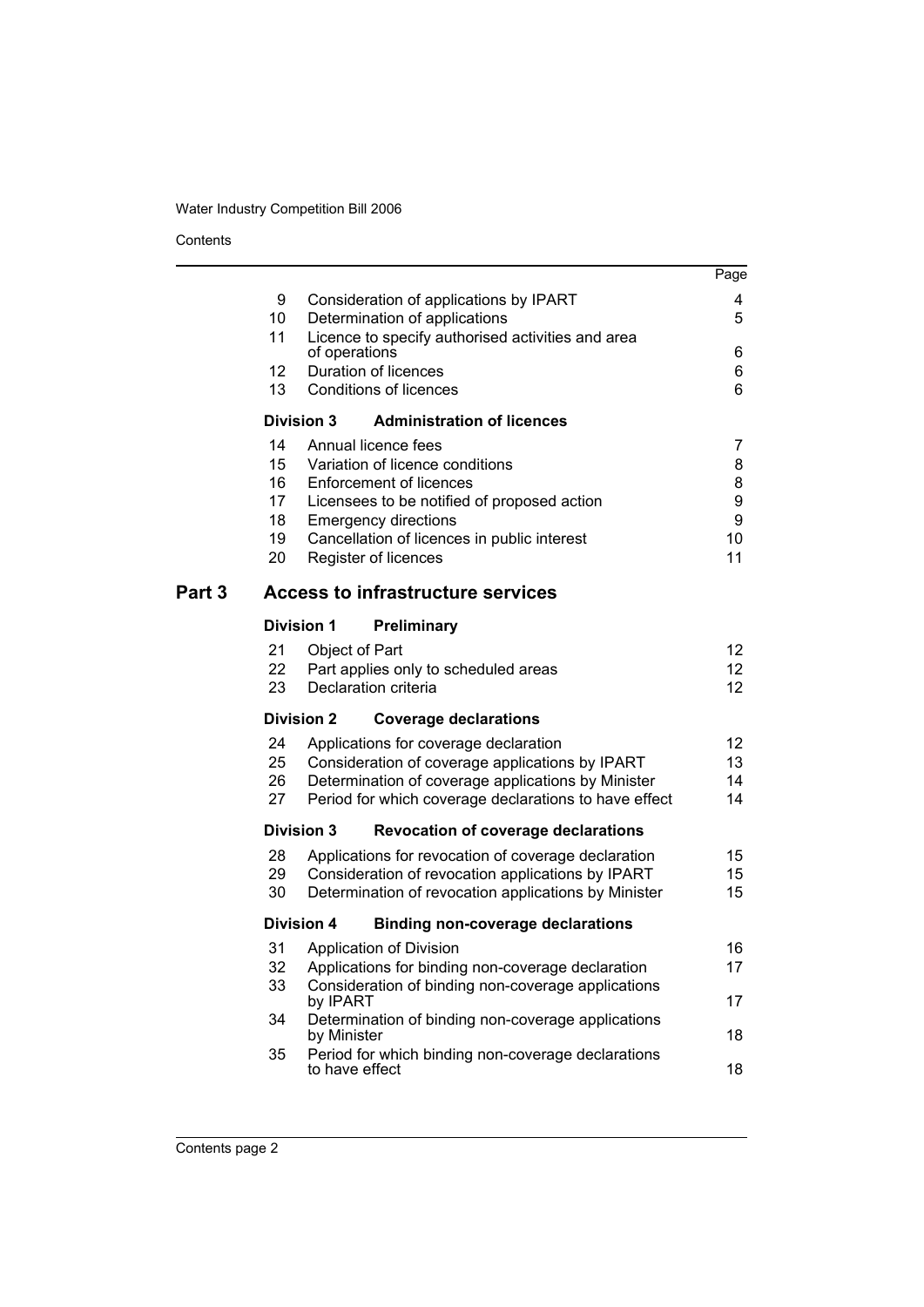| | | Page |
|---|---|---|
| 9 | Consideration of applications by IPART | 4 |
| 10 | Determination of applications | 5 |
| 11 | Licence to specify authorised activities and area of operations | 6 |
| 12 | Duration of licences | 6 |
| 13 | Conditions of licences | 6 |
| **Division 3** | **Administration of licences** | |
| 14 | Annual licence fees | 7 |
| 15 | Variation of licence conditions | 8 |
| 16 | Enforcement of licences | 8 |
| 17 | Licensees to be notified of proposed action | 9 |
| 18 | Emergency directions | 9 |
| 19 | Cancellation of licences in public interest | 10 |
| 20 | Register of licences | 11 |

## Part 3 Access to infrastructure services

| | | |
|---|---|---|
| **Division 1** | **Preliminary** | |
| 21 | Object of Part | 12 |
| 22 | Part applies only to scheduled areas | 12 |
| 23 | Declaration criteria | 12 |
| **Division 2** | **Coverage declarations** | |
| 24 | Applications for coverage declaration | 12 |
| 25 | Consideration of coverage applications by IPART | 13 |
| 26 | Determination of coverage applications by Minister | 14 |
| 27 | Period for which coverage declarations to have effect | 14 |
| **Division 3** | **Revocation of coverage declarations** | |
| 28 | Applications for revocation of coverage declaration | 15 |
| 29 | Consideration of revocation applications by IPART | 15 |
| 30 | Determination of revocation applications by Minister | 15 |
| **Division 4** | **Binding non-coverage declarations** | |
| 31 | Application of Division | 16 |
| 32 | Applications for binding non-coverage declaration | 17 |
| 33 | Consideration of binding non-coverage applications by IPART | 17 |
| 34 | Determination of binding non-coverage applications by Minister | 18 |
| 35 | Period for which binding non-coverage declarations to have effect | 18 |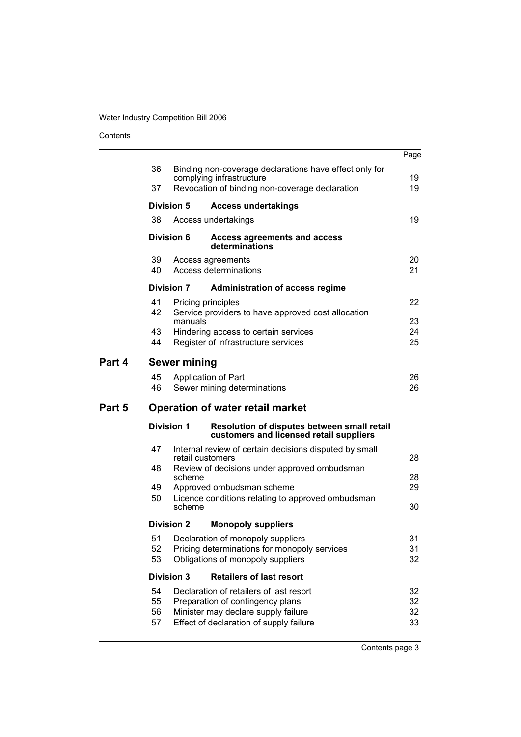| | | | Page |
|---|---|---|---|
| | 36 | Binding non-coverage declarations have effect only for complying infrastructure | 19 |
| | 37 | Revocation of binding non-coverage declaration | 19 |
| | **Division 5** | **Access undertakings** | |
| | 38 | Access undertakings | 19 |
| | **Division 6** | **Access agreements and access determinations** | |
| | 39 | Access agreements | 20 |
| | 40 | Access determinations | 21 |
| | **Division 7** | **Administration of access regime** | |
| | 41 | Pricing principles | 22 |
| | 42 | Service providers to have approved cost allocation manuals | 23 |
| | 43 | Hindering access to certain services | 24 |
| | 44 | Register of infrastructure services | 25 |
| **Part 4** | **Sewer mining** | | |
| | 45 | Application of Part | 26 |
| | 46 | Sewer mining determinations | 26 |
| **Part 5** | **Operation of water retail market** | | |
| | **Division 1** | **Resolution of disputes between small retail customers and licensed retail suppliers** | |
| | 47 | Internal review of certain decisions disputed by small retail customers | 28 |
| | 48 | Review of decisions under approved ombudsman scheme | 28 |
| | 49 | Approved ombudsman scheme | 29 |
| | 50 | Licence conditions relating to approved ombudsman scheme | 30 |
| | **Division 2** | **Monopoly suppliers** | |
| | 51 | Declaration of monopoly suppliers | 31 |
| | 52 | Pricing determinations for monopoly services | 31 |
| | 53 | Obligations of monopoly suppliers | 32 |
| | **Division 3** | **Retailers of last resort** | |
| | 54 | Declaration of retailers of last resort | 32 |
| | 55 | Preparation of contingency plans | 32 |
| | 56 | Minister may declare supply failure | 32 |
| | 57 | Effect of declaration of supply failure | 33 |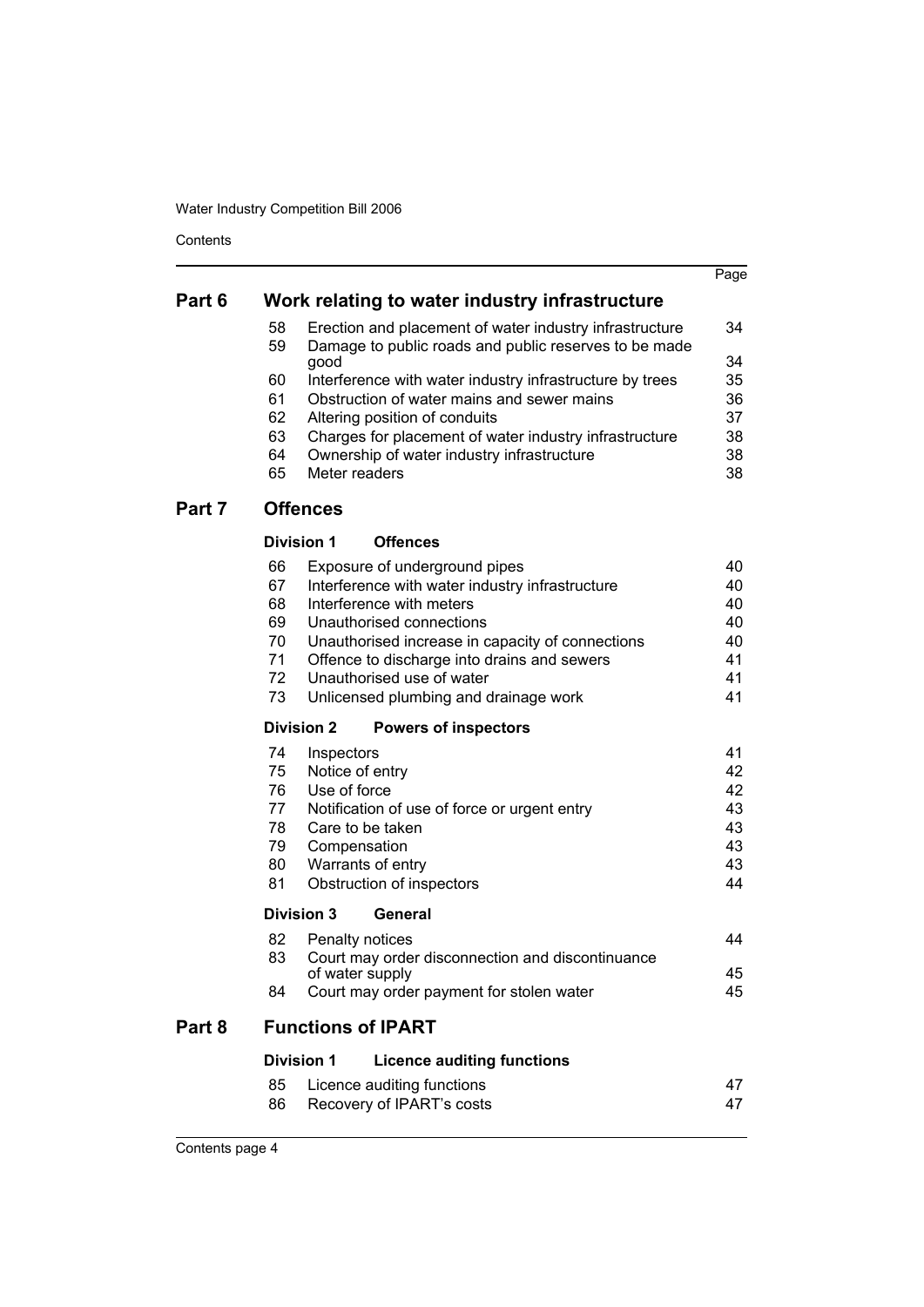| | | | Page |
|---|---|---|---|
| **Part 6** | **Work relating to water industry infrastructure** | | |
| | 58 | Erection and placement of water industry infrastructure | 34 |
| | 59 | Damage to public roads and public reserves to be made good | 34 |
| | 60 | Interference with water industry infrastructure by trees | 35 |
| | 61 | Obstruction of water mains and sewer mains | 36 |
| | 62 | Altering position of conduits | 37 |
| | 63 | Charges for placement of water industry infrastructure | 38 |
| | 64 | Ownership of water industry infrastructure | 38 |
| | 65 | Meter readers | 38 |
| **Part 7** | **Offences** | | |
| | **Division 1** | **Offences** | |
| | 66 | Exposure of underground pipes | 40 |
| | 67 | Interference with water industry infrastructure | 40 |
| | 68 | Interference with meters | 40 |
| | 69 | Unauthorised connections | 40 |
| | 70 | Unauthorised increase in capacity of connections | 40 |
| | 71 | Offence to discharge into drains and sewers | 41 |
| | 72 | Unauthorised use of water | 41 |
| | 73 | Unlicensed plumbing and drainage work | 41 |
| | **Division 2** | **Powers of inspectors** | |
| | 74 | Inspectors | 41 |
| | 75 | Notice of entry | 42 |
| | 76 | Use of force | 42 |
| | 77 | Notification of use of force or urgent entry | 43 |
| | 78 | Care to be taken | 43 |
| | 79 | Compensation | 43 |
| | 80 | Warrants of entry | 43 |
| | 81 | Obstruction of inspectors | 44 |
| | **Division 3** | **General** | |
| | 82 | Penalty notices | 44 |
| | 83 | Court may order disconnection and discontinuance of water supply | 45 |
| | 84 | Court may order payment for stolen water | 45 |
| **Part 8** | **Functions of IPART** | | |
| | **Division 1** | **Licence auditing functions** | |
| | 85 | Licence auditing functions | 47 |
| | 86 | Recovery of IPART's costs | 47 |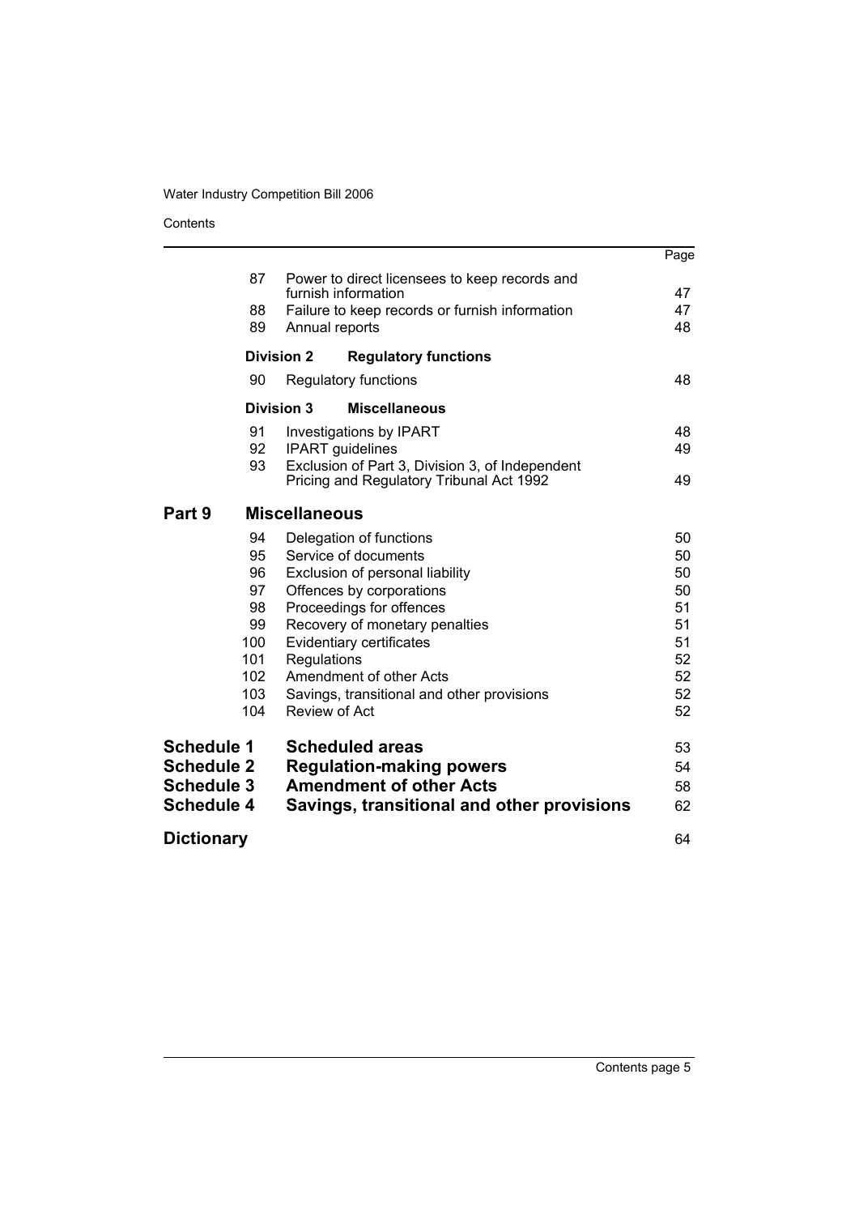| | | | Page |
|---|---|---|---|
| | 87 | Power to direct licensees to keep records and furnish information | 47 |
| | 88 | Failure to keep records or furnish information | 47 |
| | 89 | Annual reports | 48 |
| | **Division 2** | **Regulatory functions** | |
| | 90 | Regulatory functions | 48 |
| | **Division 3** | **Miscellaneous** | |
| | 91 | Investigations by IPART | 48 |
| | 92 | IPART guidelines | 49 |
| | 93 | Exclusion of Part 3, Division 3, of Independent Pricing and Regulatory Tribunal Act 1992 | 49 |
| **Part 9** | | **Miscellaneous** | |
| | 94 | Delegation of functions | 50 |
| | 95 | Service of documents | 50 |
| | 96 | Exclusion of personal liability | 50 |
| | 97 | Offences by corporations | 50 |
| | 98 | Proceedings for offences | 51 |
| | 99 | Recovery of monetary penalties | 51 |
| | 100 | Evidentiary certificates | 51 |
| | 101 | Regulations | 52 |
| | 102 | Amendment of other Acts | 52 |
| | 103 | Savings, transitional and other provisions | 52 |
| | 104 | Review of Act | 52 |
| **Schedule 1** | | **Scheduled areas** | 53 |
| **Schedule 2** | | **Regulation-making powers** | 54 |
| **Schedule 3** | | **Amendment of other Acts** | 58 |
| **Schedule 4** | | **Savings, transitional and other provisions** | 62 |
| **Dictionary** | | | 64 |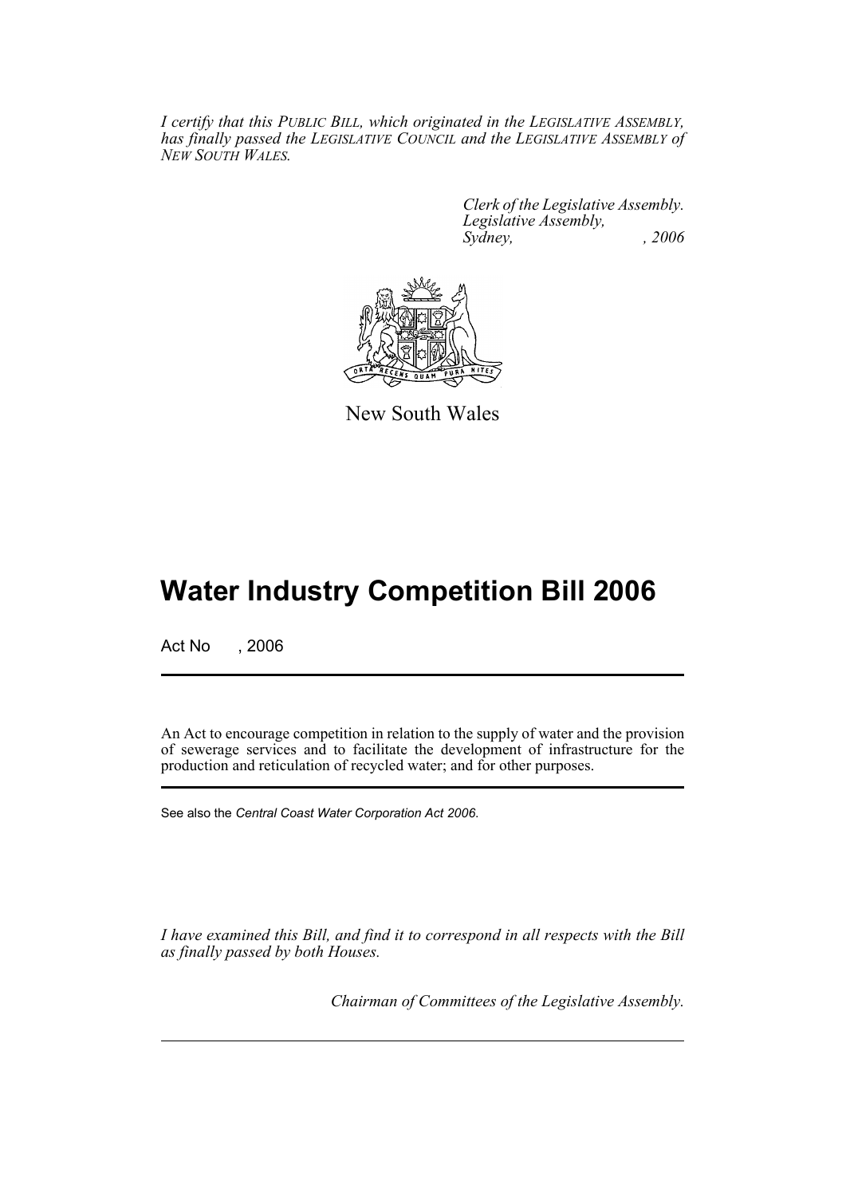*I certify that this PUBLIC BILL, which originated in the LEGISLATIVE ASSEMBLY, has finally passed the LEGISLATIVE COUNCIL and the LEGISLATIVE ASSEMBLY of NEW SOUTH WALES.*

*Clerk of the Legislative Assembly.*
*Legislative Assembly,*
*Sydney, , 2006*

New South Wales

# Water Industry Competition Bill 2006

Act No , 2006

An Act to encourage competition in relation to the supply of water and the provision of sewerage services and to facilitate the development of infrastructure for the production and reticulation of recycled water; and for other purposes.

See also the *Central Coast Water Corporation Act 2006*.

*I have examined this Bill, and find it to correspond in all respects with the Bill as finally passed by both Houses.*

*Chairman of Committees of the Legislative Assembly.*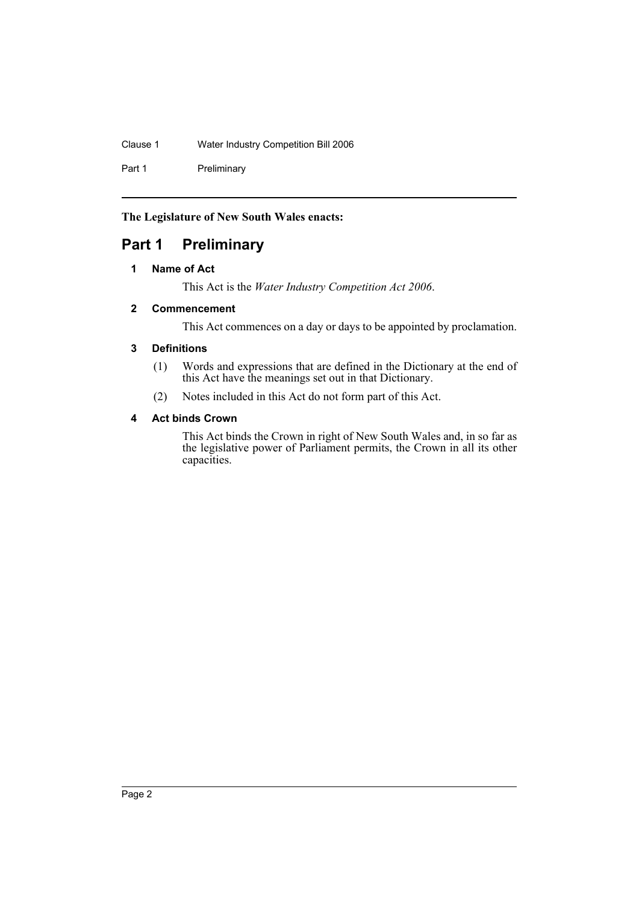**The Legislature of New South Wales enacts:**

# Part 1 Preliminary

### 1 Name of Act

This Act is the *Water Industry Competition Act 2006*.

### 2 Commencement

This Act commences on a day or days to be appointed by proclamation.

### 3 Definitions

(1) Words and expressions that are defined in the Dictionary at the end of this Act have the meanings set out in that Dictionary.

(2) Notes included in this Act do not form part of this Act.

### 4 Act binds Crown

This Act binds the Crown in right of New South Wales and, in so far as the legislative power of Parliament permits, the Crown in all its other capacities.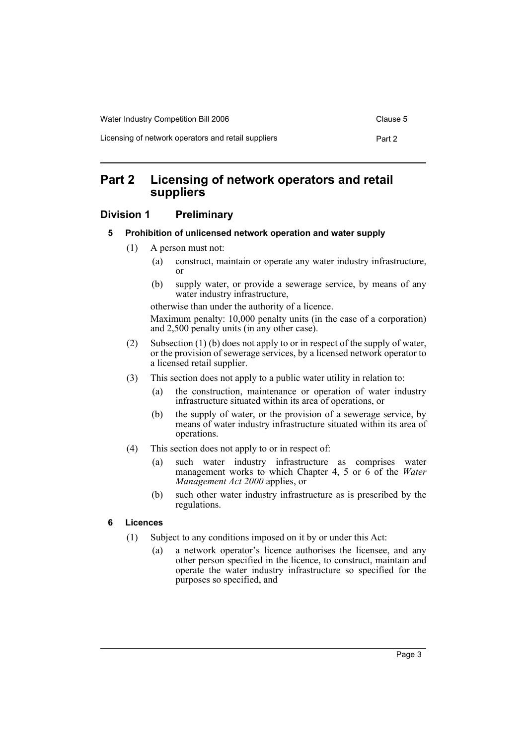# Part 2 Licensing of network operators and retail suppliers

## Division 1 Preliminary

### 5 Prohibition of unlicensed network operation and water supply

(1) A person must not:

(a) construct, maintain or operate any water industry infrastructure, or

(b) supply water, or provide a sewerage service, by means of any water industry infrastructure,

otherwise than under the authority of a licence.

Maximum penalty: 10,000 penalty units (in the case of a corporation) and 2,500 penalty units (in any other case).

(2) Subsection (1) (b) does not apply to or in respect of the supply of water, or the provision of sewerage services, by a licensed network operator to a licensed retail supplier.

(3) This section does not apply to a public water utility in relation to:

(a) the construction, maintenance or operation of water industry infrastructure situated within its area of operations, or

(b) the supply of water, or the provision of a sewerage service, by means of water industry infrastructure situated within its area of operations.

(4) This section does not apply to or in respect of:

(a) such water industry infrastructure as comprises water management works to which Chapter 4, 5 or 6 of the *Water Management Act 2000* applies, or

(b) such other water industry infrastructure as is prescribed by the regulations.

### 6 Licences

(1) Subject to any conditions imposed on it by or under this Act:

(a) a network operator's licence authorises the licensee, and any other person specified in the licence, to construct, maintain and operate the water industry infrastructure so specified for the purposes so specified, and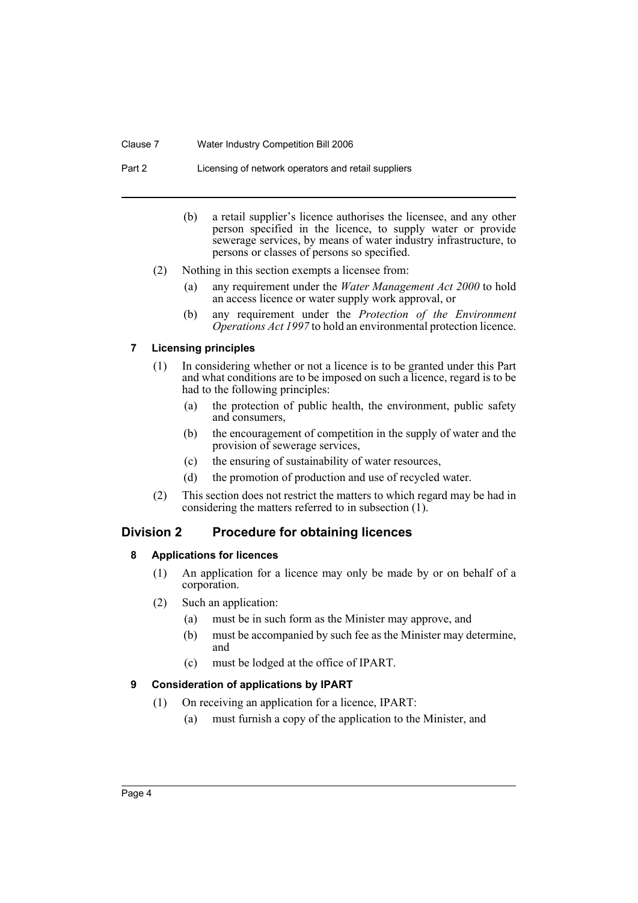(b) a retail supplier's licence authorises the licensee, and any other person specified in the licence, to supply water or provide sewerage services, by means of water industry infrastructure, to persons or classes of persons so specified.

(2) Nothing in this section exempts a licensee from:

(a) any requirement under the *Water Management Act 2000* to hold an access licence or water supply work approval, or

(b) any requirement under the *Protection of the Environment Operations Act 1997* to hold an environmental protection licence.

#### 7 Licensing principles

(1) In considering whether or not a licence is to be granted under this Part and what conditions are to be imposed on such a licence, regard is to be had to the following principles:

(a) the protection of public health, the environment, public safety and consumers,

(b) the encouragement of competition in the supply of water and the provision of sewerage services,

(c) the ensuring of sustainability of water resources,

(d) the promotion of production and use of recycled water.

(2) This section does not restrict the matters to which regard may be had in considering the matters referred to in subsection (1).

## Division 2 Procedure for obtaining licences

#### 8 Applications for licences

(1) An application for a licence may only be made by or on behalf of a corporation.

(2) Such an application:

(a) must be in such form as the Minister may approve, and

(b) must be accompanied by such fee as the Minister may determine, and

(c) must be lodged at the office of IPART.

#### 9 Consideration of applications by IPART

(1) On receiving an application for a licence, IPART:

(a) must furnish a copy of the application to the Minister, and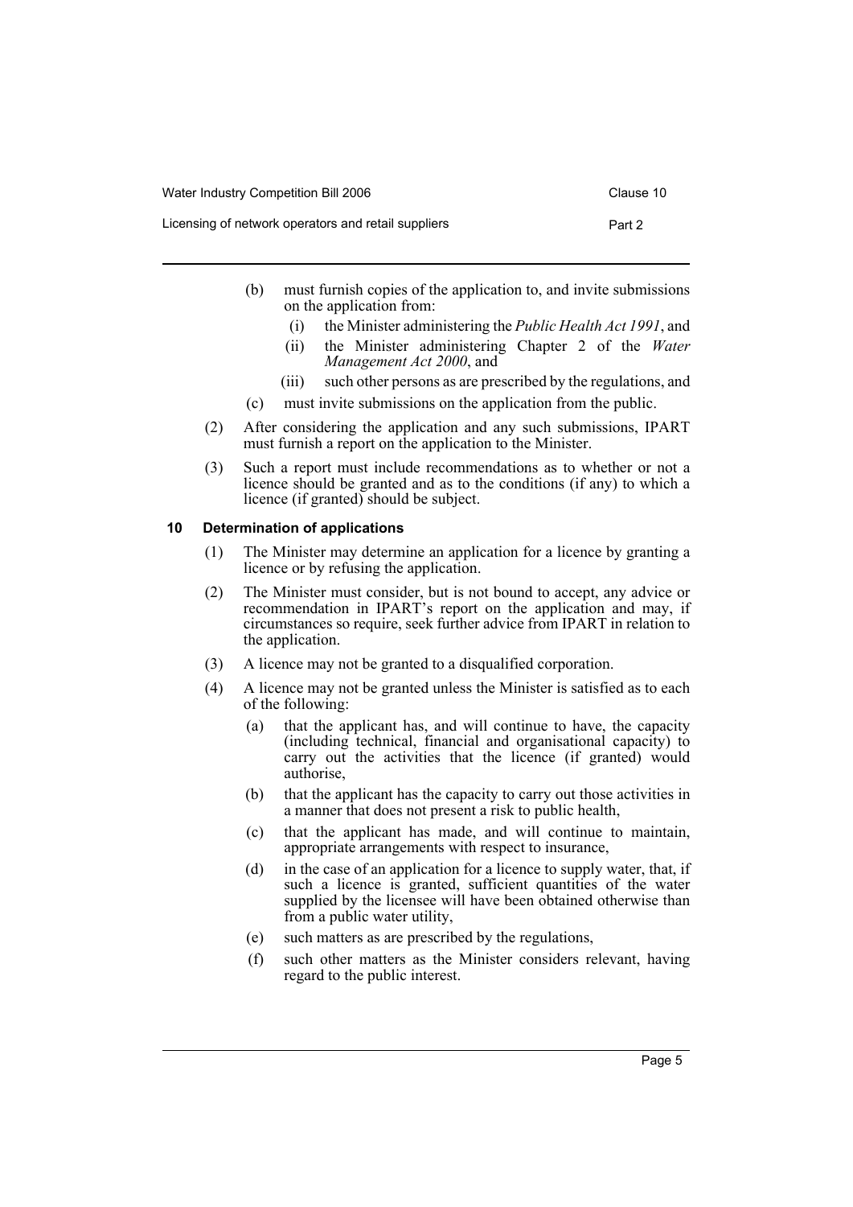(b) must furnish copies of the application to, and invite submissions on the application from:

   (i) the Minister administering the *Public Health Act 1991*, and

   (ii) the Minister administering Chapter 2 of the *Water Management Act 2000*, and

   (iii) such other persons as are prescribed by the regulations, and

(c) must invite submissions on the application from the public.

(2) After considering the application and any such submissions, IPART must furnish a report on the application to the Minister.

(3) Such a report must include recommendations as to whether or not a licence should be granted and as to the conditions (if any) to which a licence (if granted) should be subject.

### 10 Determination of applications

(1) The Minister may determine an application for a licence by granting a licence or by refusing the application.

(2) The Minister must consider, but is not bound to accept, any advice or recommendation in IPART's report on the application and may, if circumstances so require, seek further advice from IPART in relation to the application.

(3) A licence may not be granted to a disqualified corporation.

(4) A licence may not be granted unless the Minister is satisfied as to each of the following:

(a) that the applicant has, and will continue to have, the capacity (including technical, financial and organisational capacity) to carry out the activities that the licence (if granted) would authorise,

(b) that the applicant has the capacity to carry out those activities in a manner that does not present a risk to public health,

(c) that the applicant has made, and will continue to maintain, appropriate arrangements with respect to insurance,

(d) in the case of an application for a licence to supply water, that, if such a licence is granted, sufficient quantities of the water supplied by the licensee will have been obtained otherwise than from a public water utility,

(e) such matters as are prescribed by the regulations,

(f) such other matters as the Minister considers relevant, having regard to the public interest.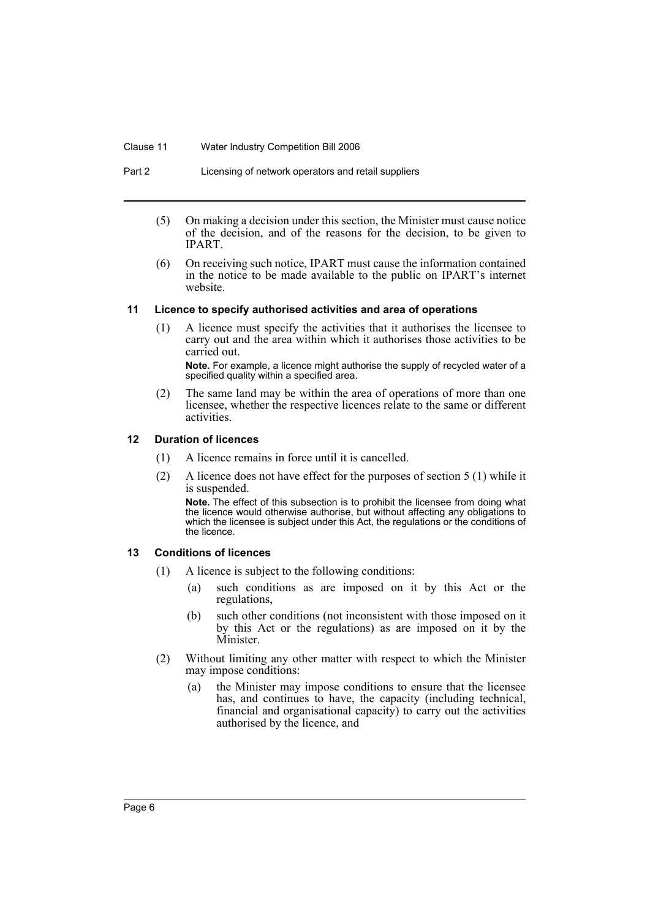(5) On making a decision under this section, the Minister must cause notice of the decision, and of the reasons for the decision, to be given to IPART.

(6) On receiving such notice, IPART must cause the information contained in the notice to be made available to the public on IPART's internet website.

### 11 Licence to specify authorised activities and area of operations

(1) A licence must specify the activities that it authorises the licensee to carry out and the area within which it authorises those activities to be carried out.

**Note.** For example, a licence might authorise the supply of recycled water of a specified quality within a specified area.

(2) The same land may be within the area of operations of more than one licensee, whether the respective licences relate to the same or different activities.

### 12 Duration of licences

(1) A licence remains in force until it is cancelled.

(2) A licence does not have effect for the purposes of section 5 (1) while it is suspended.

**Note.** The effect of this subsection is to prohibit the licensee from doing what the licence would otherwise authorise, but without affecting any obligations to which the licensee is subject under this Act, the regulations or the conditions of the licence.

### 13 Conditions of licences

(1) A licence is subject to the following conditions:

- (a) such conditions as are imposed on it by this Act or the regulations,
- (b) such other conditions (not inconsistent with those imposed on it by this Act or the regulations) as are imposed on it by the Minister.

(2) Without limiting any other matter with respect to which the Minister may impose conditions:

- (a) the Minister may impose conditions to ensure that the licensee has, and continues to have, the capacity (including technical, financial and organisational capacity) to carry out the activities authorised by the licence, and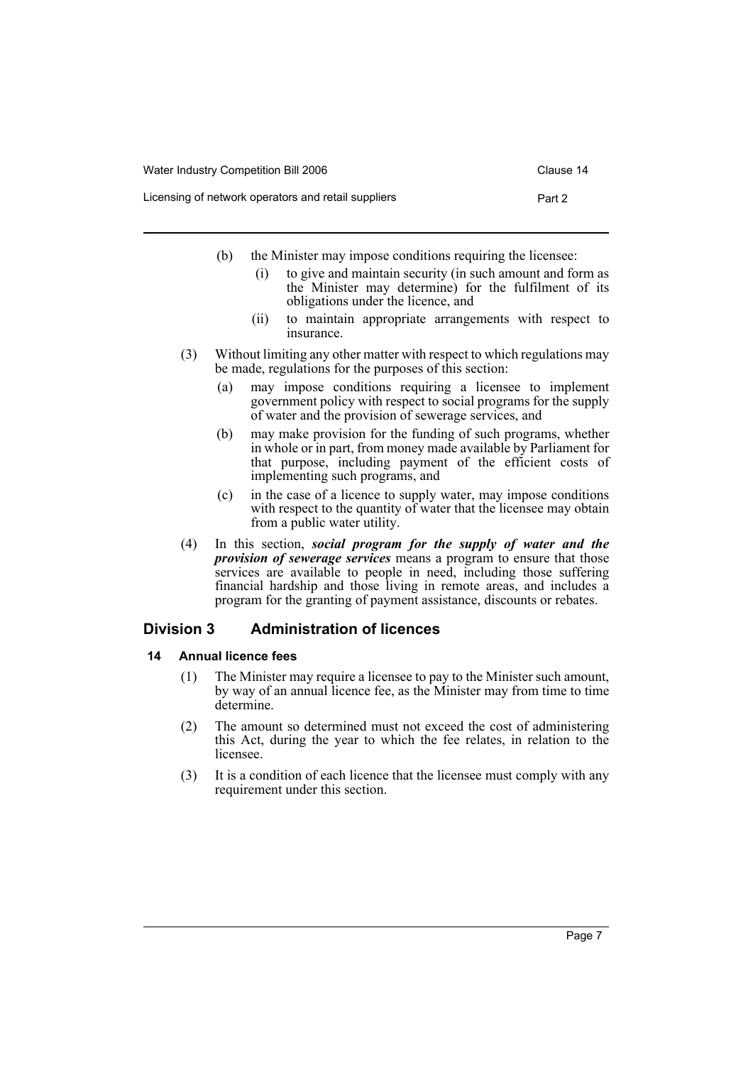(b) the Minister may impose conditions requiring the licensee:

   (i) to give and maintain security (in such amount and form as the Minister may determine) for the fulfilment of its obligations under the licence, and

   (ii) to maintain appropriate arrangements with respect to insurance.

(3) Without limiting any other matter with respect to which regulations may be made, regulations for the purposes of this section:

   (a) may impose conditions requiring a licensee to implement government policy with respect to social programs for the supply of water and the provision of sewerage services, and

   (b) may make provision for the funding of such programs, whether in whole or in part, from money made available by Parliament for that purpose, including payment of the efficient costs of implementing such programs, and

   (c) in the case of a licence to supply water, may impose conditions with respect to the quantity of water that the licensee may obtain from a public water utility.

(4) In this section, ***social program for the supply of water and the provision of sewerage services*** means a program to ensure that those services are available to people in need, including those suffering financial hardship and those living in remote areas, and includes a program for the granting of payment assistance, discounts or rebates.

## Division 3 Administration of licences

### 14 Annual licence fees

(1) The Minister may require a licensee to pay to the Minister such amount, by way of an annual licence fee, as the Minister may from time to time determine.

(2) The amount so determined must not exceed the cost of administering this Act, during the year to which the fee relates, in relation to the licensee.

(3) It is a condition of each licence that the licensee must comply with any requirement under this section.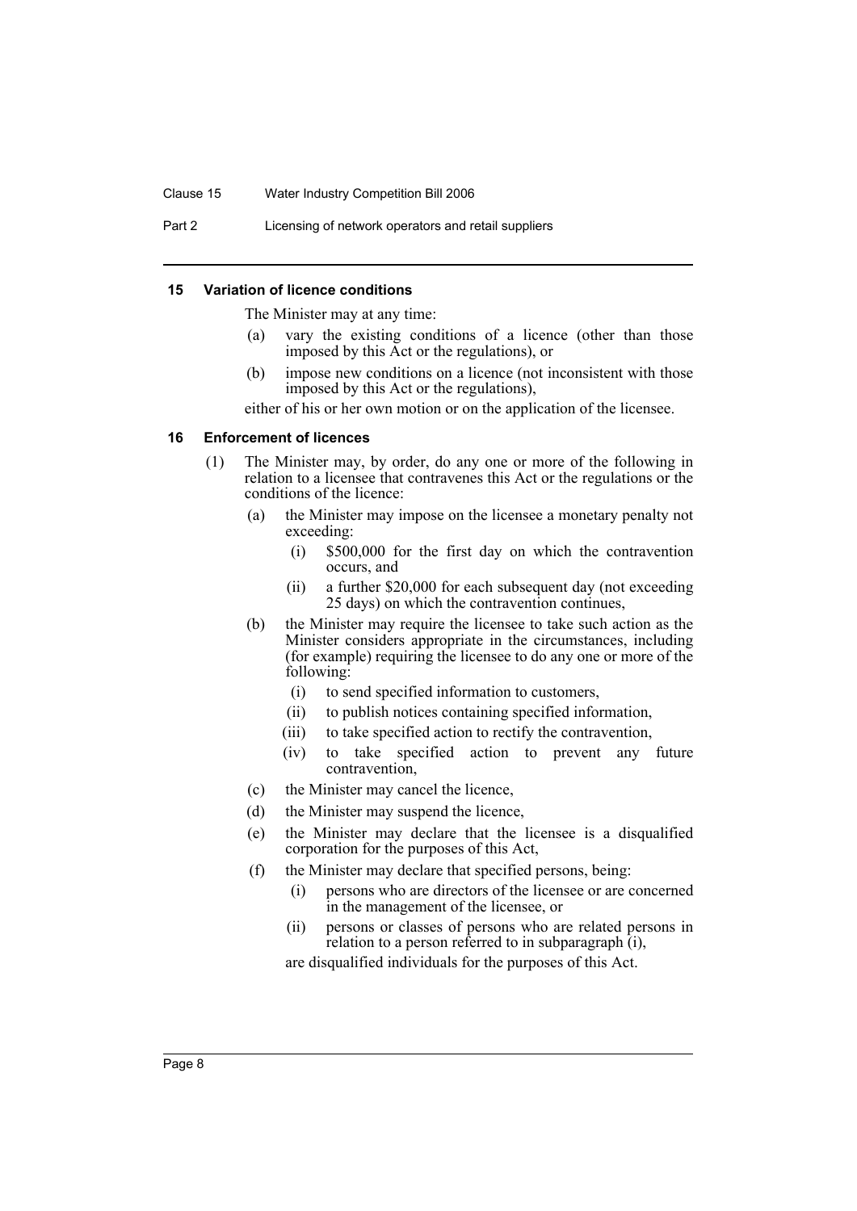### 15 Variation of licence conditions

The Minister may at any time:

(a) vary the existing conditions of a licence (other than those imposed by this Act or the regulations), or

(b) impose new conditions on a licence (not inconsistent with those imposed by this Act or the regulations),

either of his or her own motion or on the application of the licensee.

### 16 Enforcement of licences

(1) The Minister may, by order, do any one or more of the following in relation to a licensee that contravenes this Act or the regulations or the conditions of the licence:

(a) the Minister may impose on the licensee a monetary penalty not exceeding:

(i) $500,000 for the first day on which the contravention occurs, and

(ii) a further $20,000 for each subsequent day (not exceeding 25 days) on which the contravention continues,

(b) the Minister may require the licensee to take such action as the Minister considers appropriate in the circumstances, including (for example) requiring the licensee to do any one or more of the following:

(i) to send specified information to customers,

(ii) to publish notices containing specified information,

(iii) to take specified action to rectify the contravention,

(iv) to take specified action to prevent any future contravention,

(c) the Minister may cancel the licence,

(d) the Minister may suspend the licence,

(e) the Minister may declare that the licensee is a disqualified corporation for the purposes of this Act,

(f) the Minister may declare that specified persons, being:

(i) persons who are directors of the licensee or are concerned in the management of the licensee, or

(ii) persons or classes of persons who are related persons in relation to a person referred to in subparagraph (i),

are disqualified individuals for the purposes of this Act.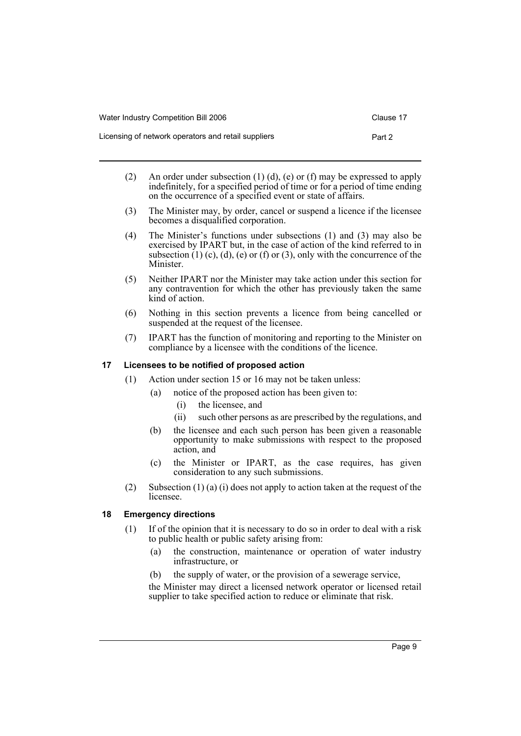(2) An order under subsection (1) (d), (e) or (f) may be expressed to apply indefinitely, for a specified period of time or for a period of time ending on the occurrence of a specified event or state of affairs.

(3) The Minister may, by order, cancel or suspend a licence if the licensee becomes a disqualified corporation.

(4) The Minister's functions under subsections (1) and (3) may also be exercised by IPART but, in the case of action of the kind referred to in subsection (1) (c), (d), (e) or (f) or (3), only with the concurrence of the Minister.

(5) Neither IPART nor the Minister may take action under this section for any contravention for which the other has previously taken the same kind of action.

(6) Nothing in this section prevents a licence from being cancelled or suspended at the request of the licensee.

(7) IPART has the function of monitoring and reporting to the Minister on compliance by a licensee with the conditions of the licence.

### 17 Licensees to be notified of proposed action

(1) Action under section 15 or 16 may not be taken unless:

- (a) notice of the proposed action has been given to:
  - (i) the licensee, and
  - (ii) such other persons as are prescribed by the regulations, and
- (b) the licensee and each such person has been given a reasonable opportunity to make submissions with respect to the proposed action, and
- (c) the Minister or IPART, as the case requires, has given consideration to any such submissions.

(2) Subsection (1) (a) (i) does not apply to action taken at the request of the licensee.

### 18 Emergency directions

(1) If of the opinion that it is necessary to do so in order to deal with a risk to public health or public safety arising from:

- (a) the construction, maintenance or operation of water industry infrastructure, or
- (b) the supply of water, or the provision of a sewerage service,

the Minister may direct a licensed network operator or licensed retail supplier to take specified action to reduce or eliminate that risk.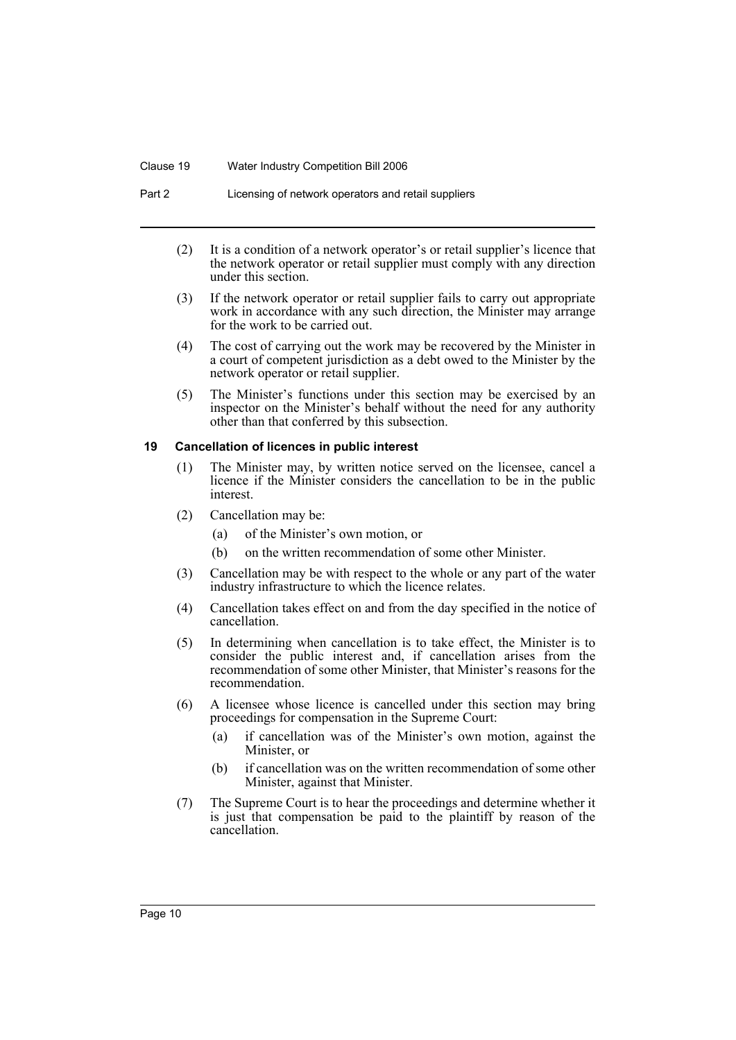(2) It is a condition of a network operator's or retail supplier's licence that the network operator or retail supplier must comply with any direction under this section.

(3) If the network operator or retail supplier fails to carry out appropriate work in accordance with any such direction, the Minister may arrange for the work to be carried out.

(4) The cost of carrying out the work may be recovered by the Minister in a court of competent jurisdiction as a debt owed to the Minister by the network operator or retail supplier.

(5) The Minister's functions under this section may be exercised by an inspector on the Minister's behalf without the need for any authority other than that conferred by this subsection.

### 19 Cancellation of licences in public interest

(1) The Minister may, by written notice served on the licensee, cancel a licence if the Minister considers the cancellation to be in the public interest.

(2) Cancellation may be:

- (a) of the Minister's own motion, or
- (b) on the written recommendation of some other Minister.

(3) Cancellation may be with respect to the whole or any part of the water industry infrastructure to which the licence relates.

(4) Cancellation takes effect on and from the day specified in the notice of cancellation.

(5) In determining when cancellation is to take effect, the Minister is to consider the public interest and, if cancellation arises from the recommendation of some other Minister, that Minister's reasons for the recommendation.

(6) A licensee whose licence is cancelled under this section may bring proceedings for compensation in the Supreme Court:

- (a) if cancellation was of the Minister's own motion, against the Minister, or
- (b) if cancellation was on the written recommendation of some other Minister, against that Minister.

(7) The Supreme Court is to hear the proceedings and determine whether it is just that compensation be paid to the plaintiff by reason of the cancellation.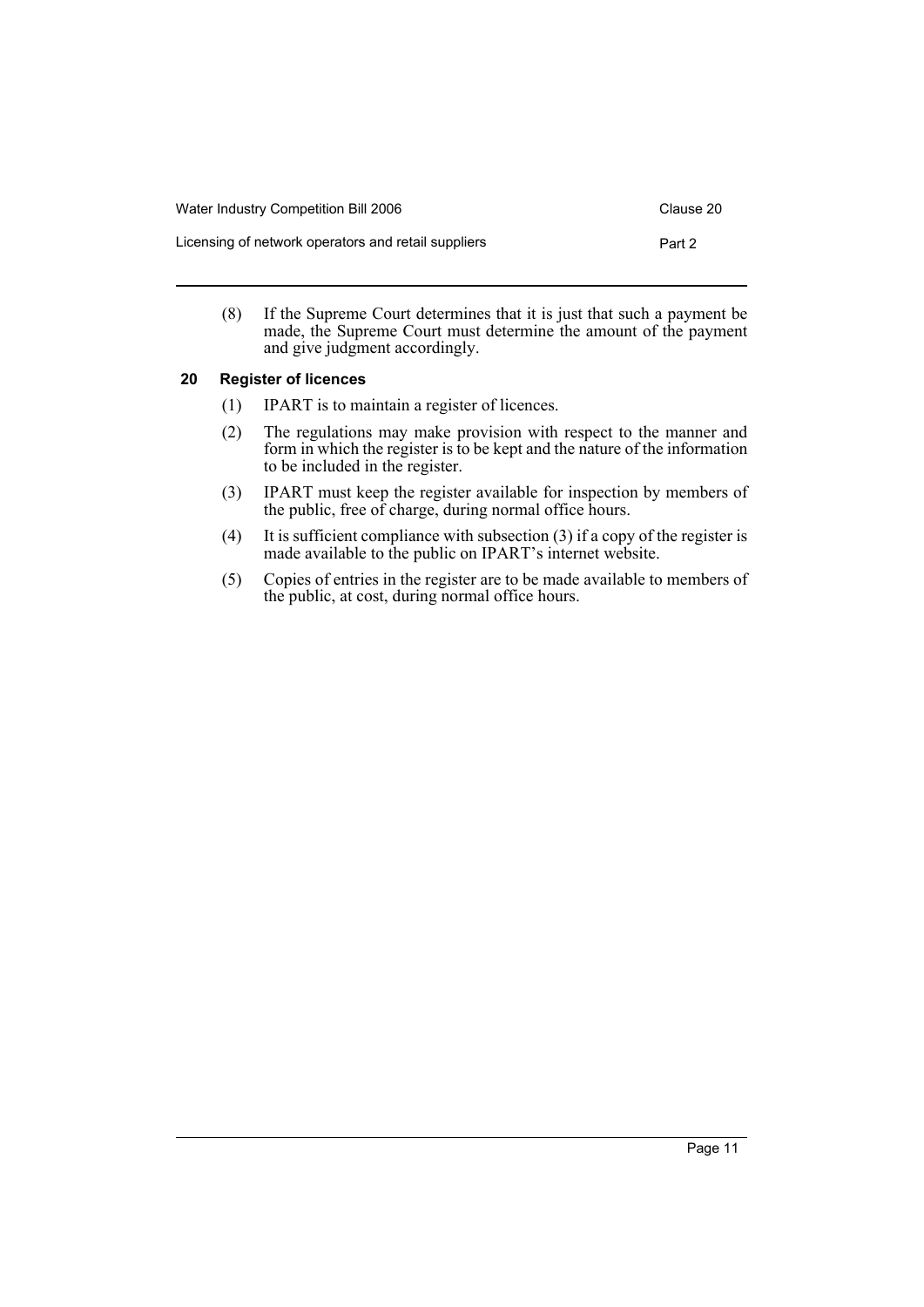(8) If the Supreme Court determines that it is just that such a payment be made, the Supreme Court must determine the amount of the payment and give judgment accordingly.

### 20 Register of licences

(1) IPART is to maintain a register of licences.

(2) The regulations may make provision with respect to the manner and form in which the register is to be kept and the nature of the information to be included in the register.

(3) IPART must keep the register available for inspection by members of the public, free of charge, during normal office hours.

(4) It is sufficient compliance with subsection (3) if a copy of the register is made available to the public on IPART's internet website.

(5) Copies of entries in the register are to be made available to members of the public, at cost, during normal office hours.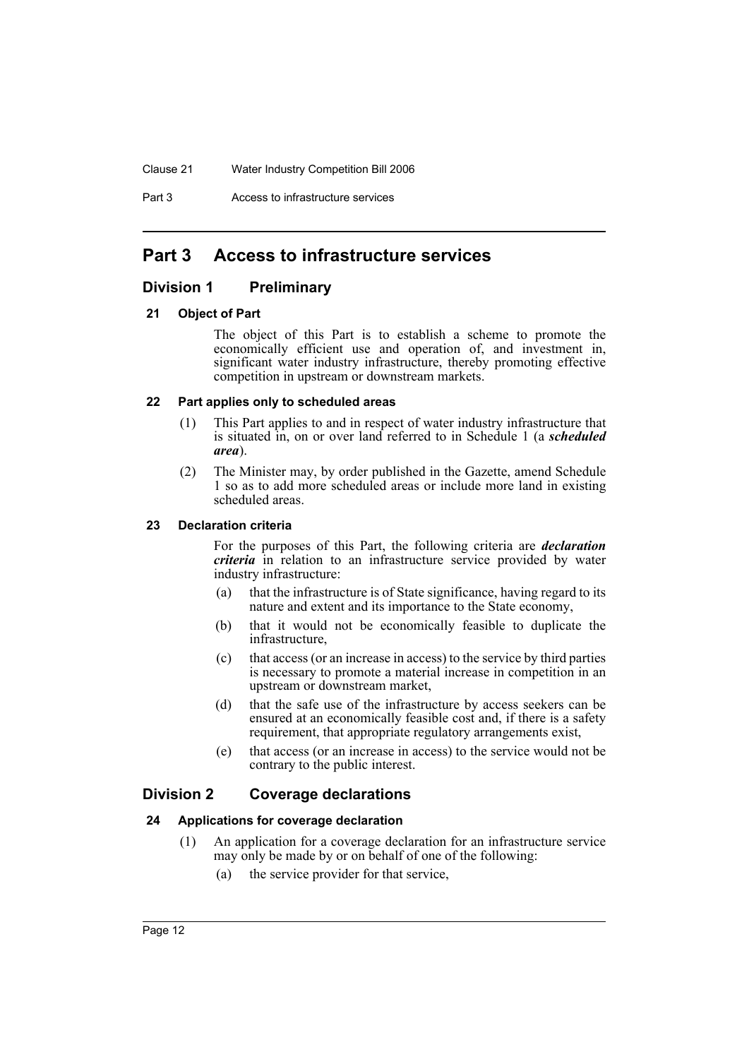# Part 3 Access to infrastructure services

## Division 1 Preliminary

### 21 Object of Part

The object of this Part is to establish a scheme to promote the economically efficient use and operation of, and investment in, significant water industry infrastructure, thereby promoting effective competition in upstream or downstream markets.

### 22 Part applies only to scheduled areas

(1) This Part applies to and in respect of water industry infrastructure that is situated in, on or over land referred to in Schedule 1 (a ***scheduled area***).

(2) The Minister may, by order published in the Gazette, amend Schedule 1 so as to add more scheduled areas or include more land in existing scheduled areas.

### 23 Declaration criteria

For the purposes of this Part, the following criteria are ***declaration criteria*** in relation to an infrastructure service provided by water industry infrastructure:

(a) that the infrastructure is of State significance, having regard to its nature and extent and its importance to the State economy,

(b) that it would not be economically feasible to duplicate the infrastructure,

(c) that access (or an increase in access) to the service by third parties is necessary to promote a material increase in competition in an upstream or downstream market,

(d) that the safe use of the infrastructure by access seekers can be ensured at an economically feasible cost and, if there is a safety requirement, that appropriate regulatory arrangements exist,

(e) that access (or an increase in access) to the service would not be contrary to the public interest.

## Division 2 Coverage declarations

### 24 Applications for coverage declaration

(1) An application for a coverage declaration for an infrastructure service may only be made by or on behalf of one of the following:

(a) the service provider for that service,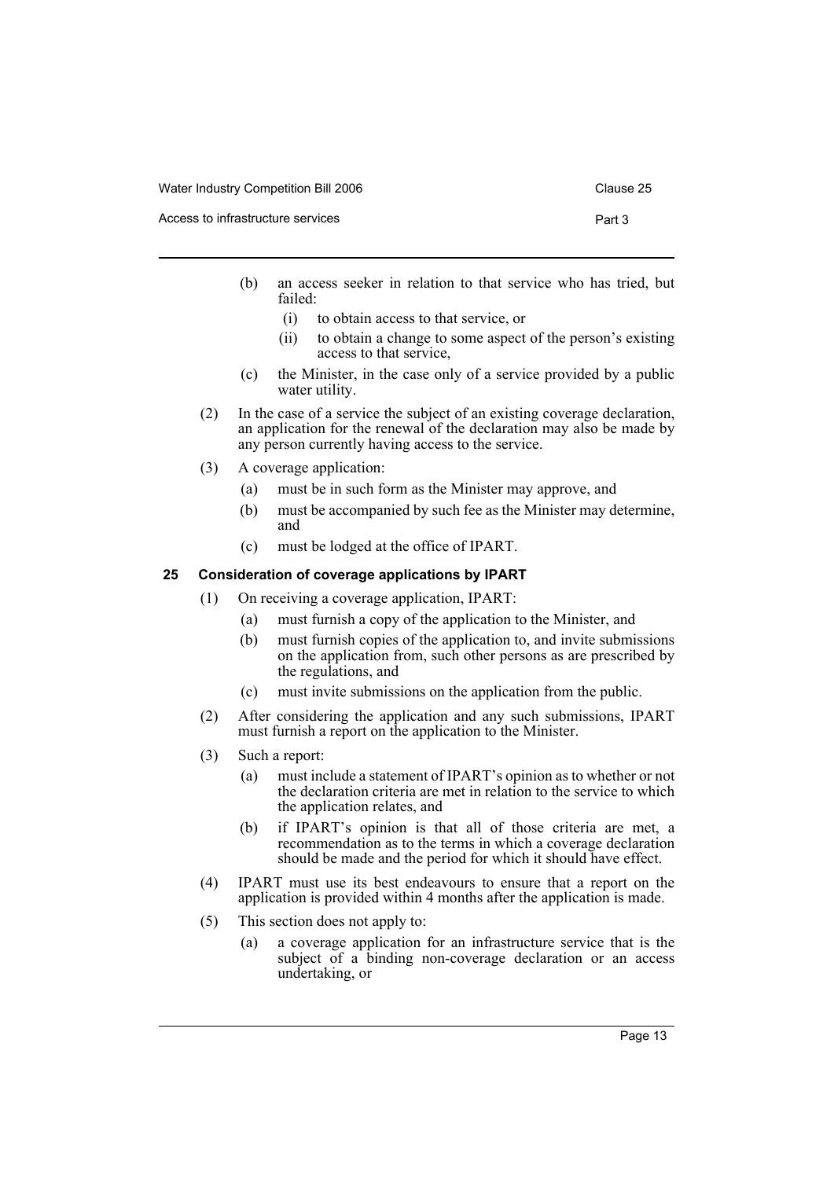(b) an access seeker in relation to that service who has tried, but failed:

  (i) to obtain access to that service, or

  (ii) to obtain a change to some aspect of the person's existing access to that service,

(c) the Minister, in the case only of a service provided by a public water utility.

(2) In the case of a service the subject of an existing coverage declaration, an application for the renewal of the declaration may also be made by any person currently having access to the service.

(3) A coverage application:

  (a) must be in such form as the Minister may approve, and

  (b) must be accompanied by such fee as the Minister may determine, and

  (c) must be lodged at the office of IPART.

### 25 Consideration of coverage applications by IPART

(1) On receiving a coverage application, IPART:

  (a) must furnish a copy of the application to the Minister, and

  (b) must furnish copies of the application to, and invite submissions on the application from, such other persons as are prescribed by the regulations, and

  (c) must invite submissions on the application from the public.

(2) After considering the application and any such submissions, IPART must furnish a report on the application to the Minister.

(3) Such a report:

  (a) must include a statement of IPART's opinion as to whether or not the declaration criteria are met in relation to the service to which the application relates, and

  (b) if IPART's opinion is that all of those criteria are met, a recommendation as to the terms in which a coverage declaration should be made and the period for which it should have effect.

(4) IPART must use its best endeavours to ensure that a report on the application is provided within 4 months after the application is made.

(5) This section does not apply to:

  (a) a coverage application for an infrastructure service that is the subject of a binding non-coverage declaration or an access undertaking, or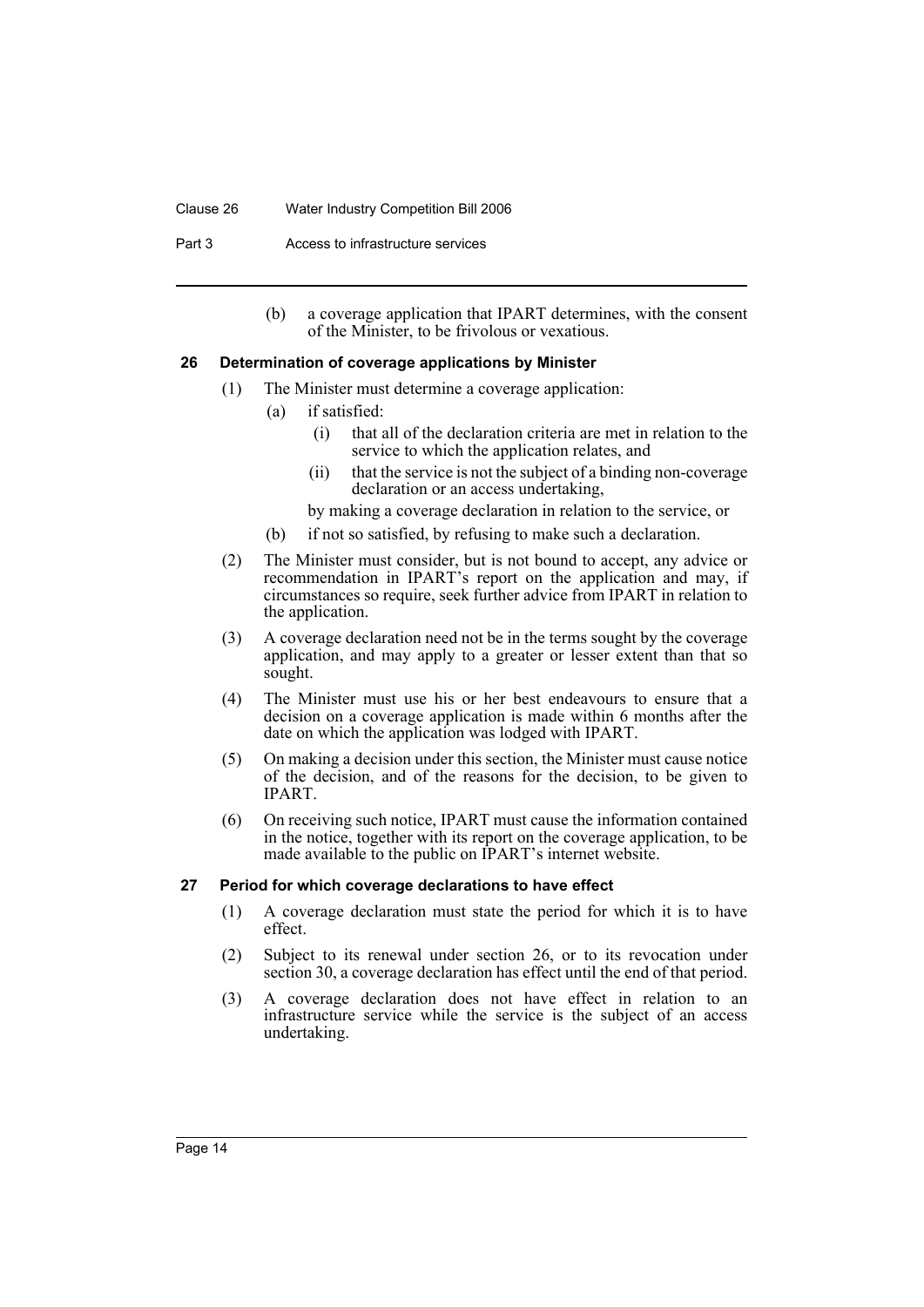(b) a coverage application that IPART determines, with the consent of the Minister, to be frivolous or vexatious.

### 26 Determination of coverage applications by Minister

(1) The Minister must determine a coverage application:

(a) if satisfied:

(i) that all of the declaration criteria are met in relation to the service to which the application relates, and

(ii) that the service is not the subject of a binding non-coverage declaration or an access undertaking,

by making a coverage declaration in relation to the service, or

(b) if not so satisfied, by refusing to make such a declaration.

(2) The Minister must consider, but is not bound to accept, any advice or recommendation in IPART's report on the application and may, if circumstances so require, seek further advice from IPART in relation to the application.

(3) A coverage declaration need not be in the terms sought by the coverage application, and may apply to a greater or lesser extent than that so sought.

(4) The Minister must use his or her best endeavours to ensure that a decision on a coverage application is made within 6 months after the date on which the application was lodged with IPART.

(5) On making a decision under this section, the Minister must cause notice of the decision, and of the reasons for the decision, to be given to IPART.

(6) On receiving such notice, IPART must cause the information contained in the notice, together with its report on the coverage application, to be made available to the public on IPART's internet website.

### 27 Period for which coverage declarations to have effect

(1) A coverage declaration must state the period for which it is to have effect.

(2) Subject to its renewal under section 26, or to its revocation under section 30, a coverage declaration has effect until the end of that period.

(3) A coverage declaration does not have effect in relation to an infrastructure service while the service is the subject of an access undertaking.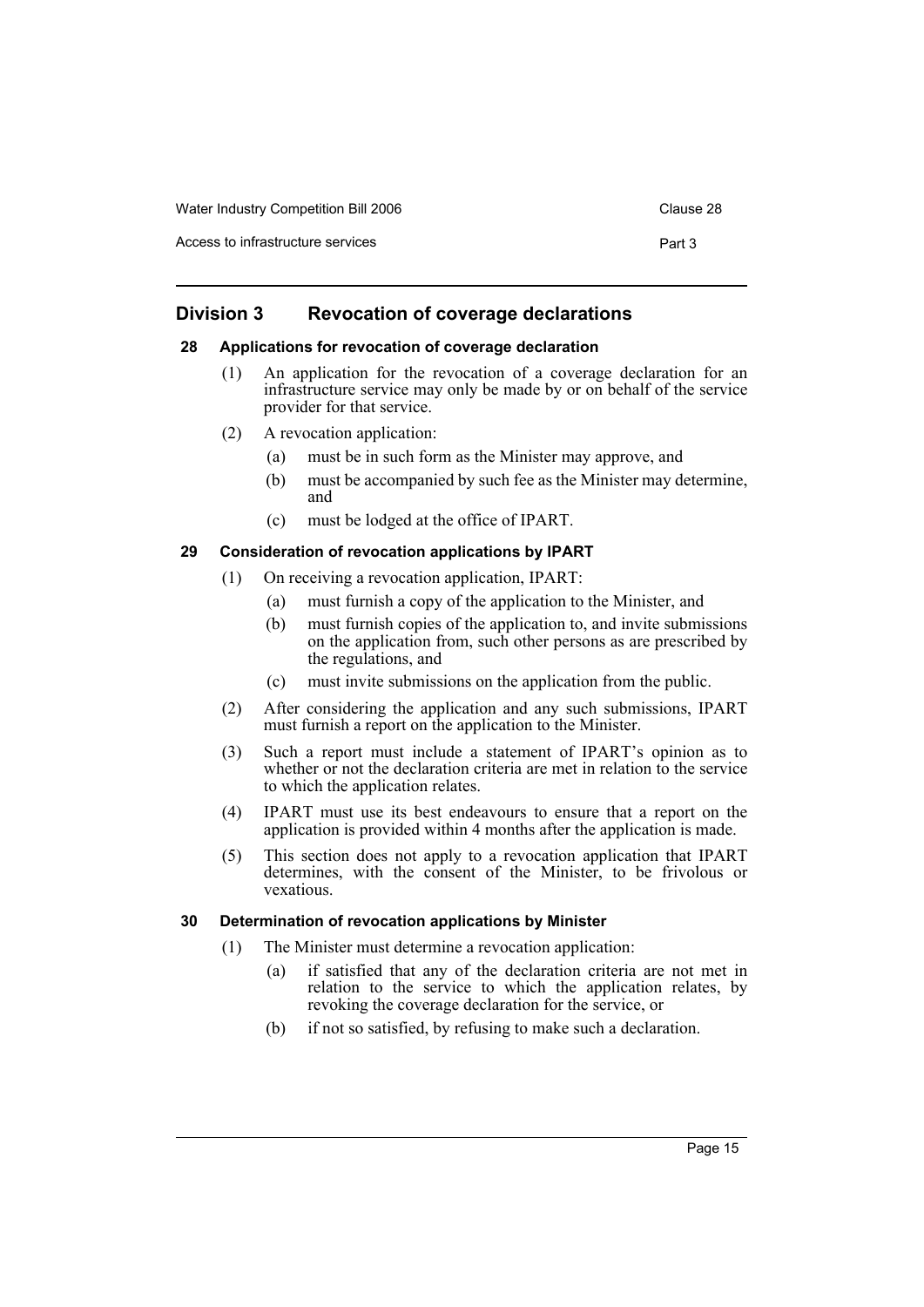## Division 3 Revocation of coverage declarations

### 28 Applications for revocation of coverage declaration

(1) An application for the revocation of a coverage declaration for an infrastructure service may only be made by or on behalf of the service provider for that service.

(2) A revocation application:

- (a) must be in such form as the Minister may approve, and
- (b) must be accompanied by such fee as the Minister may determine, and
- (c) must be lodged at the office of IPART.

### 29 Consideration of revocation applications by IPART

(1) On receiving a revocation application, IPART:

- (a) must furnish a copy of the application to the Minister, and
- (b) must furnish copies of the application to, and invite submissions on the application from, such other persons as are prescribed by the regulations, and
- (c) must invite submissions on the application from the public.

(2) After considering the application and any such submissions, IPART must furnish a report on the application to the Minister.

(3) Such a report must include a statement of IPART's opinion as to whether or not the declaration criteria are met in relation to the service to which the application relates.

(4) IPART must use its best endeavours to ensure that a report on the application is provided within 4 months after the application is made.

(5) This section does not apply to a revocation application that IPART determines, with the consent of the Minister, to be frivolous or vexatious.

### 30 Determination of revocation applications by Minister

(1) The Minister must determine a revocation application:

- (a) if satisfied that any of the declaration criteria are not met in relation to the service to which the application relates, by revoking the coverage declaration for the service, or
- (b) if not so satisfied, by refusing to make such a declaration.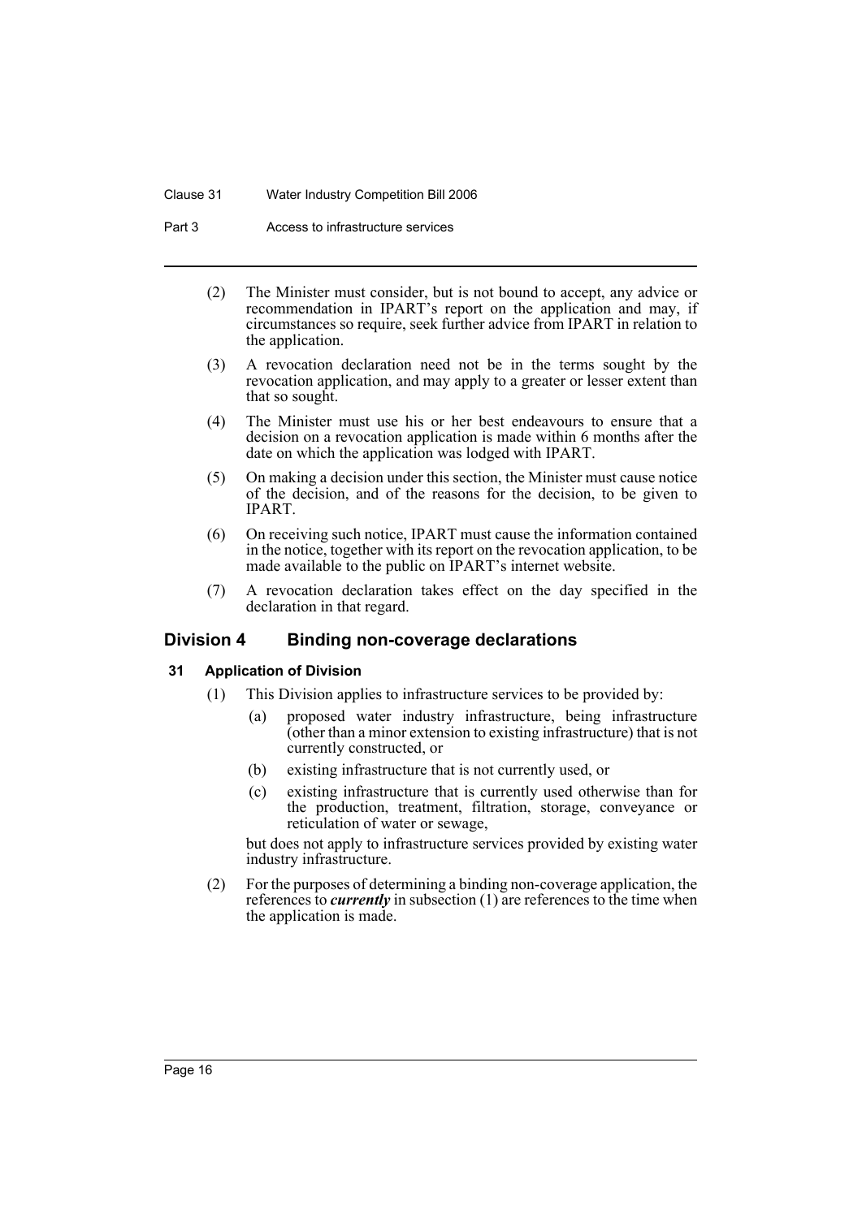(2) The Minister must consider, but is not bound to accept, any advice or recommendation in IPART's report on the application and may, if circumstances so require, seek further advice from IPART in relation to the application.

(3) A revocation declaration need not be in the terms sought by the revocation application, and may apply to a greater or lesser extent than that so sought.

(4) The Minister must use his or her best endeavours to ensure that a decision on a revocation application is made within 6 months after the date on which the application was lodged with IPART.

(5) On making a decision under this section, the Minister must cause notice of the decision, and of the reasons for the decision, to be given to IPART.

(6) On receiving such notice, IPART must cause the information contained in the notice, together with its report on the revocation application, to be made available to the public on IPART's internet website.

(7) A revocation declaration takes effect on the day specified in the declaration in that regard.

## Division 4 Binding non-coverage declarations

### 31 Application of Division

(1) This Division applies to infrastructure services to be provided by:

- (a) proposed water industry infrastructure, being infrastructure (other than a minor extension to existing infrastructure) that is not currently constructed, or
- (b) existing infrastructure that is not currently used, or
- (c) existing infrastructure that is currently used otherwise than for the production, treatment, filtration, storage, conveyance or reticulation of water or sewage,

but does not apply to infrastructure services provided by existing water industry infrastructure.

(2) For the purposes of determining a binding non-coverage application, the references to ***currently*** in subsection (1) are references to the time when the application is made.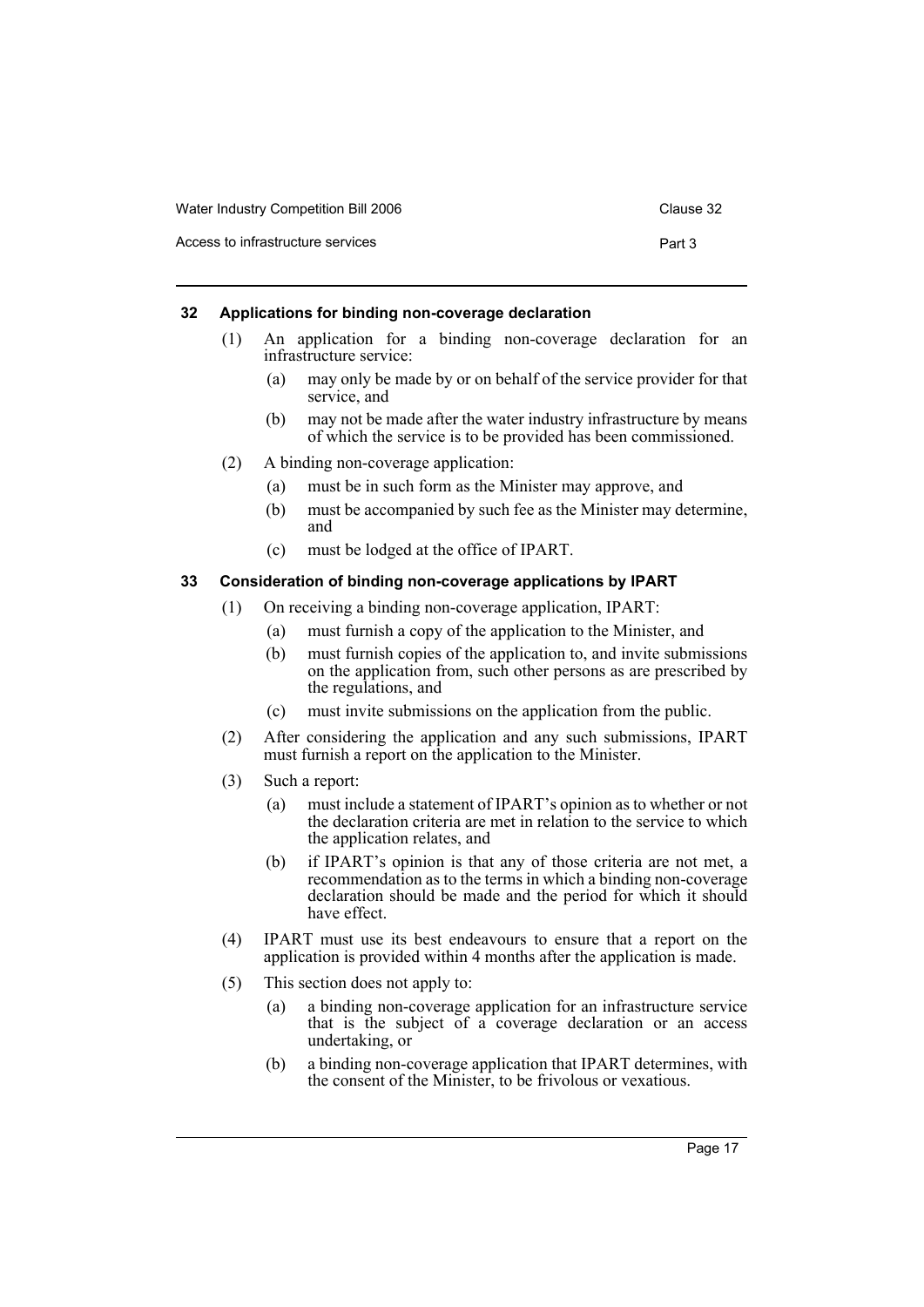### 32 Applications for binding non-coverage declaration

(1) An application for a binding non-coverage declaration for an infrastructure service:

(a) may only be made by or on behalf of the service provider for that service, and

(b) may not be made after the water industry infrastructure by means of which the service is to be provided has been commissioned.

(2) A binding non-coverage application:

(a) must be in such form as the Minister may approve, and

(b) must be accompanied by such fee as the Minister may determine, and

(c) must be lodged at the office of IPART.

### 33 Consideration of binding non-coverage applications by IPART

(1) On receiving a binding non-coverage application, IPART:

(a) must furnish a copy of the application to the Minister, and

(b) must furnish copies of the application to, and invite submissions on the application from, such other persons as are prescribed by the regulations, and

(c) must invite submissions on the application from the public.

(2) After considering the application and any such submissions, IPART must furnish a report on the application to the Minister.

(3) Such a report:

(a) must include a statement of IPART's opinion as to whether or not the declaration criteria are met in relation to the service to which the application relates, and

(b) if IPART's opinion is that any of those criteria are not met, a recommendation as to the terms in which a binding non-coverage declaration should be made and the period for which it should have effect.

(4) IPART must use its best endeavours to ensure that a report on the application is provided within 4 months after the application is made.

(5) This section does not apply to:

(a) a binding non-coverage application for an infrastructure service that is the subject of a coverage declaration or an access undertaking, or

(b) a binding non-coverage application that IPART determines, with the consent of the Minister, to be frivolous or vexatious.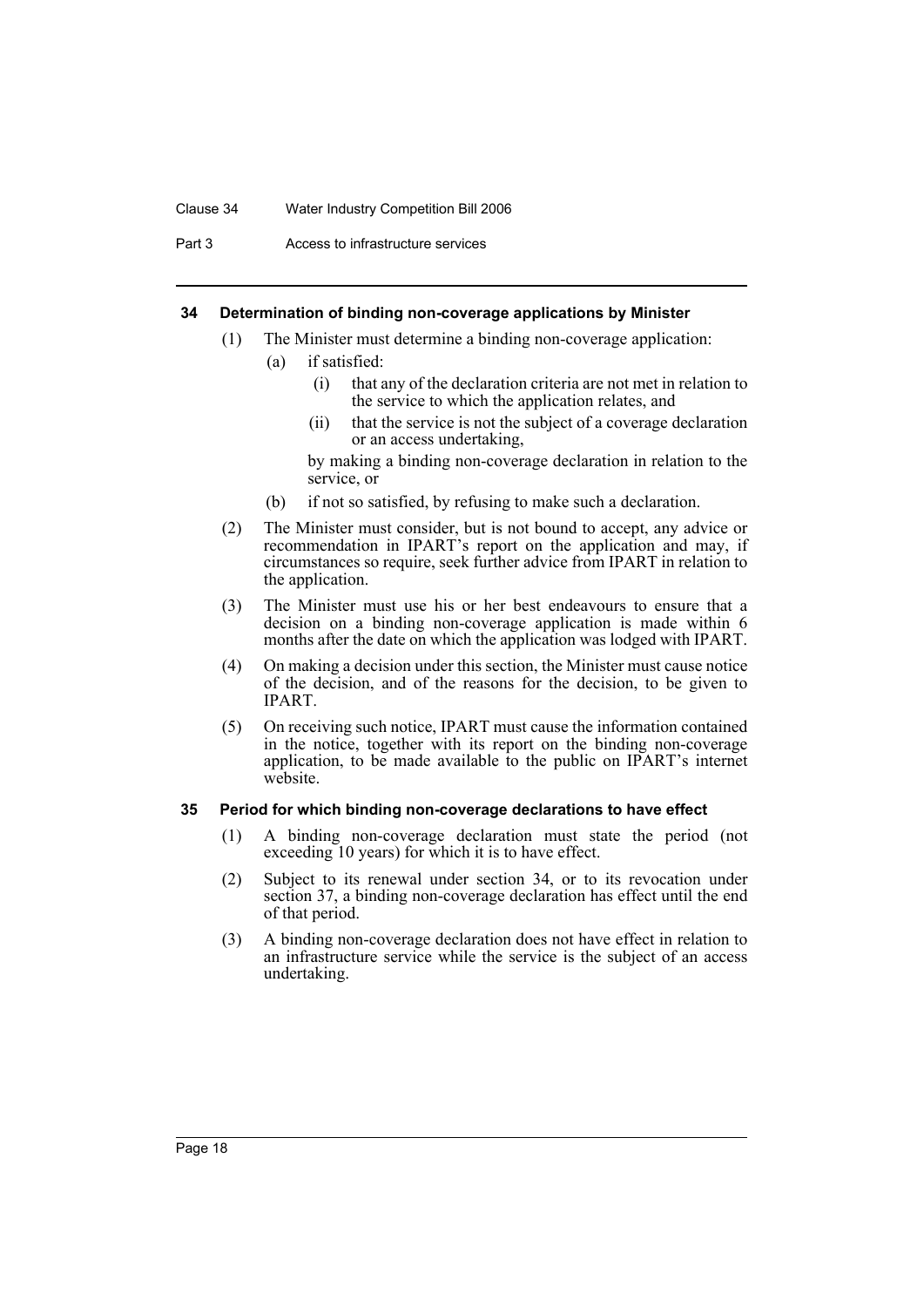### 34 Determination of binding non-coverage applications by Minister

(1) The Minister must determine a binding non-coverage application:

(a) if satisfied:

(i) that any of the declaration criteria are not met in relation to the service to which the application relates, and

(ii) that the service is not the subject of a coverage declaration or an access undertaking,

by making a binding non-coverage declaration in relation to the service, or

(b) if not so satisfied, by refusing to make such a declaration.

(2) The Minister must consider, but is not bound to accept, any advice or recommendation in IPART's report on the application and may, if circumstances so require, seek further advice from IPART in relation to the application.

(3) The Minister must use his or her best endeavours to ensure that a decision on a binding non-coverage application is made within 6 months after the date on which the application was lodged with IPART.

(4) On making a decision under this section, the Minister must cause notice of the decision, and of the reasons for the decision, to be given to IPART.

(5) On receiving such notice, IPART must cause the information contained in the notice, together with its report on the binding non-coverage application, to be made available to the public on IPART's internet website.

### 35 Period for which binding non-coverage declarations to have effect

(1) A binding non-coverage declaration must state the period (not exceeding 10 years) for which it is to have effect.

(2) Subject to its renewal under section 34, or to its revocation under section 37, a binding non-coverage declaration has effect until the end of that period.

(3) A binding non-coverage declaration does not have effect in relation to an infrastructure service while the service is the subject of an access undertaking.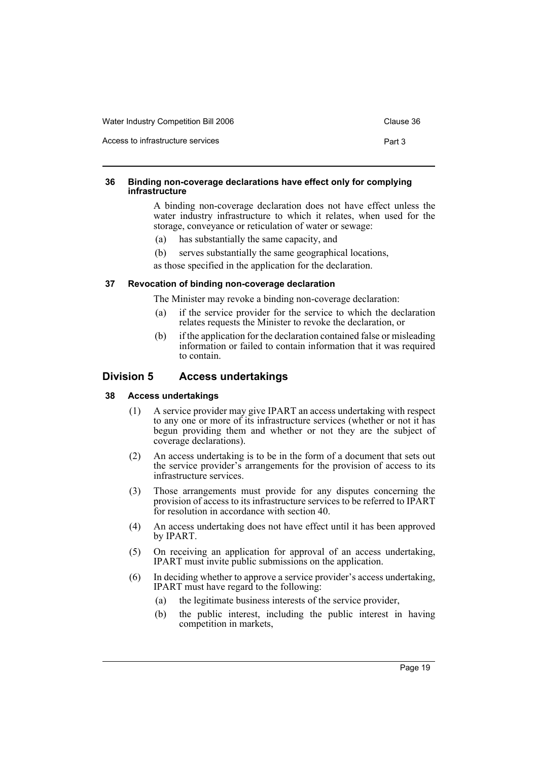#### 36 Binding non-coverage declarations have effect only for complying infrastructure

A binding non-coverage declaration does not have effect unless the water industry infrastructure to which it relates, when used for the storage, conveyance or reticulation of water or sewage:

- (a) has substantially the same capacity, and
- (b) serves substantially the same geographical locations,

as those specified in the application for the declaration.

#### 37 Revocation of binding non-coverage declaration

The Minister may revoke a binding non-coverage declaration:

- (a) if the service provider for the service to which the declaration relates requests the Minister to revoke the declaration, or
- (b) if the application for the declaration contained false or misleading information or failed to contain information that it was required to contain.

## Division 5 Access undertakings

#### 38 Access undertakings

(1) A service provider may give IPART an access undertaking with respect to any one or more of its infrastructure services (whether or not it has begun providing them and whether or not they are the subject of coverage declarations).

(2) An access undertaking is to be in the form of a document that sets out the service provider's arrangements for the provision of access to its infrastructure services.

(3) Those arrangements must provide for any disputes concerning the provision of access to its infrastructure services to be referred to IPART for resolution in accordance with section 40.

(4) An access undertaking does not have effect until it has been approved by IPART.

(5) On receiving an application for approval of an access undertaking, IPART must invite public submissions on the application.

(6) In deciding whether to approve a service provider's access undertaking, IPART must have regard to the following:

- (a) the legitimate business interests of the service provider,
- (b) the public interest, including the public interest in having competition in markets,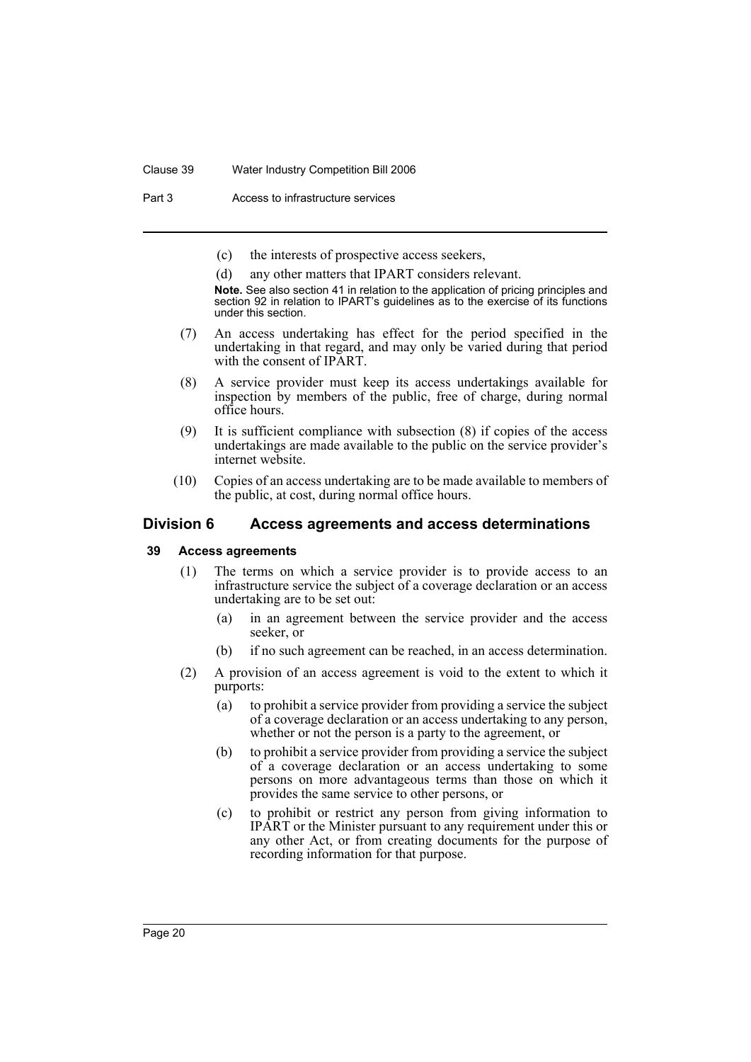(c) the interests of prospective access seekers,

(d) any other matters that IPART considers relevant.

**Note.** See also section 41 in relation to the application of pricing principles and section 92 in relation to IPART's guidelines as to the exercise of its functions under this section.

(7) An access undertaking has effect for the period specified in the undertaking in that regard, and may only be varied during that period with the consent of IPART.

(8) A service provider must keep its access undertakings available for inspection by members of the public, free of charge, during normal office hours.

(9) It is sufficient compliance with subsection (8) if copies of the access undertakings are made available to the public on the service provider's internet website.

(10) Copies of an access undertaking are to be made available to members of the public, at cost, during normal office hours.

## Division 6 Access agreements and access determinations

### 39 Access agreements

(1) The terms on which a service provider is to provide access to an infrastructure service the subject of a coverage declaration or an access undertaking are to be set out:

(a) in an agreement between the service provider and the access seeker, or

(b) if no such agreement can be reached, in an access determination.

(2) A provision of an access agreement is void to the extent to which it purports:

(a) to prohibit a service provider from providing a service the subject of a coverage declaration or an access undertaking to any person, whether or not the person is a party to the agreement, or

(b) to prohibit a service provider from providing a service the subject of a coverage declaration or an access undertaking to some persons on more advantageous terms than those on which it provides the same service to other persons, or

(c) to prohibit or restrict any person from giving information to IPART or the Minister pursuant to any requirement under this or any other Act, or from creating documents for the purpose of recording information for that purpose.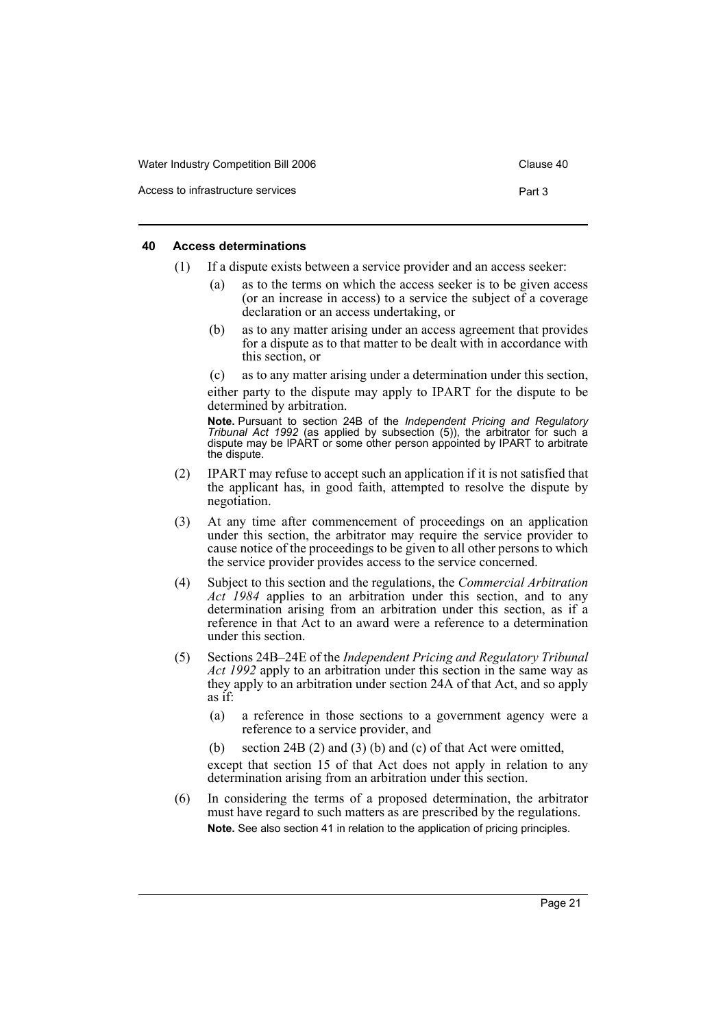#### 40 Access determinations

(1) If a dispute exists between a service provider and an access seeker:

- (a) as to the terms on which the access seeker is to be given access (or an increase in access) to a service the subject of a coverage declaration or an access undertaking, or
- (b) as to any matter arising under an access agreement that provides for a dispute as to that matter to be dealt with in accordance with this section, or
- (c) as to any matter arising under a determination under this section,

either party to the dispute may apply to IPART for the dispute to be determined by arbitration.

**Note.** Pursuant to section 24B of the *Independent Pricing and Regulatory Tribunal Act 1992* (as applied by subsection (5)), the arbitrator for such a dispute may be IPART or some other person appointed by IPART to arbitrate the dispute.

(2) IPART may refuse to accept such an application if it is not satisfied that the applicant has, in good faith, attempted to resolve the dispute by negotiation.

(3) At any time after commencement of proceedings on an application under this section, the arbitrator may require the service provider to cause notice of the proceedings to be given to all other persons to which the service provider provides access to the service concerned.

(4) Subject to this section and the regulations, the *Commercial Arbitration Act 1984* applies to an arbitration under this section, and to any determination arising from an arbitration under this section, as if a reference in that Act to an award were a reference to a determination under this section.

(5) Sections 24B–24E of the *Independent Pricing and Regulatory Tribunal Act 1992* apply to an arbitration under this section in the same way as they apply to an arbitration under section 24A of that Act, and so apply as if:

- (a) a reference in those sections to a government agency were a reference to a service provider, and
- (b) section 24B (2) and (3) (b) and (c) of that Act were omitted,

except that section 15 of that Act does not apply in relation to any determination arising from an arbitration under this section.

(6) In considering the terms of a proposed determination, the arbitrator must have regard to such matters as are prescribed by the regulations.

**Note.** See also section 41 in relation to the application of pricing principles.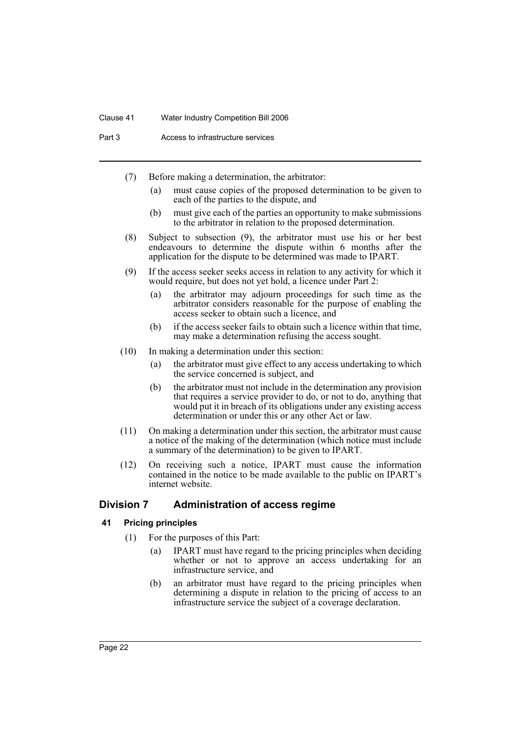(7) Before making a determination, the arbitrator:

(a) must cause copies of the proposed determination to be given to each of the parties to the dispute, and

(b) must give each of the parties an opportunity to make submissions to the arbitrator in relation to the proposed determination.

(8) Subject to subsection (9), the arbitrator must use his or her best endeavours to determine the dispute within 6 months after the application for the dispute to be determined was made to IPART.

(9) If the access seeker seeks access in relation to any activity for which it would require, but does not yet hold, a licence under Part 2:

(a) the arbitrator may adjourn proceedings for such time as the arbitrator considers reasonable for the purpose of enabling the access seeker to obtain such a licence, and

(b) if the access seeker fails to obtain such a licence within that time, may make a determination refusing the access sought.

(10) In making a determination under this section:

(a) the arbitrator must give effect to any access undertaking to which the service concerned is subject, and

(b) the arbitrator must not include in the determination any provision that requires a service provider to do, or not to do, anything that would put it in breach of its obligations under any existing access determination or under this or any other Act or law.

(11) On making a determination under this section, the arbitrator must cause a notice of the making of the determination (which notice must include a summary of the determination) to be given to IPART.

(12) On receiving such a notice, IPART must cause the information contained in the notice to be made available to the public on IPART's internet website.

## Division 7 Administration of access regime

### 41 Pricing principles

(1) For the purposes of this Part:

(a) IPART must have regard to the pricing principles when deciding whether or not to approve an access undertaking for an infrastructure service, and

(b) an arbitrator must have regard to the pricing principles when determining a dispute in relation to the pricing of access to an infrastructure service the subject of a coverage declaration.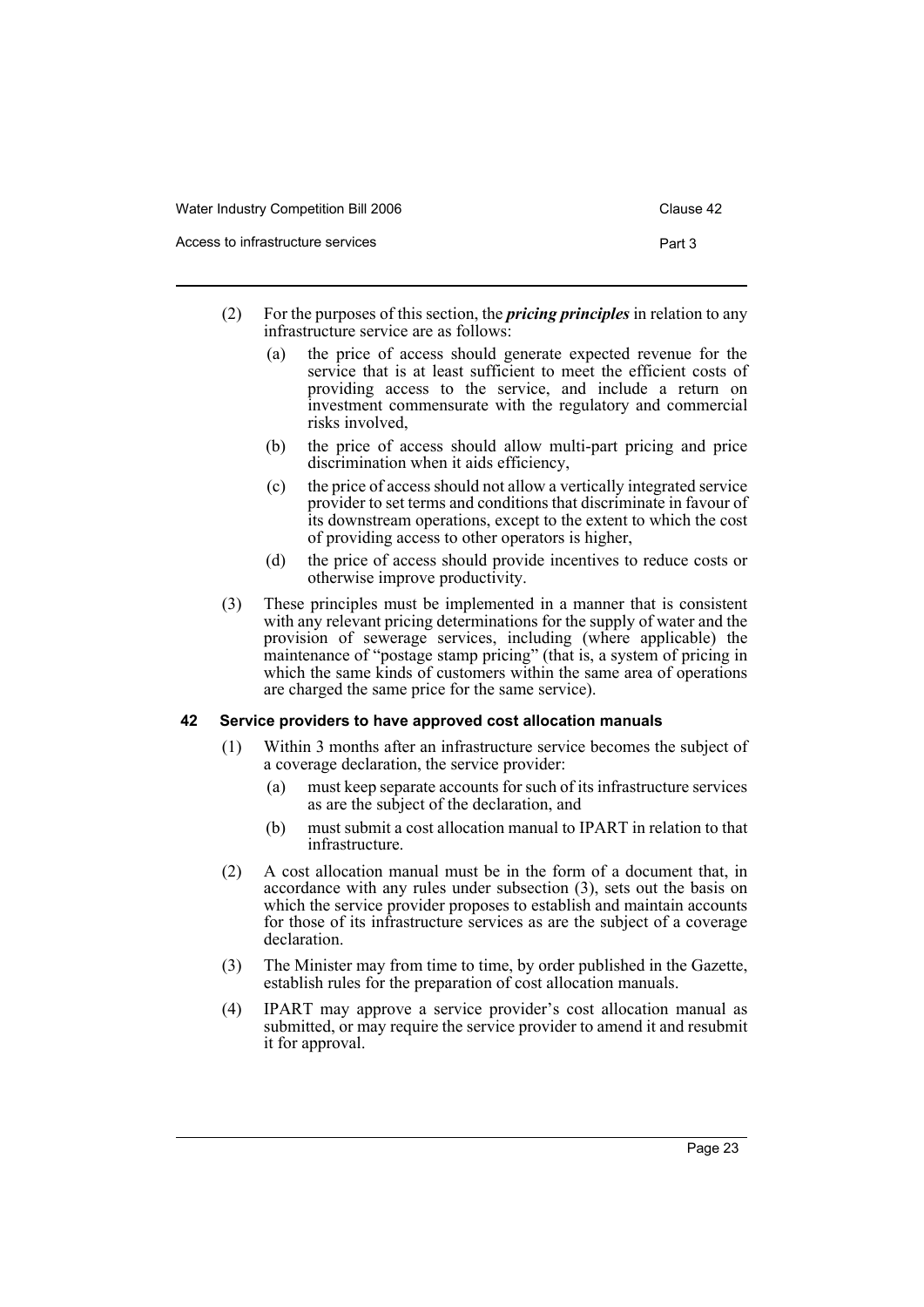(2) For the purposes of this section, the ***pricing principles*** in relation to any infrastructure service are as follows:

(a) the price of access should generate expected revenue for the service that is at least sufficient to meet the efficient costs of providing access to the service, and include a return on investment commensurate with the regulatory and commercial risks involved,

(b) the price of access should allow multi-part pricing and price discrimination when it aids efficiency,

(c) the price of access should not allow a vertically integrated service provider to set terms and conditions that discriminate in favour of its downstream operations, except to the extent to which the cost of providing access to other operators is higher,

(d) the price of access should provide incentives to reduce costs or otherwise improve productivity.

(3) These principles must be implemented in a manner that is consistent with any relevant pricing determinations for the supply of water and the provision of sewerage services, including (where applicable) the maintenance of "postage stamp pricing" (that is, a system of pricing in which the same kinds of customers within the same area of operations are charged the same price for the same service).

### 42 Service providers to have approved cost allocation manuals

(1) Within 3 months after an infrastructure service becomes the subject of a coverage declaration, the service provider:

(a) must keep separate accounts for such of its infrastructure services as are the subject of the declaration, and

(b) must submit a cost allocation manual to IPART in relation to that infrastructure.

(2) A cost allocation manual must be in the form of a document that, in accordance with any rules under subsection (3), sets out the basis on which the service provider proposes to establish and maintain accounts for those of its infrastructure services as are the subject of a coverage declaration.

(3) The Minister may from time to time, by order published in the Gazette, establish rules for the preparation of cost allocation manuals.

(4) IPART may approve a service provider's cost allocation manual as submitted, or may require the service provider to amend it and resubmit it for approval.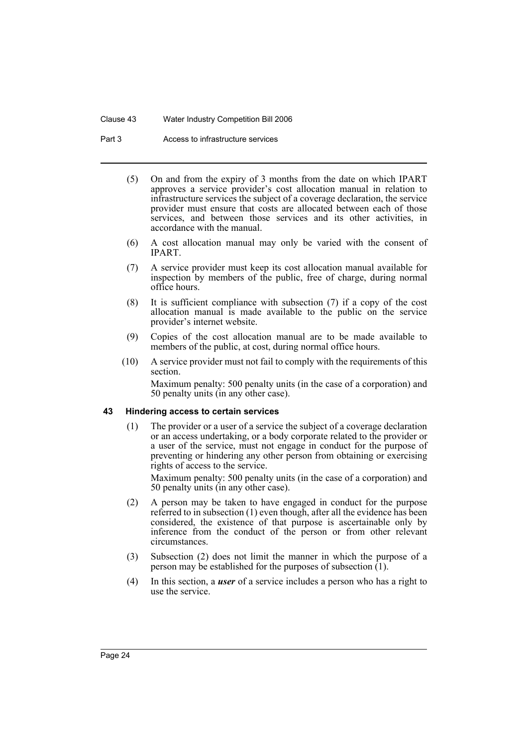(5) On and from the expiry of 3 months from the date on which IPART approves a service provider's cost allocation manual in relation to infrastructure services the subject of a coverage declaration, the service provider must ensure that costs are allocated between each of those services, and between those services and its other activities, in accordance with the manual.

(6) A cost allocation manual may only be varied with the consent of IPART.

(7) A service provider must keep its cost allocation manual available for inspection by members of the public, free of charge, during normal office hours.

(8) It is sufficient compliance with subsection (7) if a copy of the cost allocation manual is made available to the public on the service provider's internet website.

(9) Copies of the cost allocation manual are to be made available to members of the public, at cost, during normal office hours.

(10) A service provider must not fail to comply with the requirements of this section.

Maximum penalty: 500 penalty units (in the case of a corporation) and 50 penalty units (in any other case).

### 43 Hindering access to certain services

(1) The provider or a user of a service the subject of a coverage declaration or an access undertaking, or a body corporate related to the provider or a user of the service, must not engage in conduct for the purpose of preventing or hindering any other person from obtaining or exercising rights of access to the service.

Maximum penalty: 500 penalty units (in the case of a corporation) and 50 penalty units (in any other case).

(2) A person may be taken to have engaged in conduct for the purpose referred to in subsection (1) even though, after all the evidence has been considered, the existence of that purpose is ascertainable only by inference from the conduct of the person or from other relevant circumstances.

(3) Subsection (2) does not limit the manner in which the purpose of a person may be established for the purposes of subsection (1).

(4) In this section, a ***user*** of a service includes a person who has a right to use the service.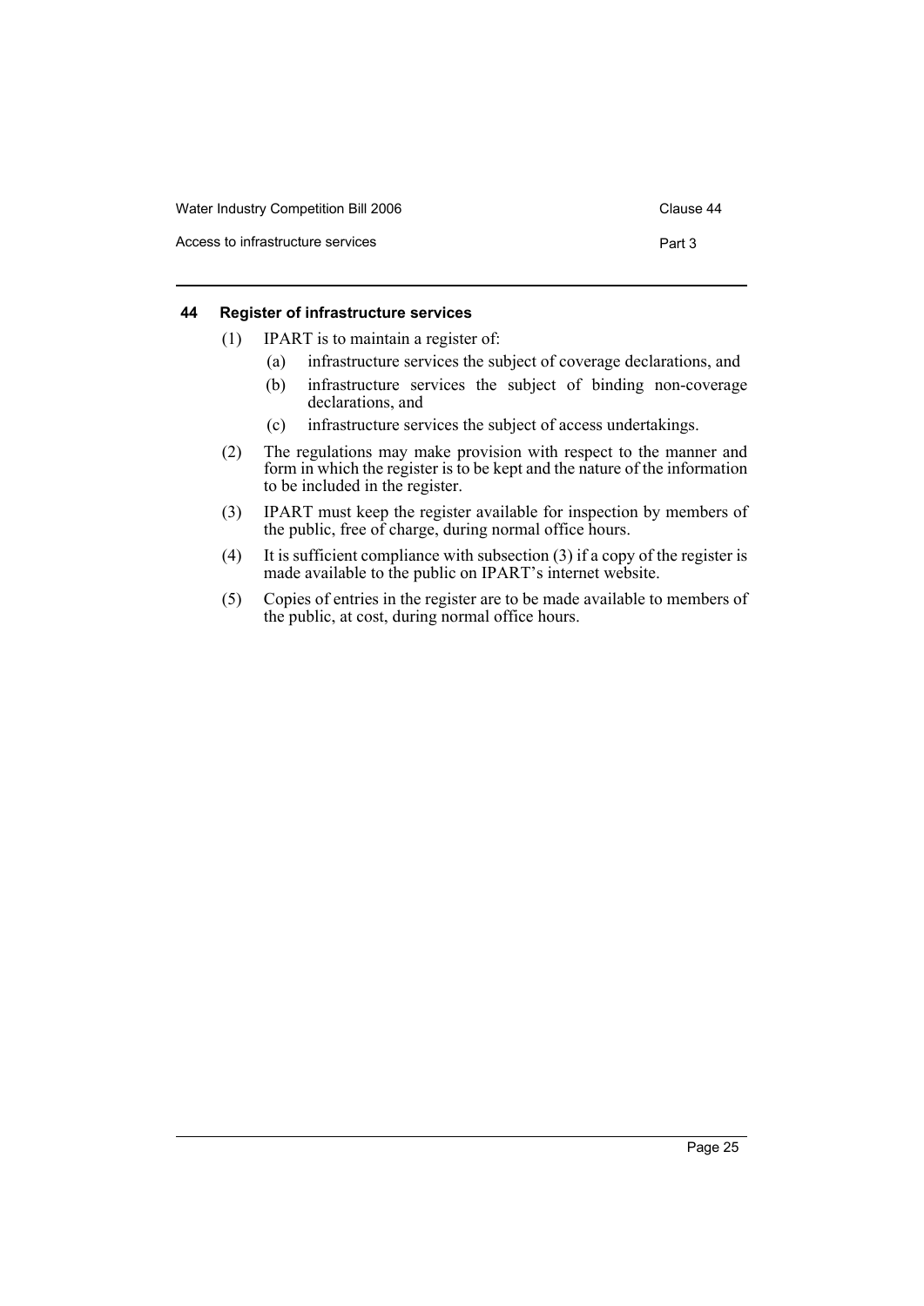### 44 Register of infrastructure services

(1) IPART is to maintain a register of:

- (a) infrastructure services the subject of coverage declarations, and
- (b) infrastructure services the subject of binding non-coverage declarations, and
- (c) infrastructure services the subject of access undertakings.

(2) The regulations may make provision with respect to the manner and form in which the register is to be kept and the nature of the information to be included in the register.

(3) IPART must keep the register available for inspection by members of the public, free of charge, during normal office hours.

(4) It is sufficient compliance with subsection (3) if a copy of the register is made available to the public on IPART's internet website.

(5) Copies of entries in the register are to be made available to members of the public, at cost, during normal office hours.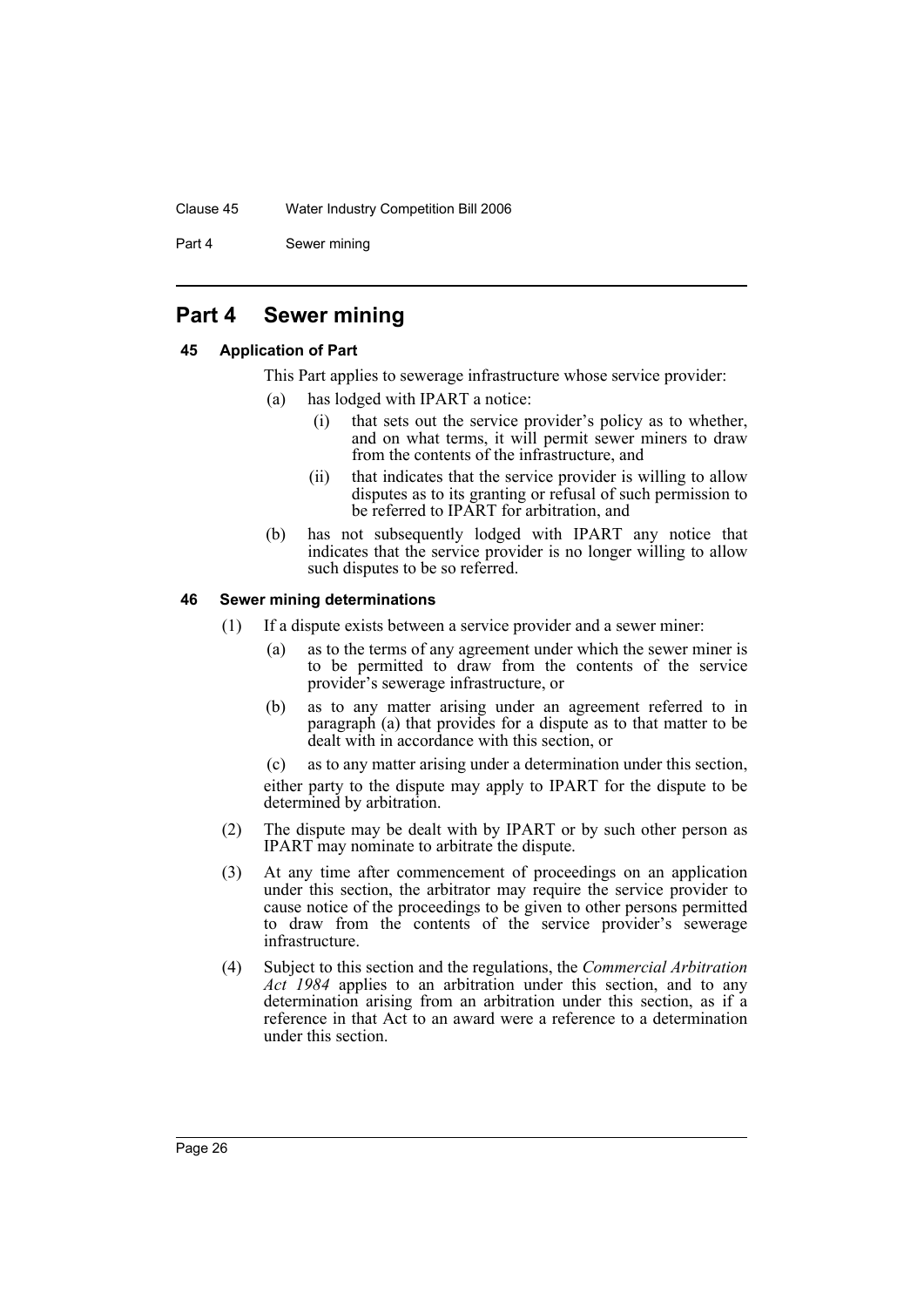## Part 4 Sewer mining

### 45 Application of Part

This Part applies to sewerage infrastructure whose service provider:

(a) has lodged with IPART a notice:

(i) that sets out the service provider's policy as to whether, and on what terms, it will permit sewer miners to draw from the contents of the infrastructure, and

(ii) that indicates that the service provider is willing to allow disputes as to its granting or refusal of such permission to be referred to IPART for arbitration, and

(b) has not subsequently lodged with IPART any notice that indicates that the service provider is no longer willing to allow such disputes to be so referred.

### 46 Sewer mining determinations

(1) If a dispute exists between a service provider and a sewer miner:

(a) as to the terms of any agreement under which the sewer miner is to be permitted to draw from the contents of the service provider's sewerage infrastructure, or

(b) as to any matter arising under an agreement referred to in paragraph (a) that provides for a dispute as to that matter to be dealt with in accordance with this section, or

(c) as to any matter arising under a determination under this section,

either party to the dispute may apply to IPART for the dispute to be determined by arbitration.

(2) The dispute may be dealt with by IPART or by such other person as IPART may nominate to arbitrate the dispute.

(3) At any time after commencement of proceedings on an application under this section, the arbitrator may require the service provider to cause notice of the proceedings to be given to other persons permitted to draw from the contents of the service provider's sewerage infrastructure.

(4) Subject to this section and the regulations, the *Commercial Arbitration Act 1984* applies to an arbitration under this section, and to any determination arising from an arbitration under this section, as if a reference in that Act to an award were a reference to a determination under this section.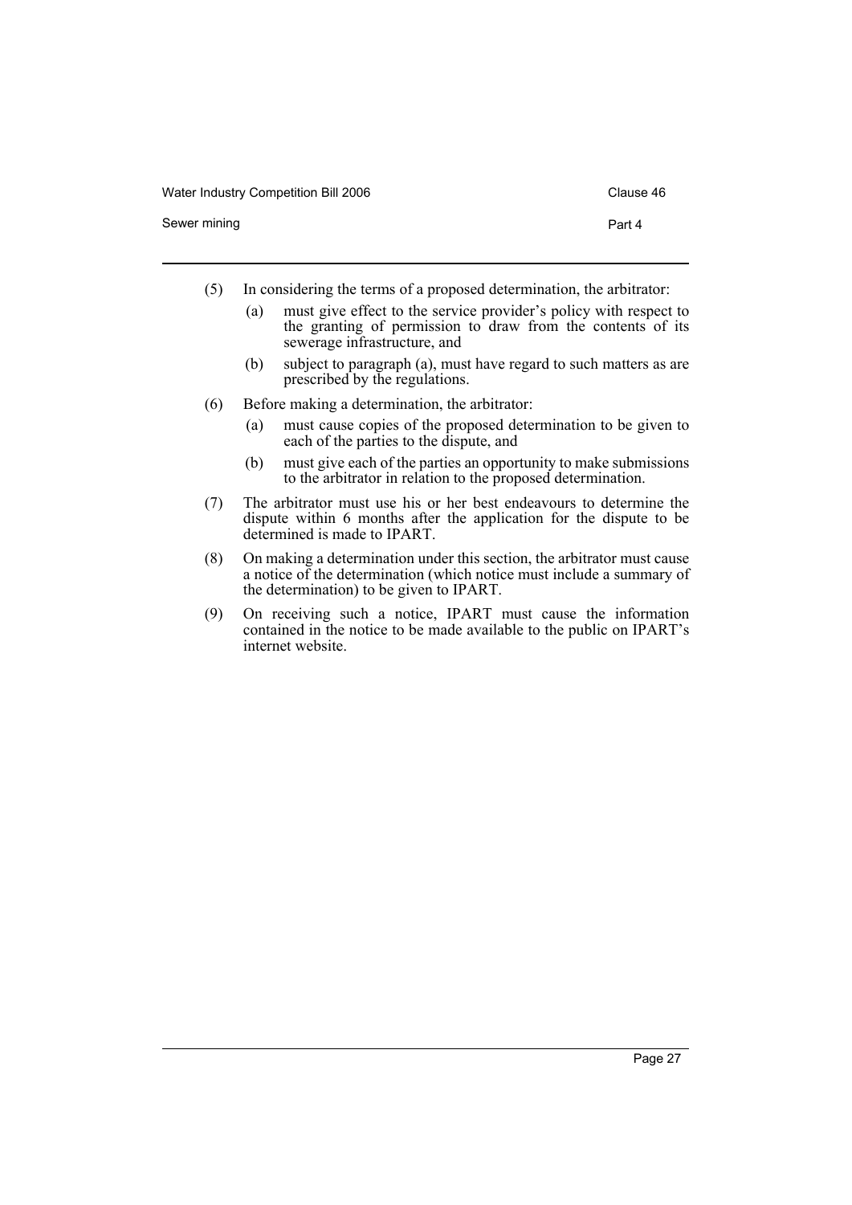(5) In considering the terms of a proposed determination, the arbitrator:

(a) must give effect to the service provider's policy with respect to the granting of permission to draw from the contents of its sewerage infrastructure, and

(b) subject to paragraph (a), must have regard to such matters as are prescribed by the regulations.

(6) Before making a determination, the arbitrator:

(a) must cause copies of the proposed determination to be given to each of the parties to the dispute, and

(b) must give each of the parties an opportunity to make submissions to the arbitrator in relation to the proposed determination.

(7) The arbitrator must use his or her best endeavours to determine the dispute within 6 months after the application for the dispute to be determined is made to IPART.

(8) On making a determination under this section, the arbitrator must cause a notice of the determination (which notice must include a summary of the determination) to be given to IPART.

(9) On receiving such a notice, IPART must cause the information contained in the notice to be made available to the public on IPART's internet website.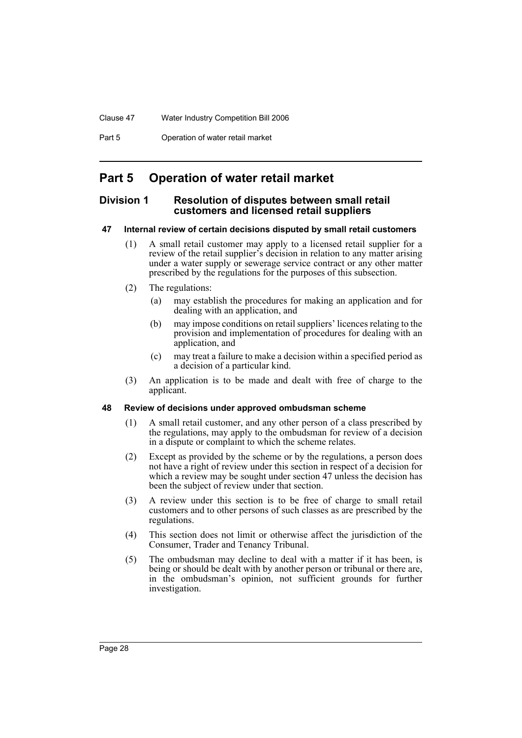# Part 5 Operation of water retail market

## Division 1 Resolution of disputes between small retail customers and licensed retail suppliers

### 47 Internal review of certain decisions disputed by small retail customers

(1) A small retail customer may apply to a licensed retail supplier for a review of the retail supplier's decision in relation to any matter arising under a water supply or sewerage service contract or any other matter prescribed by the regulations for the purposes of this subsection.

(2) The regulations:

- (a) may establish the procedures for making an application and for dealing with an application, and
- (b) may impose conditions on retail suppliers' licences relating to the provision and implementation of procedures for dealing with an application, and
- (c) may treat a failure to make a decision within a specified period as a decision of a particular kind.

(3) An application is to be made and dealt with free of charge to the applicant.

### 48 Review of decisions under approved ombudsman scheme

(1) A small retail customer, and any other person of a class prescribed by the regulations, may apply to the ombudsman for review of a decision in a dispute or complaint to which the scheme relates.

(2) Except as provided by the scheme or by the regulations, a person does not have a right of review under this section in respect of a decision for which a review may be sought under section 47 unless the decision has been the subject of review under that section.

(3) A review under this section is to be free of charge to small retail customers and to other persons of such classes as are prescribed by the regulations.

(4) This section does not limit or otherwise affect the jurisdiction of the Consumer, Trader and Tenancy Tribunal.

(5) The ombudsman may decline to deal with a matter if it has been, is being or should be dealt with by another person or tribunal or there are, in the ombudsman's opinion, not sufficient grounds for further investigation.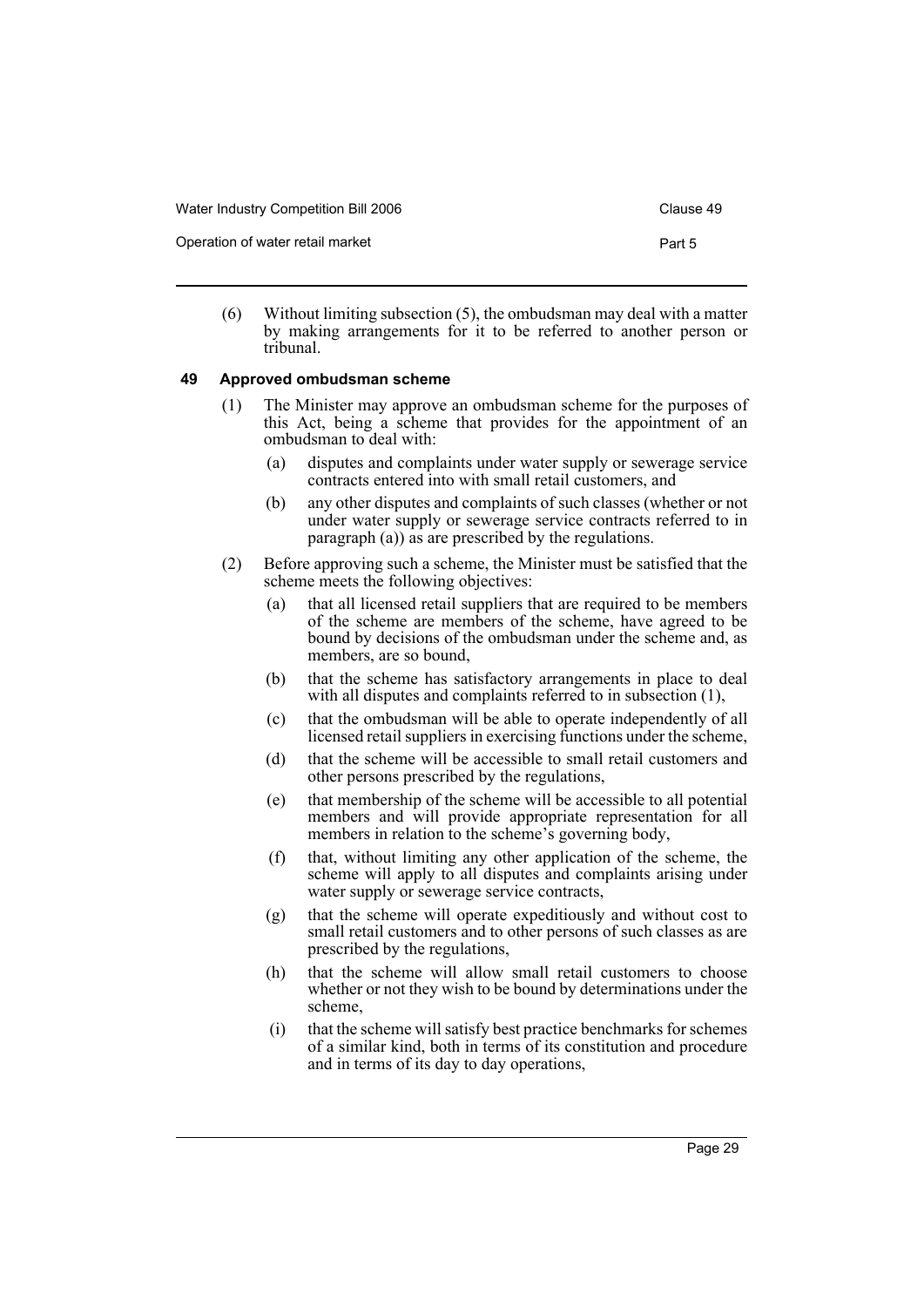(6) Without limiting subsection (5), the ombudsman may deal with a matter by making arrangements for it to be referred to another person or tribunal.

### 49 Approved ombudsman scheme

(1) The Minister may approve an ombudsman scheme for the purposes of this Act, being a scheme that provides for the appointment of an ombudsman to deal with:

- (a) disputes and complaints under water supply or sewerage service contracts entered into with small retail customers, and
- (b) any other disputes and complaints of such classes (whether or not under water supply or sewerage service contracts referred to in paragraph (a)) as are prescribed by the regulations.

(2) Before approving such a scheme, the Minister must be satisfied that the scheme meets the following objectives:

- (a) that all licensed retail suppliers that are required to be members of the scheme are members of the scheme, have agreed to be bound by decisions of the ombudsman under the scheme and, as members, are so bound,
- (b) that the scheme has satisfactory arrangements in place to deal with all disputes and complaints referred to in subsection (1),
- (c) that the ombudsman will be able to operate independently of all licensed retail suppliers in exercising functions under the scheme,
- (d) that the scheme will be accessible to small retail customers and other persons prescribed by the regulations,
- (e) that membership of the scheme will be accessible to all potential members and will provide appropriate representation for all members in relation to the scheme's governing body,
- (f) that, without limiting any other application of the scheme, the scheme will apply to all disputes and complaints arising under water supply or sewerage service contracts,
- (g) that the scheme will operate expeditiously and without cost to small retail customers and to other persons of such classes as are prescribed by the regulations,
- (h) that the scheme will allow small retail customers to choose whether or not they wish to be bound by determinations under the scheme,
- (i) that the scheme will satisfy best practice benchmarks for schemes of a similar kind, both in terms of its constitution and procedure and in terms of its day to day operations,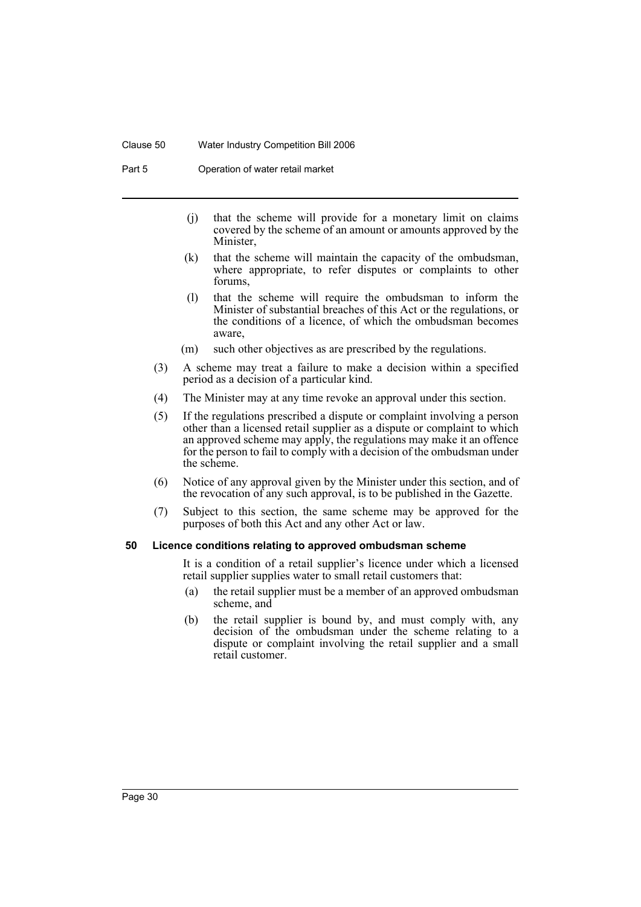(j) that the scheme will provide for a monetary limit on claims covered by the scheme of an amount or amounts approved by the Minister,

(k) that the scheme will maintain the capacity of the ombudsman, where appropriate, to refer disputes or complaints to other forums,

(l) that the scheme will require the ombudsman to inform the Minister of substantial breaches of this Act or the regulations, or the conditions of a licence, of which the ombudsman becomes aware,

(m) such other objectives as are prescribed by the regulations.

(3) A scheme may treat a failure to make a decision within a specified period as a decision of a particular kind.

(4) The Minister may at any time revoke an approval under this section.

(5) If the regulations prescribed a dispute or complaint involving a person other than a licensed retail supplier as a dispute or complaint to which an approved scheme may apply, the regulations may make it an offence for the person to fail to comply with a decision of the ombudsman under the scheme.

(6) Notice of any approval given by the Minister under this section, and of the revocation of any such approval, is to be published in the Gazette.

(7) Subject to this section, the same scheme may be approved for the purposes of both this Act and any other Act or law.

### 50 Licence conditions relating to approved ombudsman scheme

It is a condition of a retail supplier's licence under which a licensed retail supplier supplies water to small retail customers that:

(a) the retail supplier must be a member of an approved ombudsman scheme, and

(b) the retail supplier is bound by, and must comply with, any decision of the ombudsman under the scheme relating to a dispute or complaint involving the retail supplier and a small retail customer.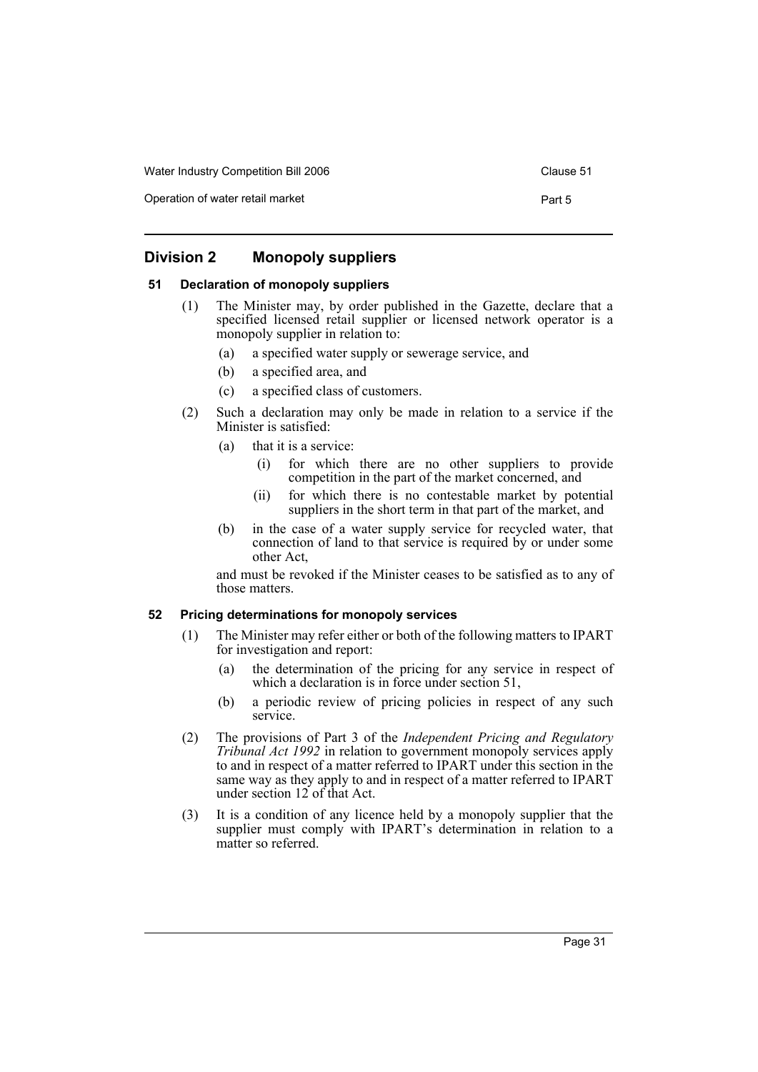## Division 2 Monopoly suppliers

### 51 Declaration of monopoly suppliers

(1) The Minister may, by order published in the Gazette, declare that a specified licensed retail supplier or licensed network operator is a monopoly supplier in relation to:

(a) a specified water supply or sewerage service, and

(b) a specified area, and

(c) a specified class of customers.

(2) Such a declaration may only be made in relation to a service if the Minister is satisfied:

(a) that it is a service:

(i) for which there are no other suppliers to provide competition in the part of the market concerned, and

(ii) for which there is no contestable market by potential suppliers in the short term in that part of the market, and

(b) in the case of a water supply service for recycled water, that connection of land to that service is required by or under some other Act,

and must be revoked if the Minister ceases to be satisfied as to any of those matters.

### 52 Pricing determinations for monopoly services

(1) The Minister may refer either or both of the following matters to IPART for investigation and report:

(a) the determination of the pricing for any service in respect of which a declaration is in force under section 51,

(b) a periodic review of pricing policies in respect of any such service.

(2) The provisions of Part 3 of the *Independent Pricing and Regulatory Tribunal Act 1992* in relation to government monopoly services apply to and in respect of a matter referred to IPART under this section in the same way as they apply to and in respect of a matter referred to IPART under section 12 of that Act.

(3) It is a condition of any licence held by a monopoly supplier that the supplier must comply with IPART's determination in relation to a matter so referred.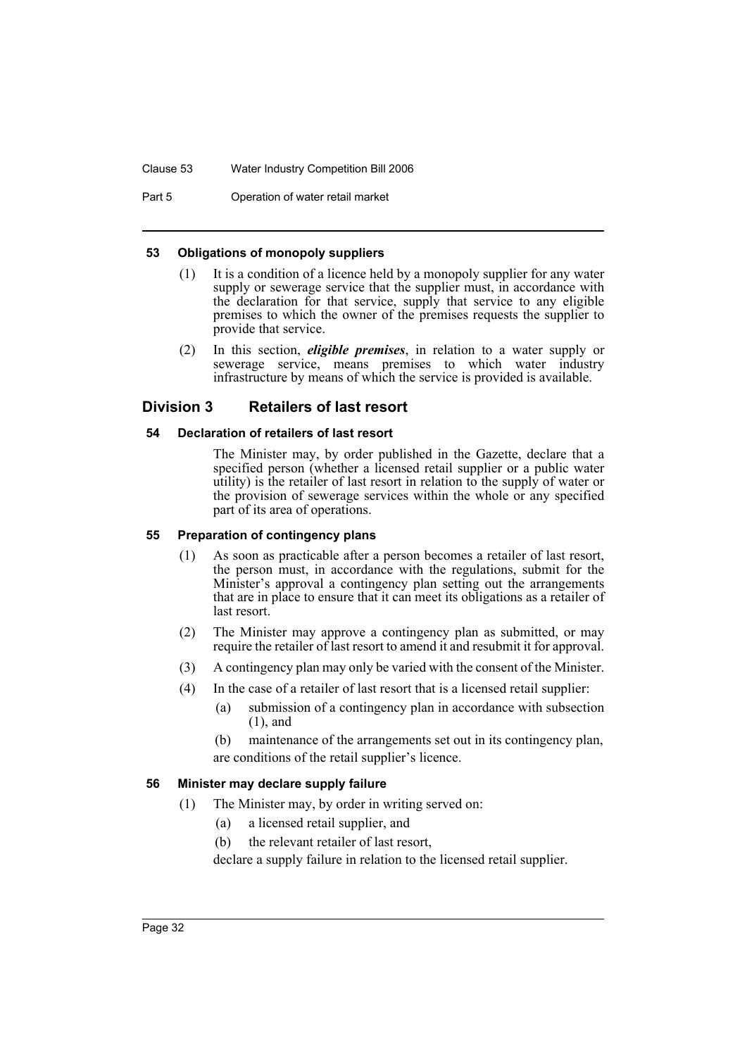#### 53 Obligations of monopoly suppliers

(1) It is a condition of a licence held by a monopoly supplier for any water supply or sewerage service that the supplier must, in accordance with the declaration for that service, supply that service to any eligible premises to which the owner of the premises requests the supplier to provide that service.

(2) In this section, ***eligible premises***, in relation to a water supply or sewerage service, means premises to which water industry infrastructure by means of which the service is provided is available.

## Division 3 Retailers of last resort

#### 54 Declaration of retailers of last resort

The Minister may, by order published in the Gazette, declare that a specified person (whether a licensed retail supplier or a public water utility) is the retailer of last resort in relation to the supply of water or the provision of sewerage services within the whole or any specified part of its area of operations.

#### 55 Preparation of contingency plans

(1) As soon as practicable after a person becomes a retailer of last resort, the person must, in accordance with the regulations, submit for the Minister's approval a contingency plan setting out the arrangements that are in place to ensure that it can meet its obligations as a retailer of last resort.

(2) The Minister may approve a contingency plan as submitted, or may require the retailer of last resort to amend it and resubmit it for approval.

(3) A contingency plan may only be varied with the consent of the Minister.

(4) In the case of a retailer of last resort that is a licensed retail supplier:

- (a) submission of a contingency plan in accordance with subsection (1), and
- (b) maintenance of the arrangements set out in its contingency plan,

are conditions of the retail supplier's licence.

#### 56 Minister may declare supply failure

(1) The Minister may, by order in writing served on:

- (a) a licensed retail supplier, and
- (b) the relevant retailer of last resort,

declare a supply failure in relation to the licensed retail supplier.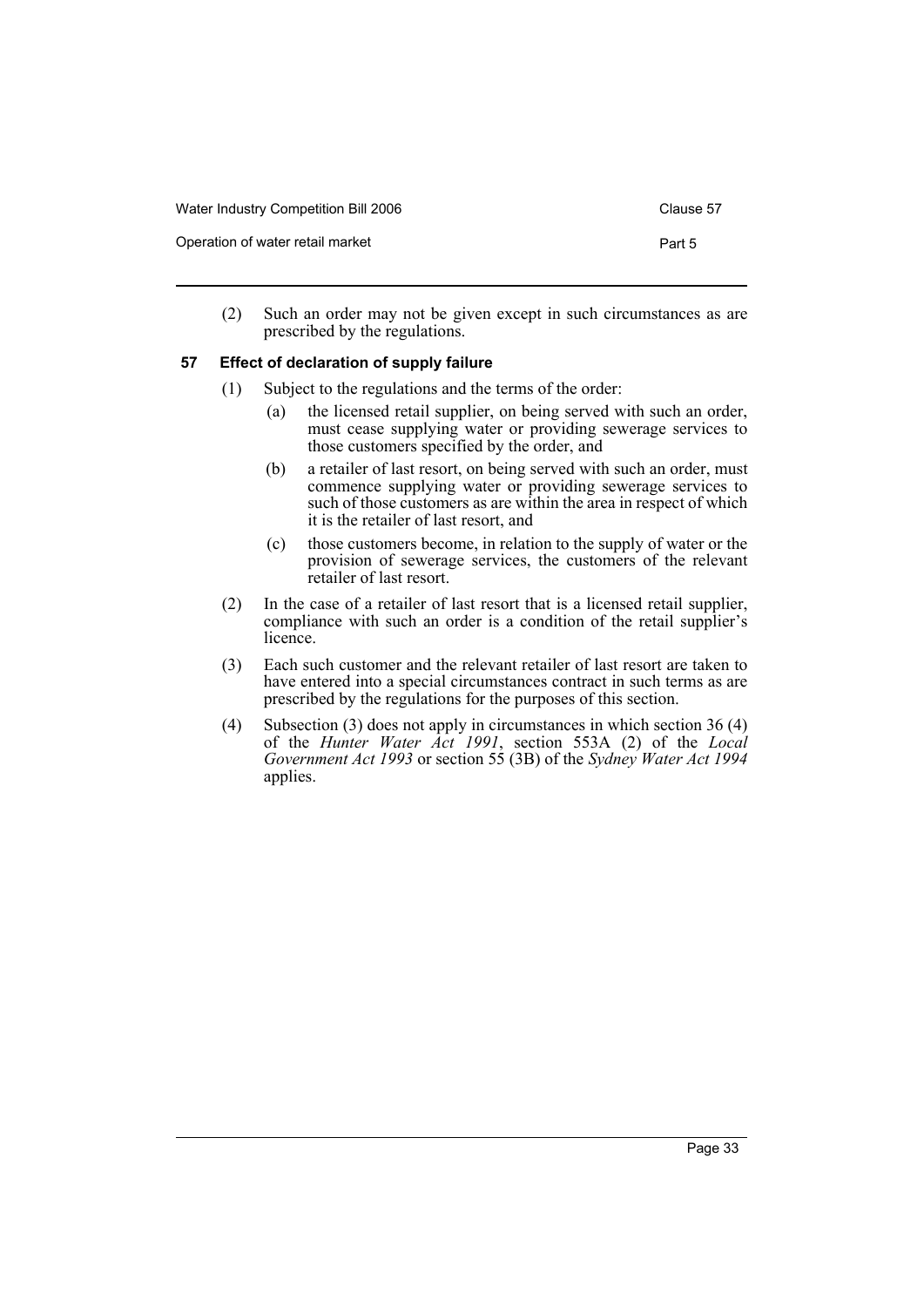(2) Such an order may not be given except in such circumstances as are prescribed by the regulations.

### 57 Effect of declaration of supply failure

(1) Subject to the regulations and the terms of the order:

- (a) the licensed retail supplier, on being served with such an order, must cease supplying water or providing sewerage services to those customers specified by the order, and
- (b) a retailer of last resort, on being served with such an order, must commence supplying water or providing sewerage services to such of those customers as are within the area in respect of which it is the retailer of last resort, and
- (c) those customers become, in relation to the supply of water or the provision of sewerage services, the customers of the relevant retailer of last resort.

(2) In the case of a retailer of last resort that is a licensed retail supplier, compliance with such an order is a condition of the retail supplier's licence.

(3) Each such customer and the relevant retailer of last resort are taken to have entered into a special circumstances contract in such terms as are prescribed by the regulations for the purposes of this section.

(4) Subsection (3) does not apply in circumstances in which section 36 (4) of the *Hunter Water Act 1991*, section 553A (2) of the *Local Government Act 1993* or section 55 (3B) of the *Sydney Water Act 1994* applies.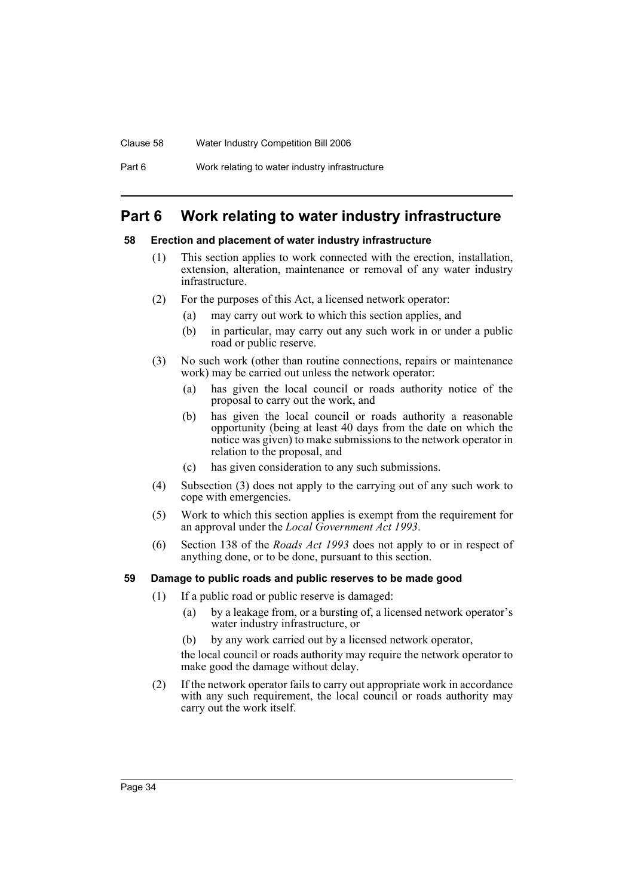# Part 6 Work relating to water industry infrastructure

### 58 Erection and placement of water industry infrastructure

(1) This section applies to work connected with the erection, installation, extension, alteration, maintenance or removal of any water industry infrastructure.

(2) For the purposes of this Act, a licensed network operator:

- (a) may carry out work to which this section applies, and
- (b) in particular, may carry out any such work in or under a public road or public reserve.

(3) No such work (other than routine connections, repairs or maintenance work) may be carried out unless the network operator:

- (a) has given the local council or roads authority notice of the proposal to carry out the work, and
- (b) has given the local council or roads authority a reasonable opportunity (being at least 40 days from the date on which the notice was given) to make submissions to the network operator in relation to the proposal, and
- (c) has given consideration to any such submissions.

(4) Subsection (3) does not apply to the carrying out of any such work to cope with emergencies.

(5) Work to which this section applies is exempt from the requirement for an approval under the *Local Government Act 1993*.

(6) Section 138 of the *Roads Act 1993* does not apply to or in respect of anything done, or to be done, pursuant to this section.

### 59 Damage to public roads and public reserves to be made good

(1) If a public road or public reserve is damaged:

- (a) by a leakage from, or a bursting of, a licensed network operator's water industry infrastructure, or
- (b) by any work carried out by a licensed network operator,

the local council or roads authority may require the network operator to make good the damage without delay.

(2) If the network operator fails to carry out appropriate work in accordance with any such requirement, the local council or roads authority may carry out the work itself.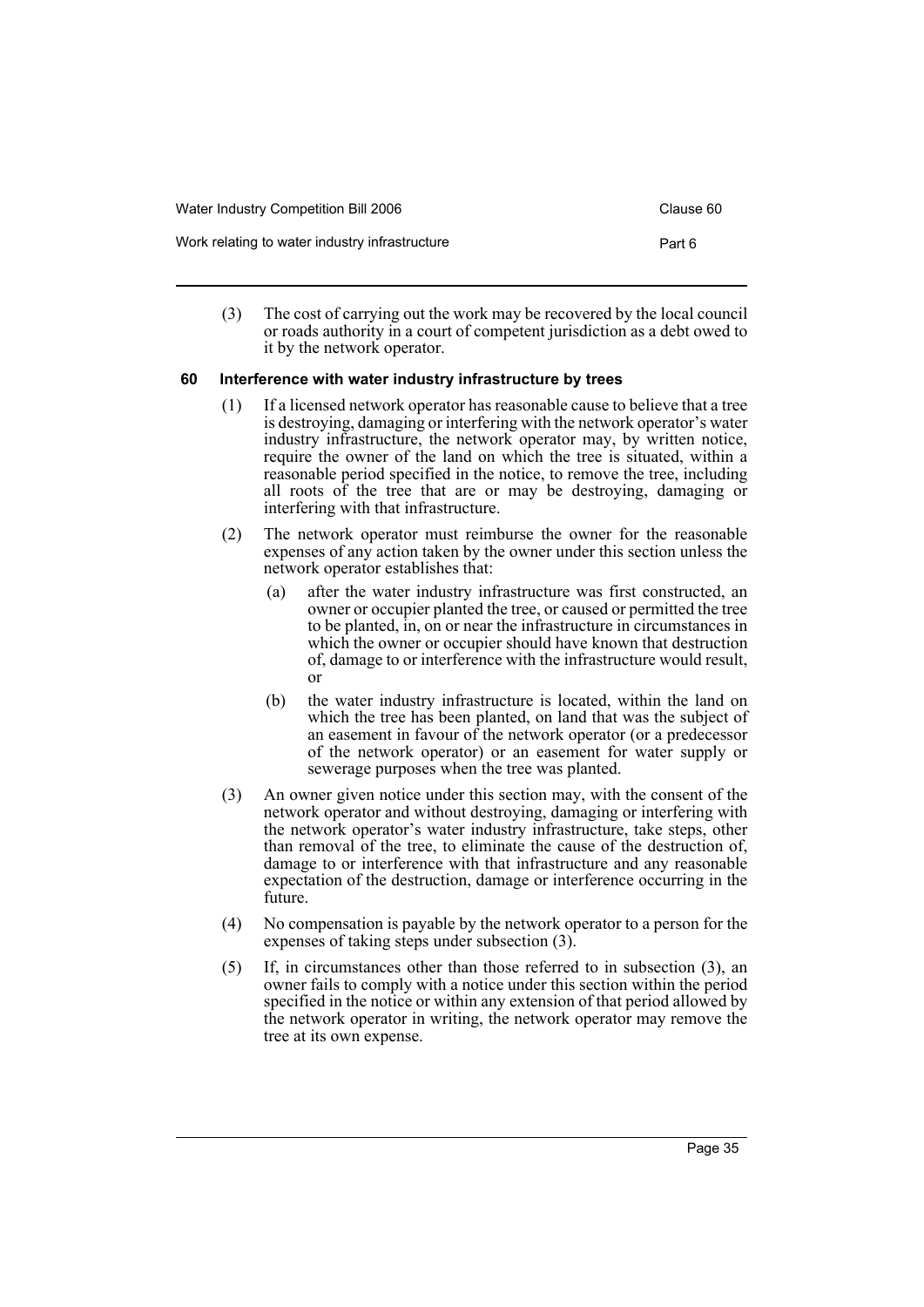(3) The cost of carrying out the work may be recovered by the local council or roads authority in a court of competent jurisdiction as a debt owed to it by the network operator.

### 60 Interference with water industry infrastructure by trees

(1) If a licensed network operator has reasonable cause to believe that a tree is destroying, damaging or interfering with the network operator's water industry infrastructure, the network operator may, by written notice, require the owner of the land on which the tree is situated, within a reasonable period specified in the notice, to remove the tree, including all roots of the tree that are or may be destroying, damaging or interfering with that infrastructure.

(2) The network operator must reimburse the owner for the reasonable expenses of any action taken by the owner under this section unless the network operator establishes that:

- (a) after the water industry infrastructure was first constructed, an owner or occupier planted the tree, or caused or permitted the tree to be planted, in, on or near the infrastructure in circumstances in which the owner or occupier should have known that destruction of, damage to or interference with the infrastructure would result, or
- (b) the water industry infrastructure is located, within the land on which the tree has been planted, on land that was the subject of an easement in favour of the network operator (or a predecessor of the network operator) or an easement for water supply or sewerage purposes when the tree was planted.

(3) An owner given notice under this section may, with the consent of the network operator and without destroying, damaging or interfering with the network operator's water industry infrastructure, take steps, other than removal of the tree, to eliminate the cause of the destruction of, damage to or interference with that infrastructure and any reasonable expectation of the destruction, damage or interference occurring in the future.

(4) No compensation is payable by the network operator to a person for the expenses of taking steps under subsection (3).

(5) If, in circumstances other than those referred to in subsection (3), an owner fails to comply with a notice under this section within the period specified in the notice or within any extension of that period allowed by the network operator in writing, the network operator may remove the tree at its own expense.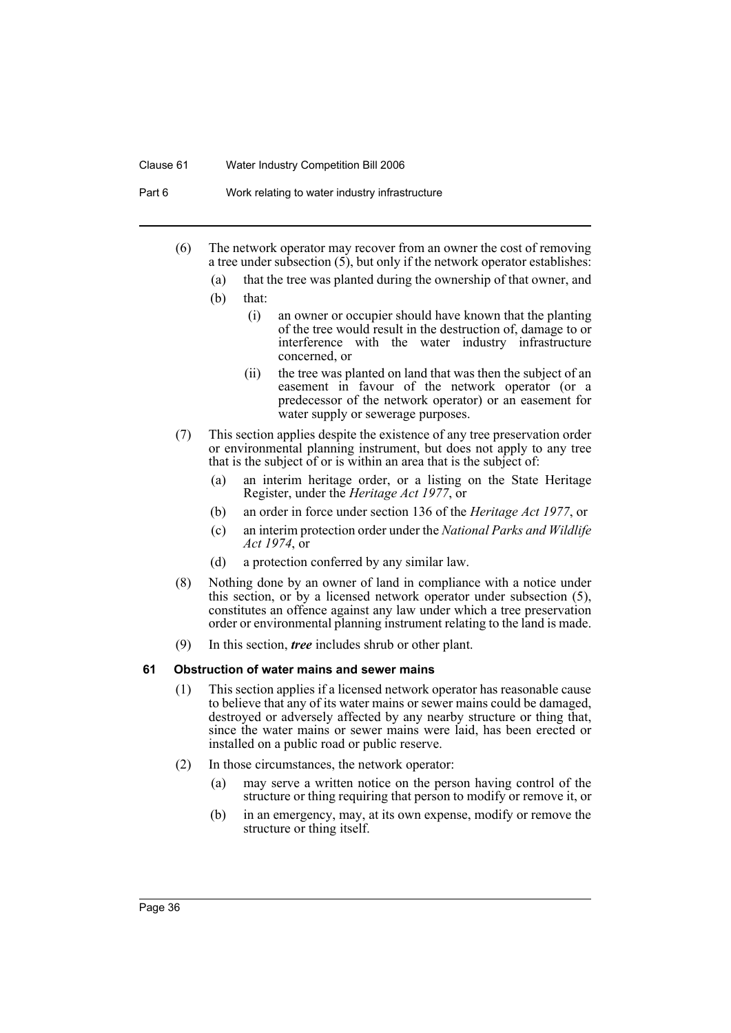(6) The network operator may recover from an owner the cost of removing a tree under subsection (5), but only if the network operator establishes:

(a) that the tree was planted during the ownership of that owner, and

(b) that:

(i) an owner or occupier should have known that the planting of the tree would result in the destruction of, damage to or interference with the water industry infrastructure concerned, or

(ii) the tree was planted on land that was then the subject of an easement in favour of the network operator (or a predecessor of the network operator) or an easement for water supply or sewerage purposes.

(7) This section applies despite the existence of any tree preservation order or environmental planning instrument, but does not apply to any tree that is the subject of or is within an area that is the subject of:

(a) an interim heritage order, or a listing on the State Heritage Register, under the *Heritage Act 1977*, or

(b) an order in force under section 136 of the *Heritage Act 1977*, or

(c) an interim protection order under the *National Parks and Wildlife Act 1974*, or

(d) a protection conferred by any similar law.

(8) Nothing done by an owner of land in compliance with a notice under this section, or by a licensed network operator under subsection (5), constitutes an offence against any law under which a tree preservation order or environmental planning instrument relating to the land is made.

(9) In this section, ***tree*** includes shrub or other plant.

### 61 Obstruction of water mains and sewer mains

(1) This section applies if a licensed network operator has reasonable cause to believe that any of its water mains or sewer mains could be damaged, destroyed or adversely affected by any nearby structure or thing that, since the water mains or sewer mains were laid, has been erected or installed on a public road or public reserve.

(2) In those circumstances, the network operator:

(a) may serve a written notice on the person having control of the structure or thing requiring that person to modify or remove it, or

(b) in an emergency, may, at its own expense, modify or remove the structure or thing itself.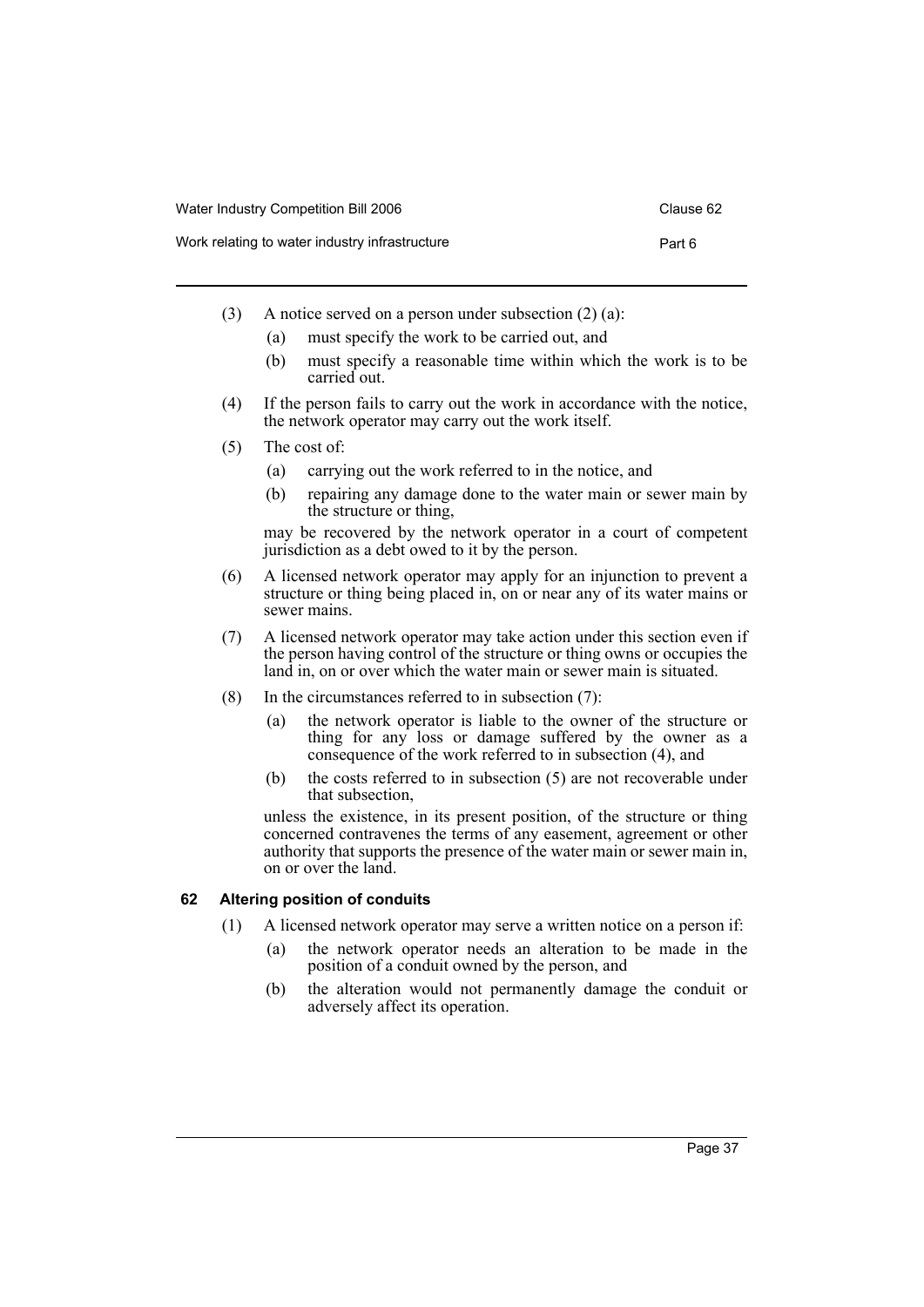(3) A notice served on a person under subsection (2) (a):

  (a) must specify the work to be carried out, and

  (b) must specify a reasonable time within which the work is to be carried out.

(4) If the person fails to carry out the work in accordance with the notice, the network operator may carry out the work itself.

(5) The cost of:

  (a) carrying out the work referred to in the notice, and

  (b) repairing any damage done to the water main or sewer main by the structure or thing,

  may be recovered by the network operator in a court of competent jurisdiction as a debt owed to it by the person.

(6) A licensed network operator may apply for an injunction to prevent a structure or thing being placed in, on or near any of its water mains or sewer mains.

(7) A licensed network operator may take action under this section even if the person having control of the structure or thing owns or occupies the land in, on or over which the water main or sewer main is situated.

(8) In the circumstances referred to in subsection (7):

  (a) the network operator is liable to the owner of the structure or thing for any loss or damage suffered by the owner as a consequence of the work referred to in subsection (4), and

  (b) the costs referred to in subsection (5) are not recoverable under that subsection,

  unless the existence, in its present position, of the structure or thing concerned contravenes the terms of any easement, agreement or other authority that supports the presence of the water main or sewer main in, on or over the land.

### 62 Altering position of conduits

(1) A licensed network operator may serve a written notice on a person if:

  (a) the network operator needs an alteration to be made in the position of a conduit owned by the person, and

  (b) the alteration would not permanently damage the conduit or adversely affect its operation.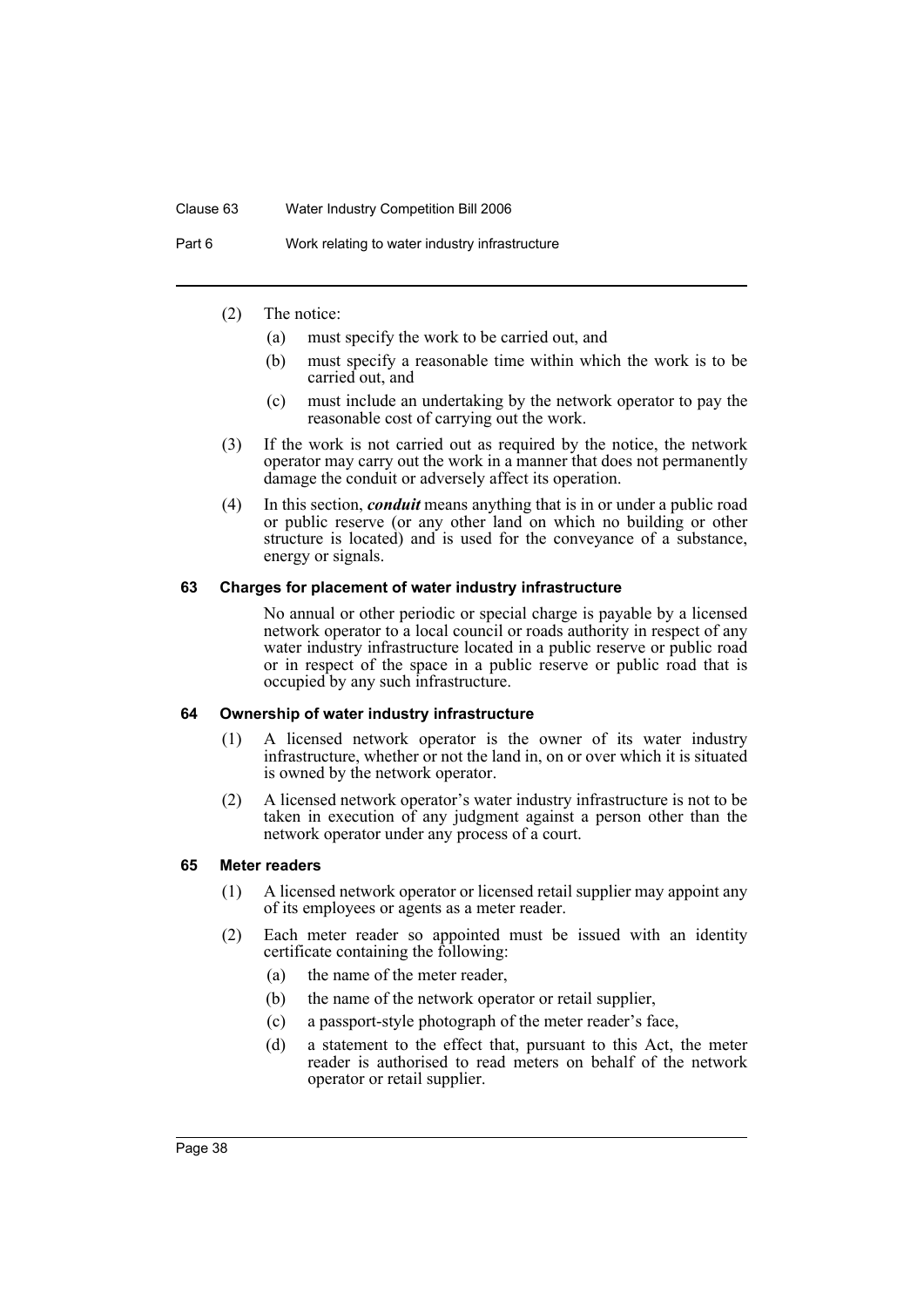(2) The notice:

(a) must specify the work to be carried out, and

(b) must specify a reasonable time within which the work is to be carried out, and

(c) must include an undertaking by the network operator to pay the reasonable cost of carrying out the work.

(3) If the work is not carried out as required by the notice, the network operator may carry out the work in a manner that does not permanently damage the conduit or adversely affect its operation.

(4) In this section, ***conduit*** means anything that is in or under a public road or public reserve (or any other land on which no building or other structure is located) and is used for the conveyance of a substance, energy or signals.

#### 63 Charges for placement of water industry infrastructure

No annual or other periodic or special charge is payable by a licensed network operator to a local council or roads authority in respect of any water industry infrastructure located in a public reserve or public road or in respect of the space in a public reserve or public road that is occupied by any such infrastructure.

#### 64 Ownership of water industry infrastructure

(1) A licensed network operator is the owner of its water industry infrastructure, whether or not the land in, on or over which it is situated is owned by the network operator.

(2) A licensed network operator's water industry infrastructure is not to be taken in execution of any judgment against a person other than the network operator under any process of a court.

#### 65 Meter readers

(1) A licensed network operator or licensed retail supplier may appoint any of its employees or agents as a meter reader.

(2) Each meter reader so appointed must be issued with an identity certificate containing the following:

(a) the name of the meter reader,

(b) the name of the network operator or retail supplier,

(c) a passport-style photograph of the meter reader's face,

(d) a statement to the effect that, pursuant to this Act, the meter reader is authorised to read meters on behalf of the network operator or retail supplier.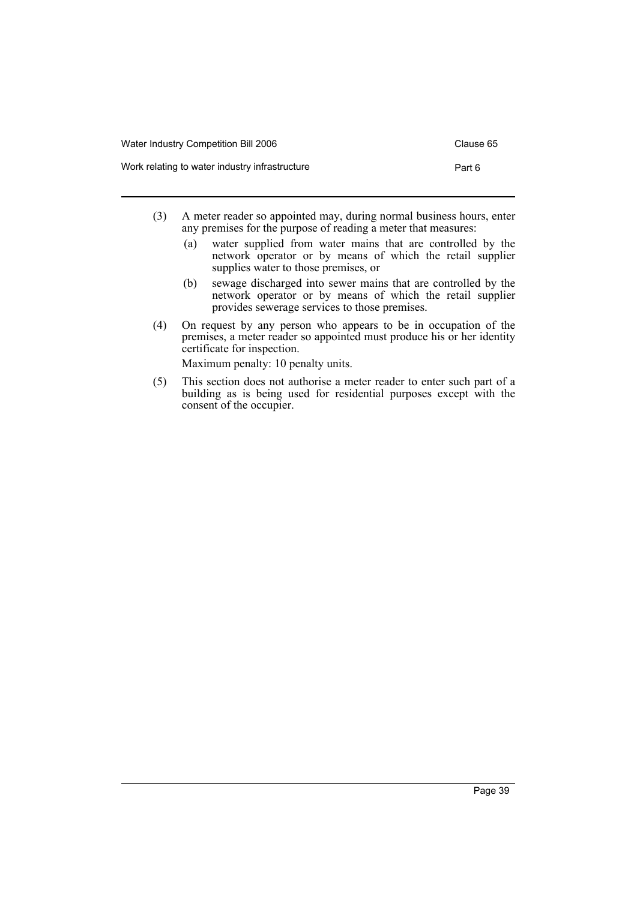(3) A meter reader so appointed may, during normal business hours, enter any premises for the purpose of reading a meter that measures:

   (a) water supplied from water mains that are controlled by the network operator or by means of which the retail supplier supplies water to those premises, or

   (b) sewage discharged into sewer mains that are controlled by the network operator or by means of which the retail supplier provides sewerage services to those premises.

(4) On request by any person who appears to be in occupation of the premises, a meter reader so appointed must produce his or her identity certificate for inspection.

   Maximum penalty: 10 penalty units.

(5) This section does not authorise a meter reader to enter such part of a building as is being used for residential purposes except with the consent of the occupier.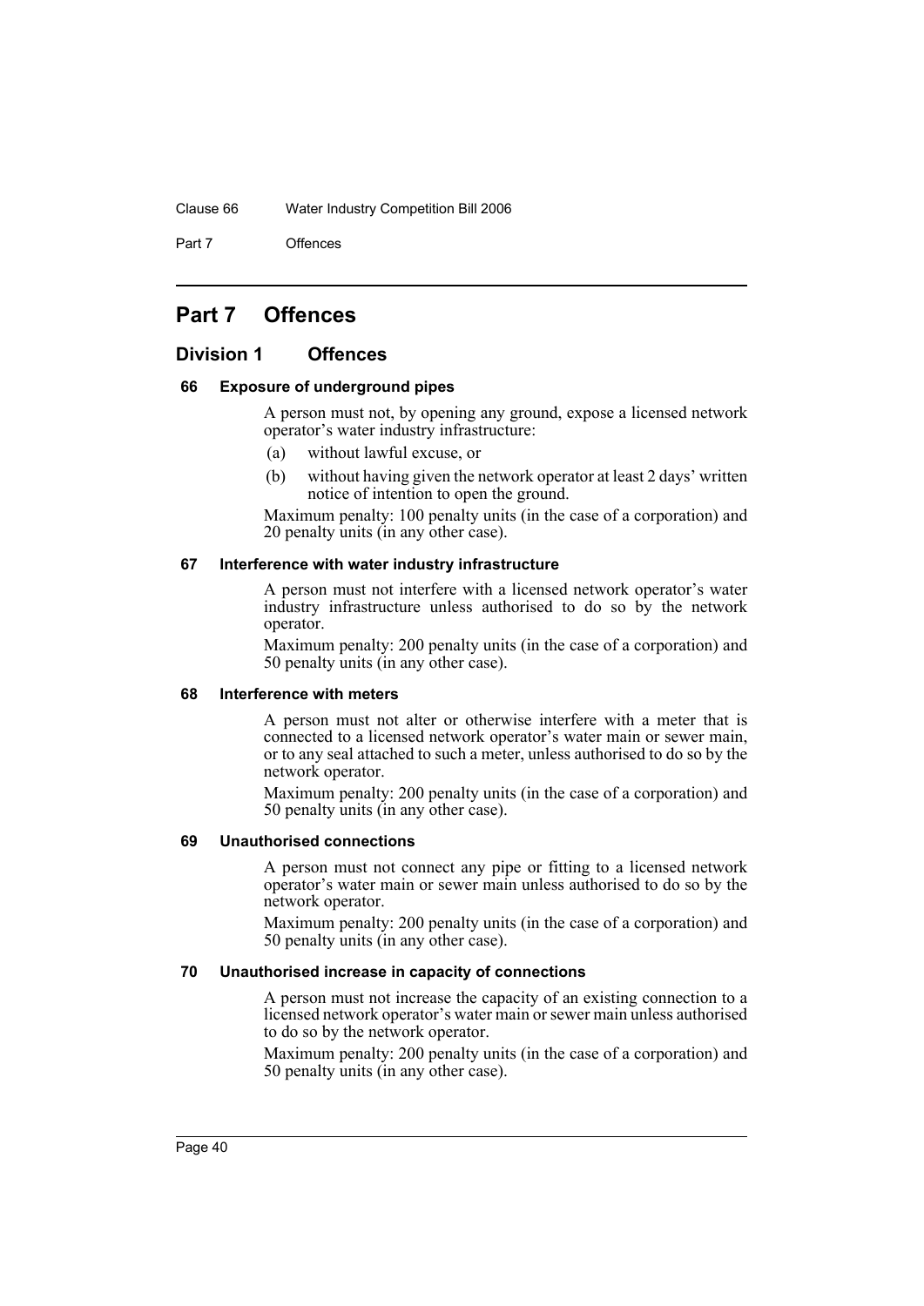# Part 7 Offences

## Division 1 Offences

### 66 Exposure of underground pipes

A person must not, by opening any ground, expose a licensed network operator's water industry infrastructure:

(a) without lawful excuse, or

(b) without having given the network operator at least 2 days' written notice of intention to open the ground.

Maximum penalty: 100 penalty units (in the case of a corporation) and 20 penalty units (in any other case).

### 67 Interference with water industry infrastructure

A person must not interfere with a licensed network operator's water industry infrastructure unless authorised to do so by the network operator.

Maximum penalty: 200 penalty units (in the case of a corporation) and 50 penalty units (in any other case).

### 68 Interference with meters

A person must not alter or otherwise interfere with a meter that is connected to a licensed network operator's water main or sewer main, or to any seal attached to such a meter, unless authorised to do so by the network operator.

Maximum penalty: 200 penalty units (in the case of a corporation) and 50 penalty units (in any other case).

### 69 Unauthorised connections

A person must not connect any pipe or fitting to a licensed network operator's water main or sewer main unless authorised to do so by the network operator.

Maximum penalty: 200 penalty units (in the case of a corporation) and 50 penalty units (in any other case).

### 70 Unauthorised increase in capacity of connections

A person must not increase the capacity of an existing connection to a licensed network operator's water main or sewer main unless authorised to do so by the network operator.

Maximum penalty: 200 penalty units (in the case of a corporation) and 50 penalty units (in any other case).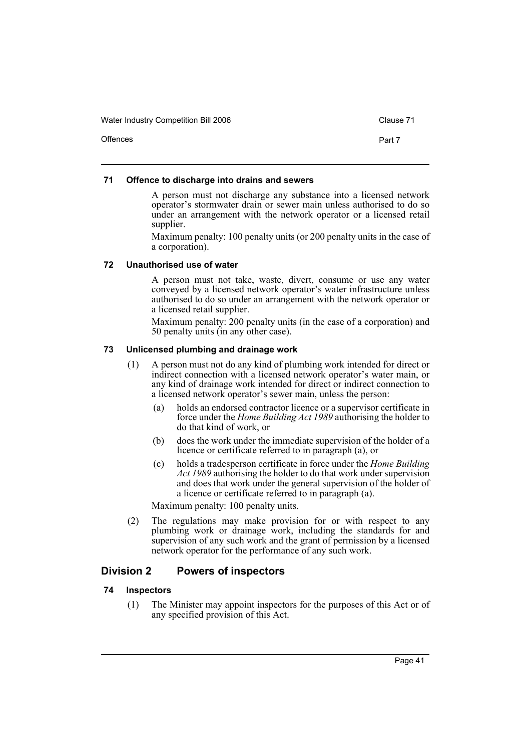#### 71 Offence to discharge into drains and sewers

A person must not discharge any substance into a licensed network operator's stormwater drain or sewer main unless authorised to do so under an arrangement with the network operator or a licensed retail supplier.

Maximum penalty: 100 penalty units (or 200 penalty units in the case of a corporation).

#### 72 Unauthorised use of water

A person must not take, waste, divert, consume or use any water conveyed by a licensed network operator's water infrastructure unless authorised to do so under an arrangement with the network operator or a licensed retail supplier.

Maximum penalty: 200 penalty units (in the case of a corporation) and 50 penalty units (in any other case).

#### 73 Unlicensed plumbing and drainage work

(1) A person must not do any kind of plumbing work intended for direct or indirect connection with a licensed network operator's water main, or any kind of drainage work intended for direct or indirect connection to a licensed network operator's sewer main, unless the person:

(a) holds an endorsed contractor licence or a supervisor certificate in force under the *Home Building Act 1989* authorising the holder to do that kind of work, or

(b) does the work under the immediate supervision of the holder of a licence or certificate referred to in paragraph (a), or

(c) holds a tradesperson certificate in force under the *Home Building Act 1989* authorising the holder to do that work under supervision and does that work under the general supervision of the holder of a licence or certificate referred to in paragraph (a).

Maximum penalty: 100 penalty units.

(2) The regulations may make provision for or with respect to any plumbing work or drainage work, including the standards for and supervision of any such work and the grant of permission by a licensed network operator for the performance of any such work.

### Division 2 Powers of inspectors

#### 74 Inspectors

(1) The Minister may appoint inspectors for the purposes of this Act or of any specified provision of this Act.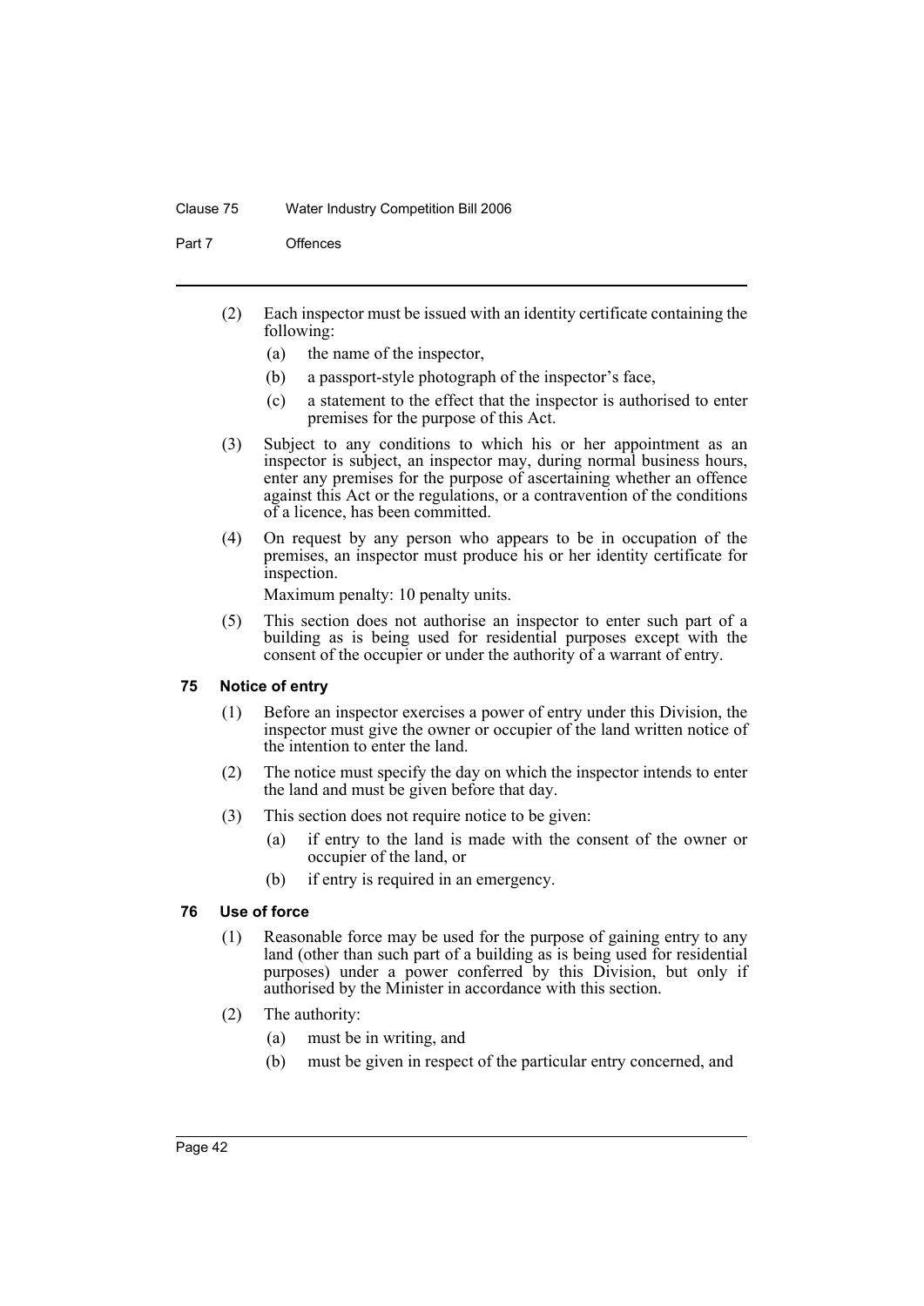(2) Each inspector must be issued with an identity certificate containing the following:

  (a) the name of the inspector,

  (b) a passport-style photograph of the inspector's face,

  (c) a statement to the effect that the inspector is authorised to enter premises for the purpose of this Act.

(3) Subject to any conditions to which his or her appointment as an inspector is subject, an inspector may, during normal business hours, enter any premises for the purpose of ascertaining whether an offence against this Act or the regulations, or a contravention of the conditions of a licence, has been committed.

(4) On request by any person who appears to be in occupation of the premises, an inspector must produce his or her identity certificate for inspection.

Maximum penalty: 10 penalty units.

(5) This section does not authorise an inspector to enter such part of a building as is being used for residential purposes except with the consent of the occupier or under the authority of a warrant of entry.

### 75 Notice of entry

(1) Before an inspector exercises a power of entry under this Division, the inspector must give the owner or occupier of the land written notice of the intention to enter the land.

(2) The notice must specify the day on which the inspector intends to enter the land and must be given before that day.

(3) This section does not require notice to be given:

  (a) if entry to the land is made with the consent of the owner or occupier of the land, or

  (b) if entry is required in an emergency.

### 76 Use of force

(1) Reasonable force may be used for the purpose of gaining entry to any land (other than such part of a building as is being used for residential purposes) under a power conferred by this Division, but only if authorised by the Minister in accordance with this section.

(2) The authority:

  (a) must be in writing, and

  (b) must be given in respect of the particular entry concerned, and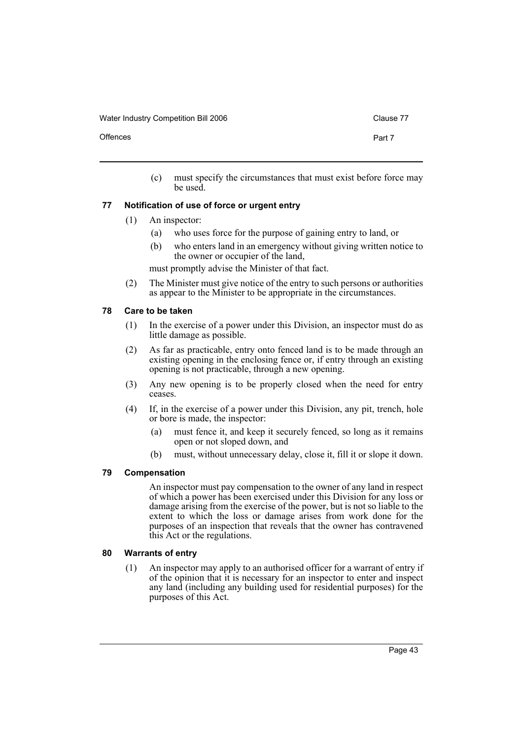(c) must specify the circumstances that must exist before force may be used.

### 77 Notification of use of force or urgent entry

(1) An inspector:

- (a) who uses force for the purpose of gaining entry to land, or
- (b) who enters land in an emergency without giving written notice to the owner or occupier of the land,

must promptly advise the Minister of that fact.

(2) The Minister must give notice of the entry to such persons or authorities as appear to the Minister to be appropriate in the circumstances.

### 78 Care to be taken

(1) In the exercise of a power under this Division, an inspector must do as little damage as possible.

(2) As far as practicable, entry onto fenced land is to be made through an existing opening in the enclosing fence or, if entry through an existing opening is not practicable, through a new opening.

(3) Any new opening is to be properly closed when the need for entry ceases.

(4) If, in the exercise of a power under this Division, any pit, trench, hole or bore is made, the inspector:

- (a) must fence it, and keep it securely fenced, so long as it remains open or not sloped down, and
- (b) must, without unnecessary delay, close it, fill it or slope it down.

### 79 Compensation

An inspector must pay compensation to the owner of any land in respect of which a power has been exercised under this Division for any loss or damage arising from the exercise of the power, but is not so liable to the extent to which the loss or damage arises from work done for the purposes of an inspection that reveals that the owner has contravened this Act or the regulations.

### 80 Warrants of entry

(1) An inspector may apply to an authorised officer for a warrant of entry if of the opinion that it is necessary for an inspector to enter and inspect any land (including any building used for residential purposes) for the purposes of this Act.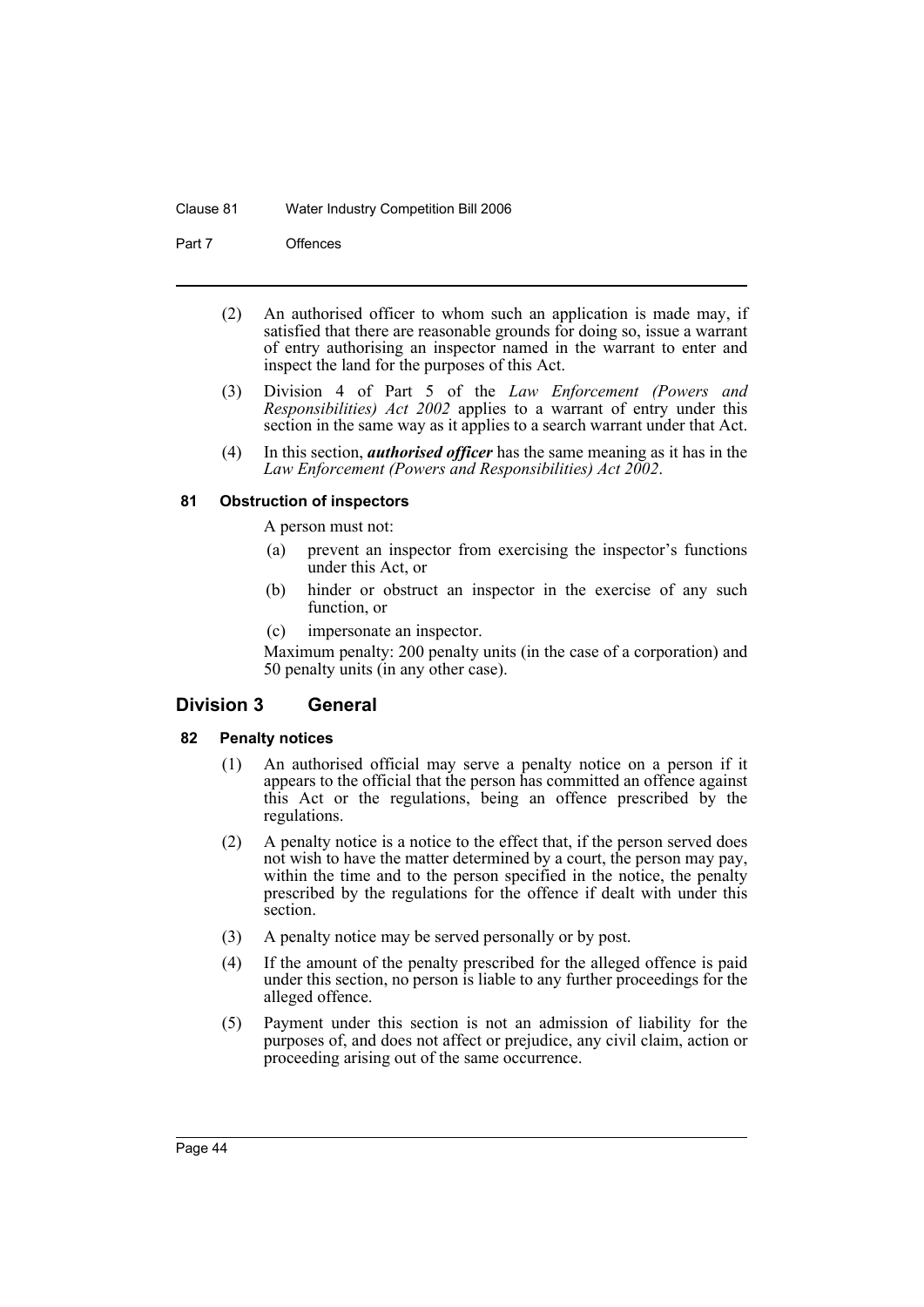(2) An authorised officer to whom such an application is made may, if satisfied that there are reasonable grounds for doing so, issue a warrant of entry authorising an inspector named in the warrant to enter and inspect the land for the purposes of this Act.

(3) Division 4 of Part 5 of the *Law Enforcement (Powers and Responsibilities) Act 2002* applies to a warrant of entry under this section in the same way as it applies to a search warrant under that Act.

(4) In this section, ***authorised officer*** has the same meaning as it has in the *Law Enforcement (Powers and Responsibilities) Act 2002*.

#### 81 Obstruction of inspectors

A person must not:

(a) prevent an inspector from exercising the inspector's functions under this Act, or

(b) hinder or obstruct an inspector in the exercise of any such function, or

(c) impersonate an inspector.

Maximum penalty: 200 penalty units (in the case of a corporation) and 50 penalty units (in any other case).

## Division 3 General

#### 82 Penalty notices

(1) An authorised official may serve a penalty notice on a person if it appears to the official that the person has committed an offence against this Act or the regulations, being an offence prescribed by the regulations.

(2) A penalty notice is a notice to the effect that, if the person served does not wish to have the matter determined by a court, the person may pay, within the time and to the person specified in the notice, the penalty prescribed by the regulations for the offence if dealt with under this section.

(3) A penalty notice may be served personally or by post.

(4) If the amount of the penalty prescribed for the alleged offence is paid under this section, no person is liable to any further proceedings for the alleged offence.

(5) Payment under this section is not an admission of liability for the purposes of, and does not affect or prejudice, any civil claim, action or proceeding arising out of the same occurrence.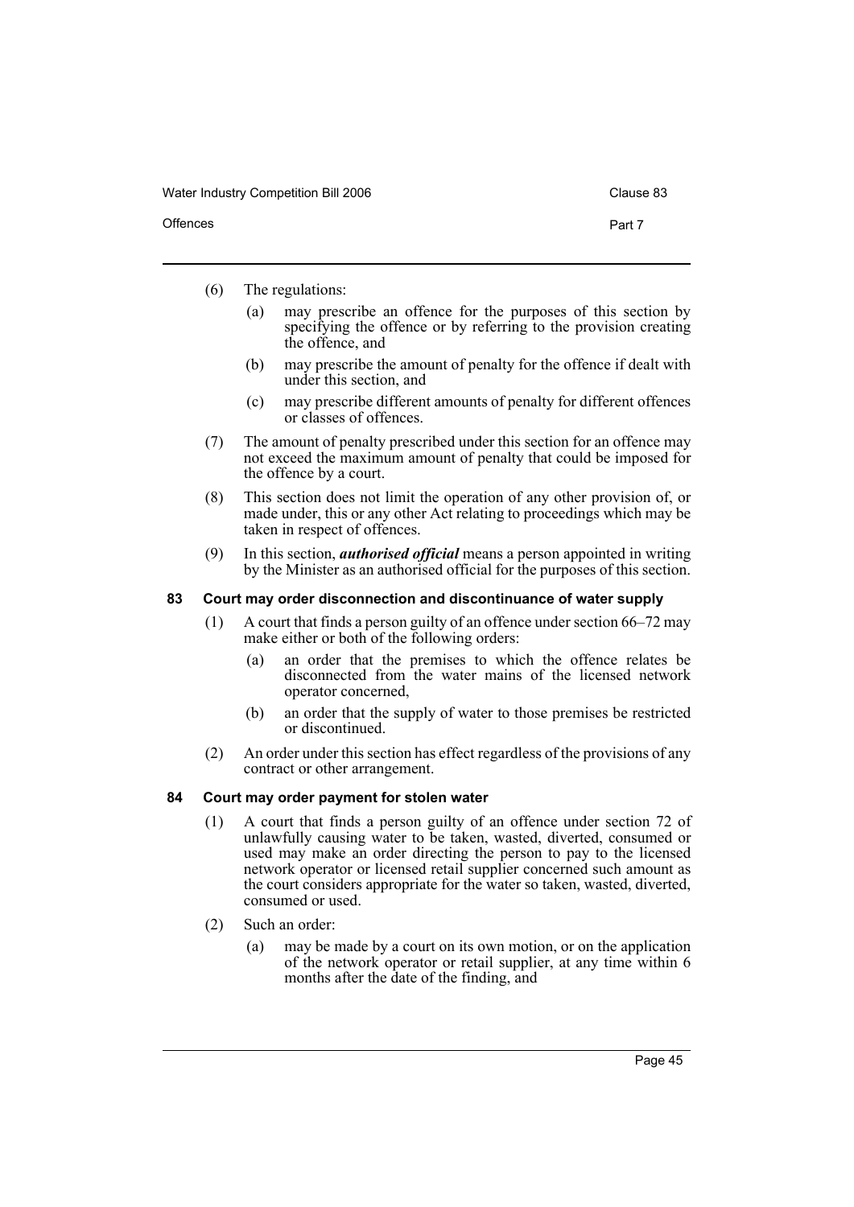(6) The regulations:

(a) may prescribe an offence for the purposes of this section by specifying the offence or by referring to the provision creating the offence, and

(b) may prescribe the amount of penalty for the offence if dealt with under this section, and

(c) may prescribe different amounts of penalty for different offences or classes of offences.

(7) The amount of penalty prescribed under this section for an offence may not exceed the maximum amount of penalty that could be imposed for the offence by a court.

(8) This section does not limit the operation of any other provision of, or made under, this or any other Act relating to proceedings which may be taken in respect of offences.

(9) In this section, ***authorised official*** means a person appointed in writing by the Minister as an authorised official for the purposes of this section.

### 83 Court may order disconnection and discontinuance of water supply

(1) A court that finds a person guilty of an offence under section 66–72 may make either or both of the following orders:

(a) an order that the premises to which the offence relates be disconnected from the water mains of the licensed network operator concerned,

(b) an order that the supply of water to those premises be restricted or discontinued.

(2) An order under this section has effect regardless of the provisions of any contract or other arrangement.

### 84 Court may order payment for stolen water

(1) A court that finds a person guilty of an offence under section 72 of unlawfully causing water to be taken, wasted, diverted, consumed or used may make an order directing the person to pay to the licensed network operator or licensed retail supplier concerned such amount as the court considers appropriate for the water so taken, wasted, diverted, consumed or used.

(2) Such an order:

(a) may be made by a court on its own motion, or on the application of the network operator or retail supplier, at any time within 6 months after the date of the finding, and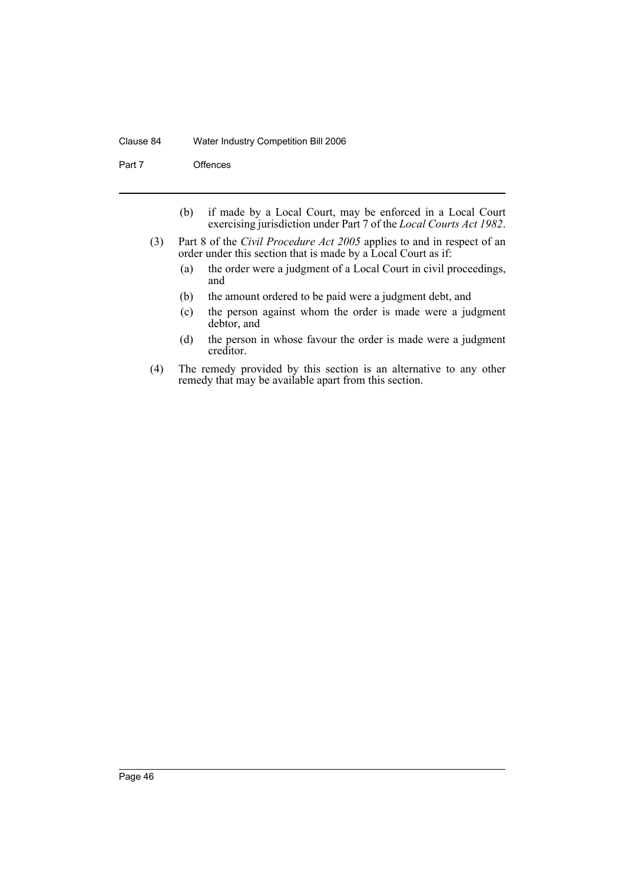(b) if made by a Local Court, may be enforced in a Local Court exercising jurisdiction under Part 7 of the *Local Courts Act 1982*.

(3) Part 8 of the *Civil Procedure Act 2005* applies to and in respect of an order under this section that is made by a Local Court as if:

(a) the order were a judgment of a Local Court in civil proceedings, and

(b) the amount ordered to be paid were a judgment debt, and

(c) the person against whom the order is made were a judgment debtor, and

(d) the person in whose favour the order is made were a judgment creditor.

(4) The remedy provided by this section is an alternative to any other remedy that may be available apart from this section.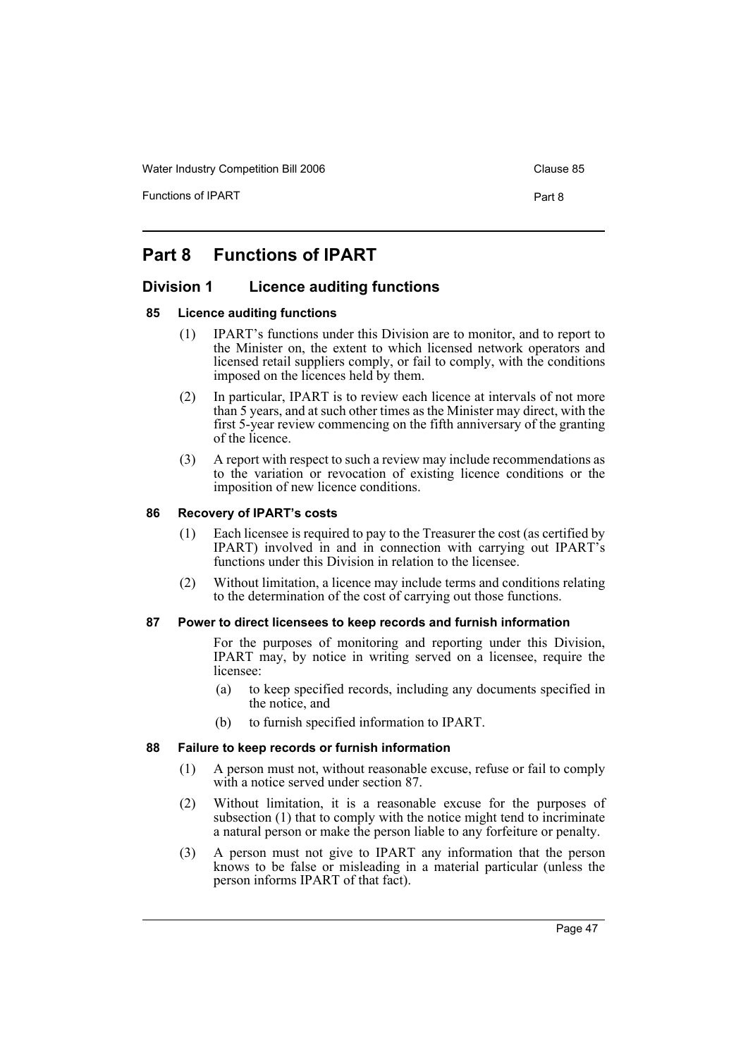# Part 8 Functions of IPART

## Division 1 Licence auditing functions

### 85 Licence auditing functions

(1) IPART's functions under this Division are to monitor, and to report to the Minister on, the extent to which licensed network operators and licensed retail suppliers comply, or fail to comply, with the conditions imposed on the licences held by them.

(2) In particular, IPART is to review each licence at intervals of not more than 5 years, and at such other times as the Minister may direct, with the first 5-year review commencing on the fifth anniversary of the granting of the licence.

(3) A report with respect to such a review may include recommendations as to the variation or revocation of existing licence conditions or the imposition of new licence conditions.

### 86 Recovery of IPART's costs

(1) Each licensee is required to pay to the Treasurer the cost (as certified by IPART) involved in and in connection with carrying out IPART's functions under this Division in relation to the licensee.

(2) Without limitation, a licence may include terms and conditions relating to the determination of the cost of carrying out those functions.

### 87 Power to direct licensees to keep records and furnish information

For the purposes of monitoring and reporting under this Division, IPART may, by notice in writing served on a licensee, require the licensee:

(a) to keep specified records, including any documents specified in the notice, and

(b) to furnish specified information to IPART.

### 88 Failure to keep records or furnish information

(1) A person must not, without reasonable excuse, refuse or fail to comply with a notice served under section 87.

(2) Without limitation, it is a reasonable excuse for the purposes of subsection (1) that to comply with the notice might tend to incriminate a natural person or make the person liable to any forfeiture or penalty.

(3) A person must not give to IPART any information that the person knows to be false or misleading in a material particular (unless the person informs IPART of that fact).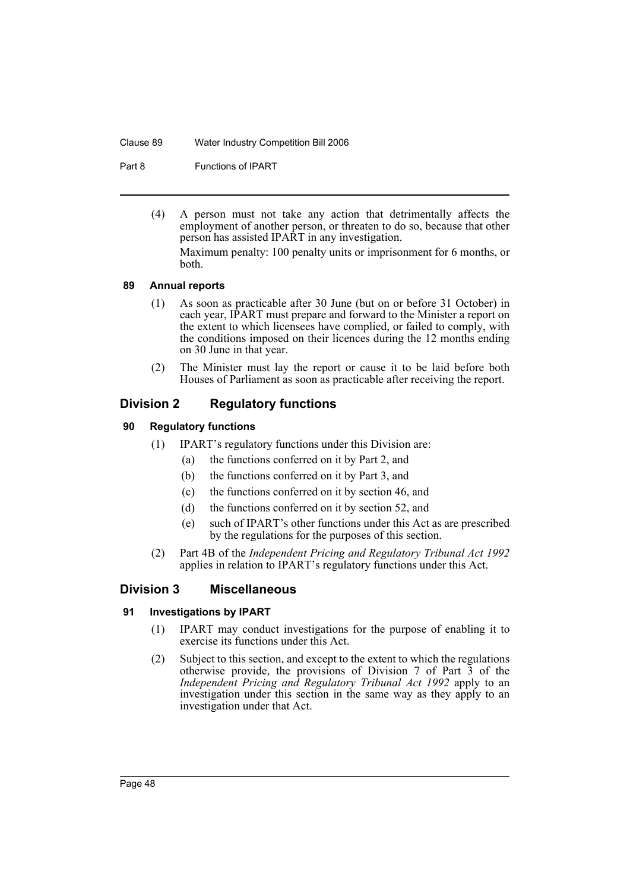(4) A person must not take any action that detrimentally affects the employment of another person, or threaten to do so, because that other person has assisted IPART in any investigation.

Maximum penalty: 100 penalty units or imprisonment for 6 months, or both.

#### 89 Annual reports

(1) As soon as practicable after 30 June (but on or before 31 October) in each year, IPART must prepare and forward to the Minister a report on the extent to which licensees have complied, or failed to comply, with the conditions imposed on their licences during the 12 months ending on 30 June in that year.

(2) The Minister must lay the report or cause it to be laid before both Houses of Parliament as soon as practicable after receiving the report.

## Division 2 Regulatory functions

#### 90 Regulatory functions

(1) IPART's regulatory functions under this Division are:

- (a) the functions conferred on it by Part 2, and
- (b) the functions conferred on it by Part 3, and
- (c) the functions conferred on it by section 46, and
- (d) the functions conferred on it by section 52, and
- (e) such of IPART's other functions under this Act as are prescribed by the regulations for the purposes of this section.

(2) Part 4B of the *Independent Pricing and Regulatory Tribunal Act 1992* applies in relation to IPART's regulatory functions under this Act.

## Division 3 Miscellaneous

#### 91 Investigations by IPART

(1) IPART may conduct investigations for the purpose of enabling it to exercise its functions under this Act.

(2) Subject to this section, and except to the extent to which the regulations otherwise provide, the provisions of Division 7 of Part 3 of the *Independent Pricing and Regulatory Tribunal Act 1992* apply to an investigation under this section in the same way as they apply to an investigation under that Act.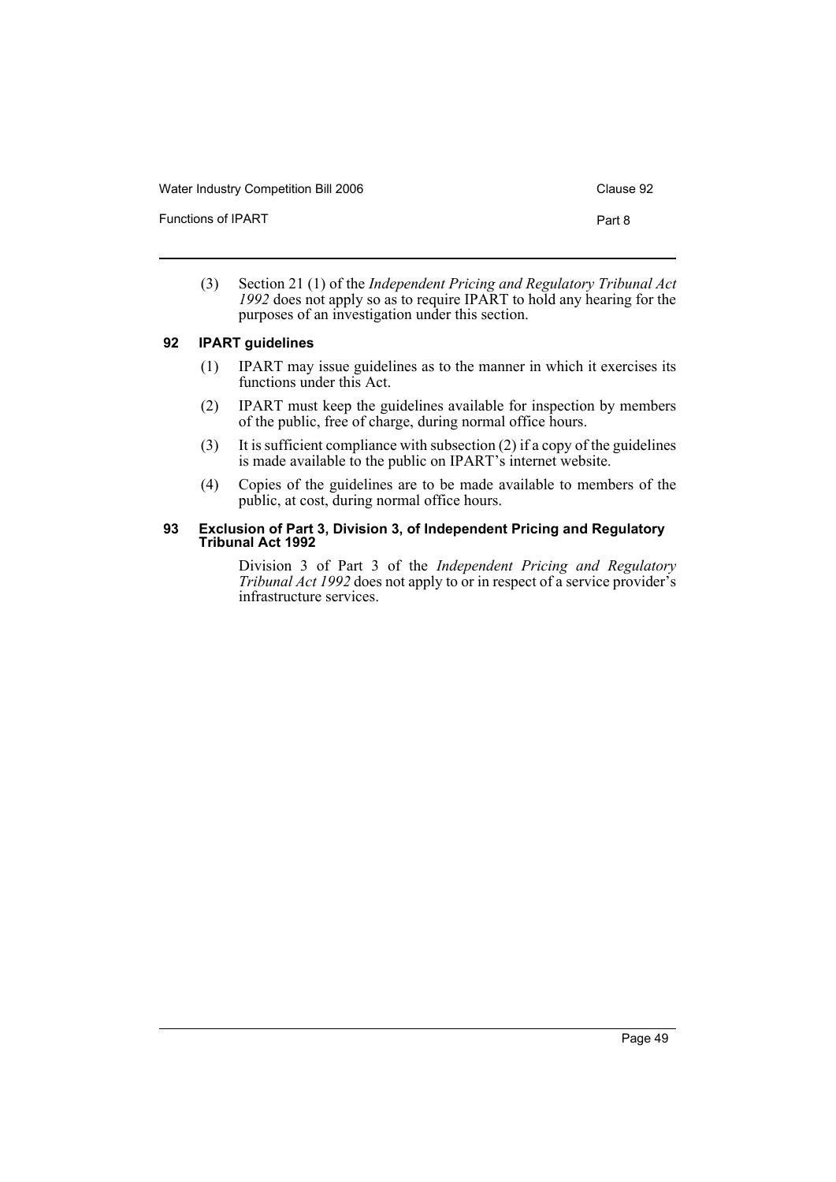(3) Section 21 (1) of the *Independent Pricing and Regulatory Tribunal Act 1992* does not apply so as to require IPART to hold any hearing for the purposes of an investigation under this section.

### 92 IPART guidelines

(1) IPART may issue guidelines as to the manner in which it exercises its functions under this Act.

(2) IPART must keep the guidelines available for inspection by members of the public, free of charge, during normal office hours.

(3) It is sufficient compliance with subsection (2) if a copy of the guidelines is made available to the public on IPART's internet website.

(4) Copies of the guidelines are to be made available to members of the public, at cost, during normal office hours.

### 93 Exclusion of Part 3, Division 3, of Independent Pricing and Regulatory Tribunal Act 1992

Division 3 of Part 3 of the *Independent Pricing and Regulatory Tribunal Act 1992* does not apply to or in respect of a service provider's infrastructure services.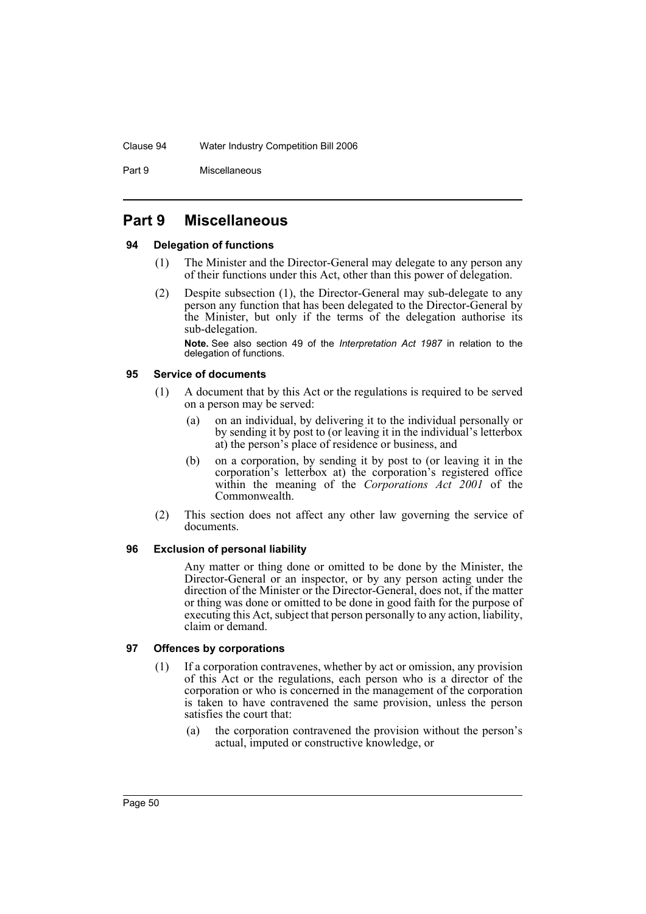## Part 9 Miscellaneous

### 94 Delegation of functions

(1) The Minister and the Director-General may delegate to any person any of their functions under this Act, other than this power of delegation.

(2) Despite subsection (1), the Director-General may sub-delegate to any person any function that has been delegated to the Director-General by the Minister, but only if the terms of the delegation authorise its sub-delegation.

**Note.** See also section 49 of the *Interpretation Act 1987* in relation to the delegation of functions.

### 95 Service of documents

(1) A document that by this Act or the regulations is required to be served on a person may be served:

- (a) on an individual, by delivering it to the individual personally or by sending it by post to (or leaving it in the individual's letterbox at) the person's place of residence or business, and
- (b) on a corporation, by sending it by post to (or leaving it in the corporation's letterbox at) the corporation's registered office within the meaning of the *Corporations Act 2001* of the Commonwealth.

(2) This section does not affect any other law governing the service of documents.

### 96 Exclusion of personal liability

Any matter or thing done or omitted to be done by the Minister, the Director-General or an inspector, or by any person acting under the direction of the Minister or the Director-General, does not, if the matter or thing was done or omitted to be done in good faith for the purpose of executing this Act, subject that person personally to any action, liability, claim or demand.

### 97 Offences by corporations

(1) If a corporation contravenes, whether by act or omission, any provision of this Act or the regulations, each person who is a director of the corporation or who is concerned in the management of the corporation is taken to have contravened the same provision, unless the person satisfies the court that:

- (a) the corporation contravened the provision without the person's actual, imputed or constructive knowledge, or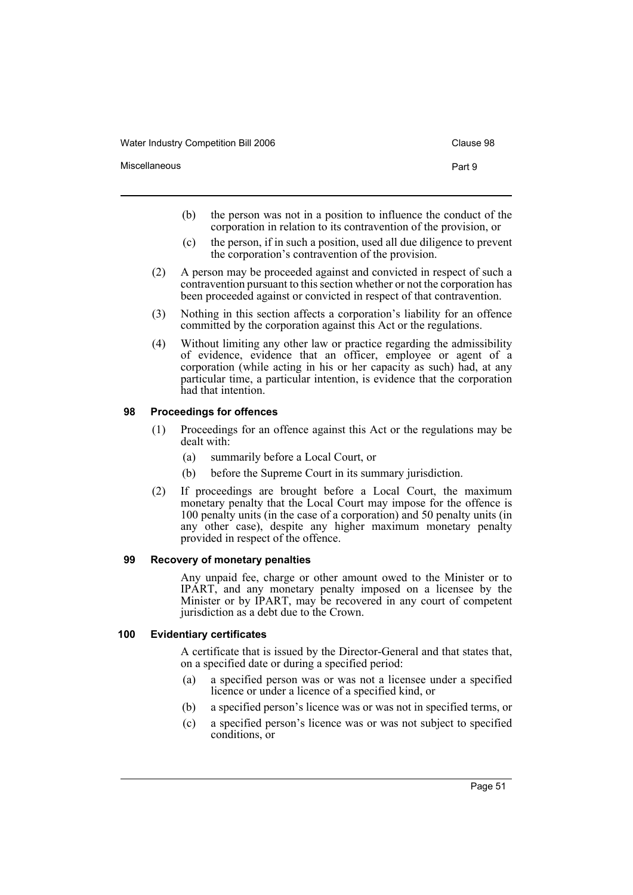(b) the person was not in a position to influence the conduct of the corporation in relation to its contravention of the provision, or

(c) the person, if in such a position, used all due diligence to prevent the corporation's contravention of the provision.

(2) A person may be proceeded against and convicted in respect of such a contravention pursuant to this section whether or not the corporation has been proceeded against or convicted in respect of that contravention.

(3) Nothing in this section affects a corporation's liability for an offence committed by the corporation against this Act or the regulations.

(4) Without limiting any other law or practice regarding the admissibility of evidence, evidence that an officer, employee or agent of a corporation (while acting in his or her capacity as such) had, at any particular time, a particular intention, is evidence that the corporation had that intention.

#### 98 Proceedings for offences

(1) Proceedings for an offence against this Act or the regulations may be dealt with:

(a) summarily before a Local Court, or

(b) before the Supreme Court in its summary jurisdiction.

(2) If proceedings are brought before a Local Court, the maximum monetary penalty that the Local Court may impose for the offence is 100 penalty units (in the case of a corporation) and 50 penalty units (in any other case), despite any higher maximum monetary penalty provided in respect of the offence.

#### 99 Recovery of monetary penalties

Any unpaid fee, charge or other amount owed to the Minister or to IPART, and any monetary penalty imposed on a licensee by the Minister or by IPART, may be recovered in any court of competent jurisdiction as a debt due to the Crown.

#### 100 Evidentiary certificates

A certificate that is issued by the Director-General and that states that, on a specified date or during a specified period:

(a) a specified person was or was not a licensee under a specified licence or under a licence of a specified kind, or

(b) a specified person's licence was or was not in specified terms, or

(c) a specified person's licence was or was not subject to specified conditions, or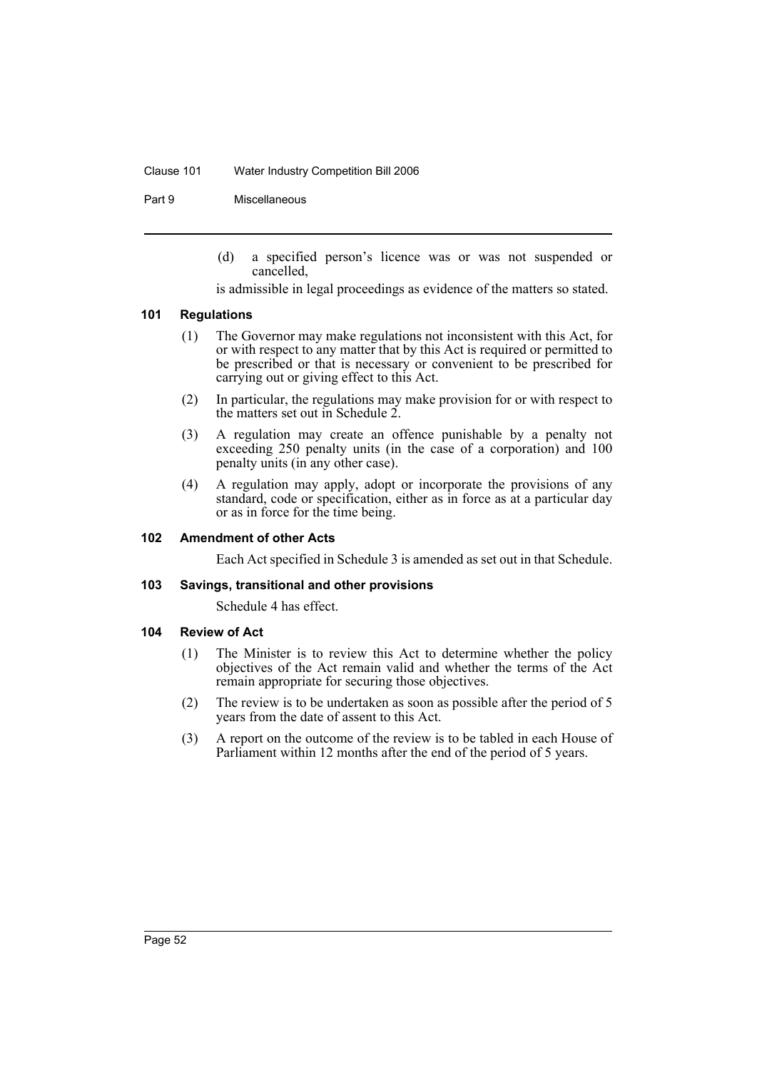(d) a specified person's licence was or was not suspended or cancelled,

is admissible in legal proceedings as evidence of the matters so stated.

#### 101 Regulations

(1) The Governor may make regulations not inconsistent with this Act, for or with respect to any matter that by this Act is required or permitted to be prescribed or that is necessary or convenient to be prescribed for carrying out or giving effect to this Act.

(2) In particular, the regulations may make provision for or with respect to the matters set out in Schedule 2.

(3) A regulation may create an offence punishable by a penalty not exceeding 250 penalty units (in the case of a corporation) and 100 penalty units (in any other case).

(4) A regulation may apply, adopt or incorporate the provisions of any standard, code or specification, either as in force as at a particular day or as in force for the time being.

#### 102 Amendment of other Acts

Each Act specified in Schedule 3 is amended as set out in that Schedule.

#### 103 Savings, transitional and other provisions

Schedule 4 has effect.

#### 104 Review of Act

(1) The Minister is to review this Act to determine whether the policy objectives of the Act remain valid and whether the terms of the Act remain appropriate for securing those objectives.

(2) The review is to be undertaken as soon as possible after the period of 5 years from the date of assent to this Act.

(3) A report on the outcome of the review is to be tabled in each House of Parliament within 12 months after the end of the period of 5 years.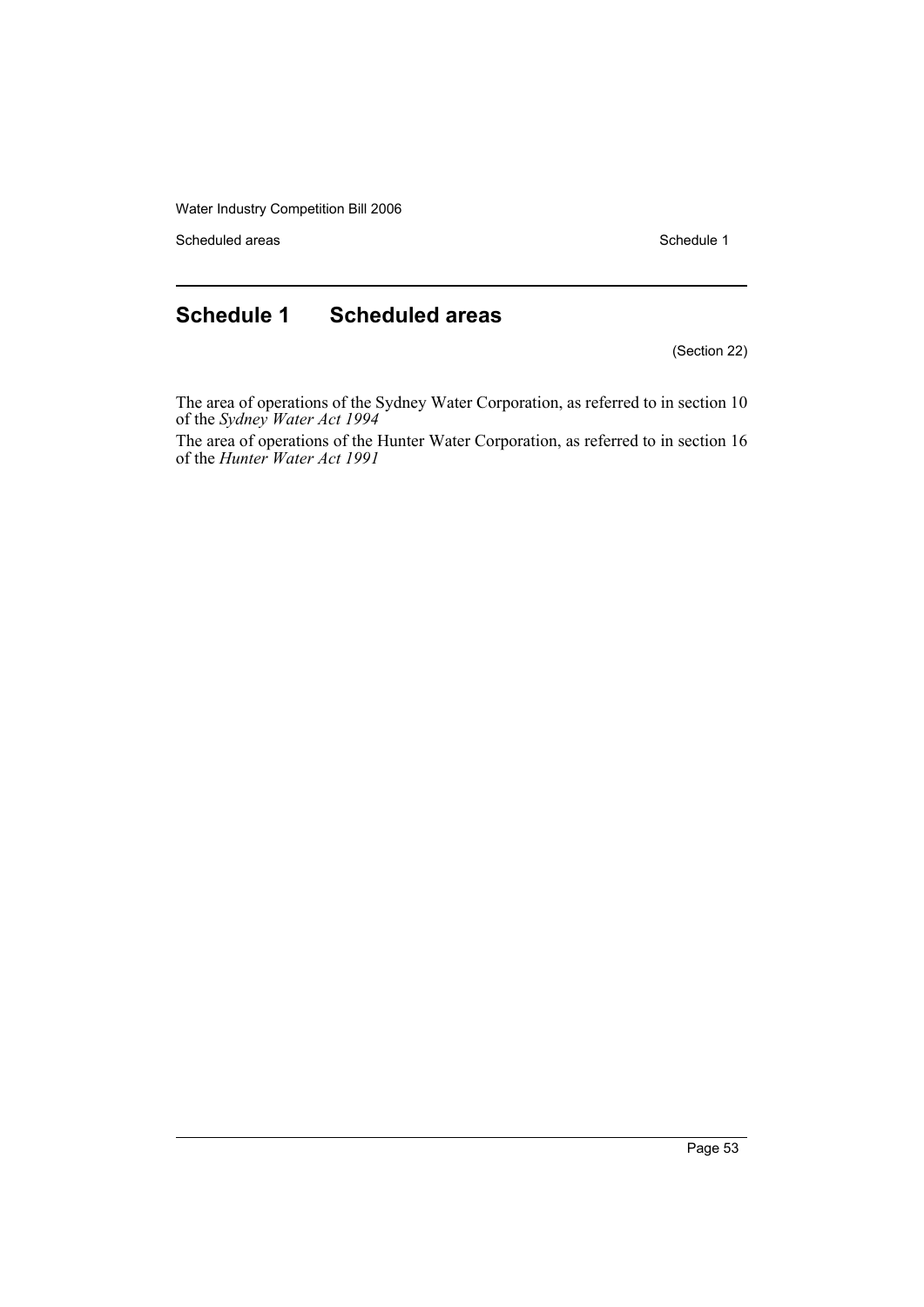# Schedule 1 Scheduled areas

(Section 22)

The area of operations of the Sydney Water Corporation, as referred to in section 10 of the *Sydney Water Act 1994*

The area of operations of the Hunter Water Corporation, as referred to in section 16 of the *Hunter Water Act 1991*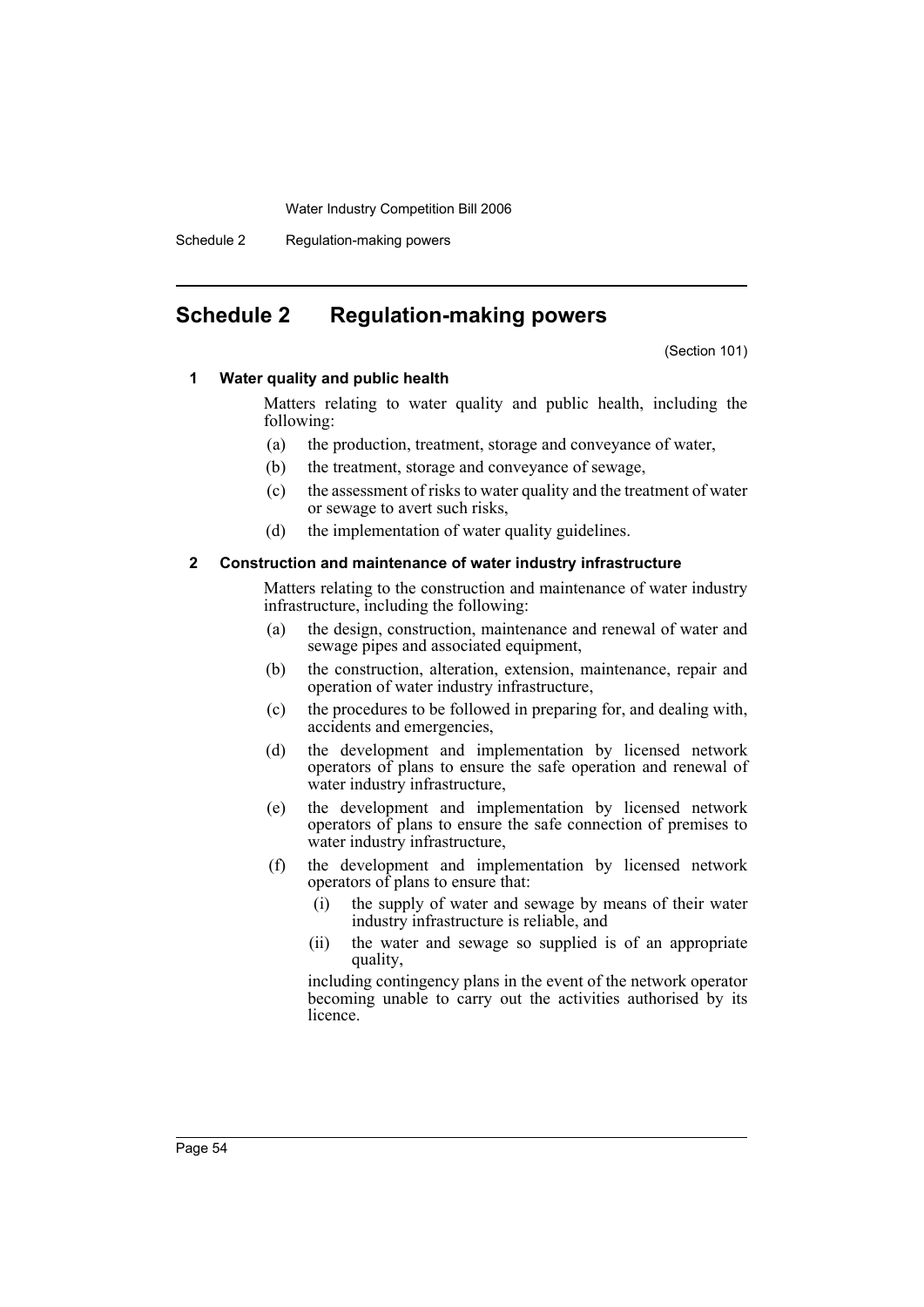# Schedule 2 Regulation-making powers

(Section 101)

## 1 Water quality and public health

Matters relating to water quality and public health, including the following:

(a) the production, treatment, storage and conveyance of water,

(b) the treatment, storage and conveyance of sewage,

(c) the assessment of risks to water quality and the treatment of water or sewage to avert such risks,

(d) the implementation of water quality guidelines.

## 2 Construction and maintenance of water industry infrastructure

Matters relating to the construction and maintenance of water industry infrastructure, including the following:

(a) the design, construction, maintenance and renewal of water and sewage pipes and associated equipment,

(b) the construction, alteration, extension, maintenance, repair and operation of water industry infrastructure,

(c) the procedures to be followed in preparing for, and dealing with, accidents and emergencies,

(d) the development and implementation by licensed network operators of plans to ensure the safe operation and renewal of water industry infrastructure,

(e) the development and implementation by licensed network operators of plans to ensure the safe connection of premises to water industry infrastructure,

(f) the development and implementation by licensed network operators of plans to ensure that:

  (i) the supply of water and sewage by means of their water industry infrastructure is reliable, and

  (ii) the water and sewage so supplied is of an appropriate quality,

including contingency plans in the event of the network operator becoming unable to carry out the activities authorised by its licence.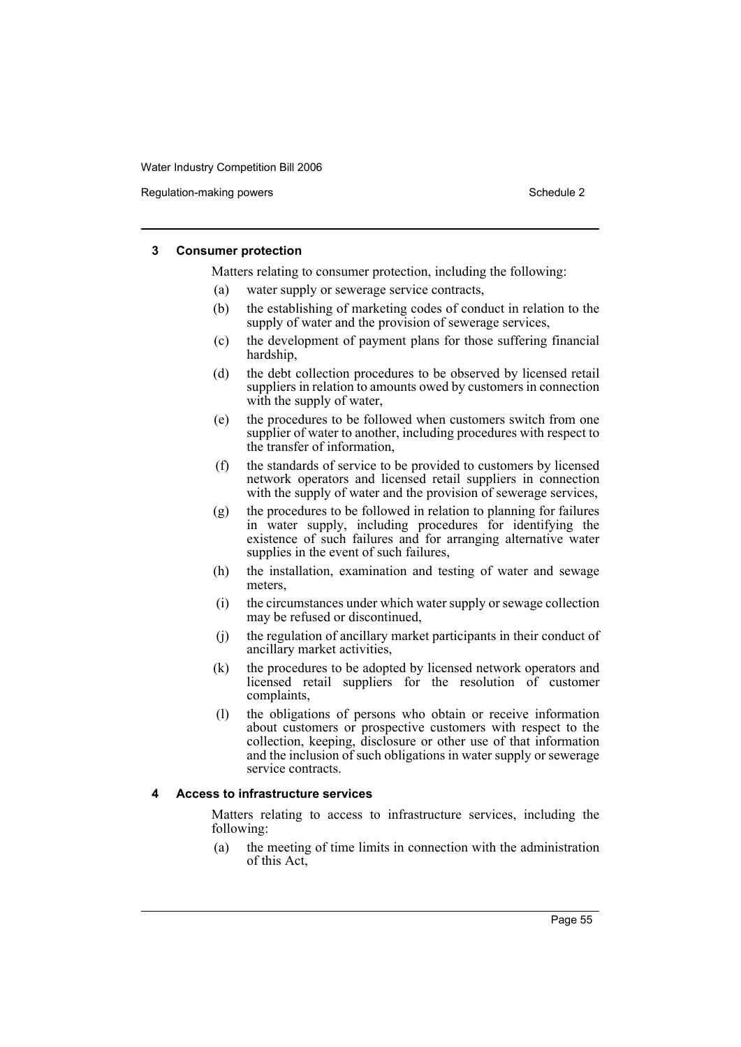### 3 Consumer protection

Matters relating to consumer protection, including the following:

(a) water supply or sewerage service contracts,

(b) the establishing of marketing codes of conduct in relation to the supply of water and the provision of sewerage services,

(c) the development of payment plans for those suffering financial hardship,

(d) the debt collection procedures to be observed by licensed retail suppliers in relation to amounts owed by customers in connection with the supply of water,

(e) the procedures to be followed when customers switch from one supplier of water to another, including procedures with respect to the transfer of information,

(f) the standards of service to be provided to customers by licensed network operators and licensed retail suppliers in connection with the supply of water and the provision of sewerage services,

(g) the procedures to be followed in relation to planning for failures in water supply, including procedures for identifying the existence of such failures and for arranging alternative water supplies in the event of such failures,

(h) the installation, examination and testing of water and sewage meters,

(i) the circumstances under which water supply or sewage collection may be refused or discontinued,

(j) the regulation of ancillary market participants in their conduct of ancillary market activities,

(k) the procedures to be adopted by licensed network operators and licensed retail suppliers for the resolution of customer complaints,

(l) the obligations of persons who obtain or receive information about customers or prospective customers with respect to the collection, keeping, disclosure or other use of that information and the inclusion of such obligations in water supply or sewerage service contracts.

### 4 Access to infrastructure services

Matters relating to access to infrastructure services, including the following:

(a) the meeting of time limits in connection with the administration of this Act,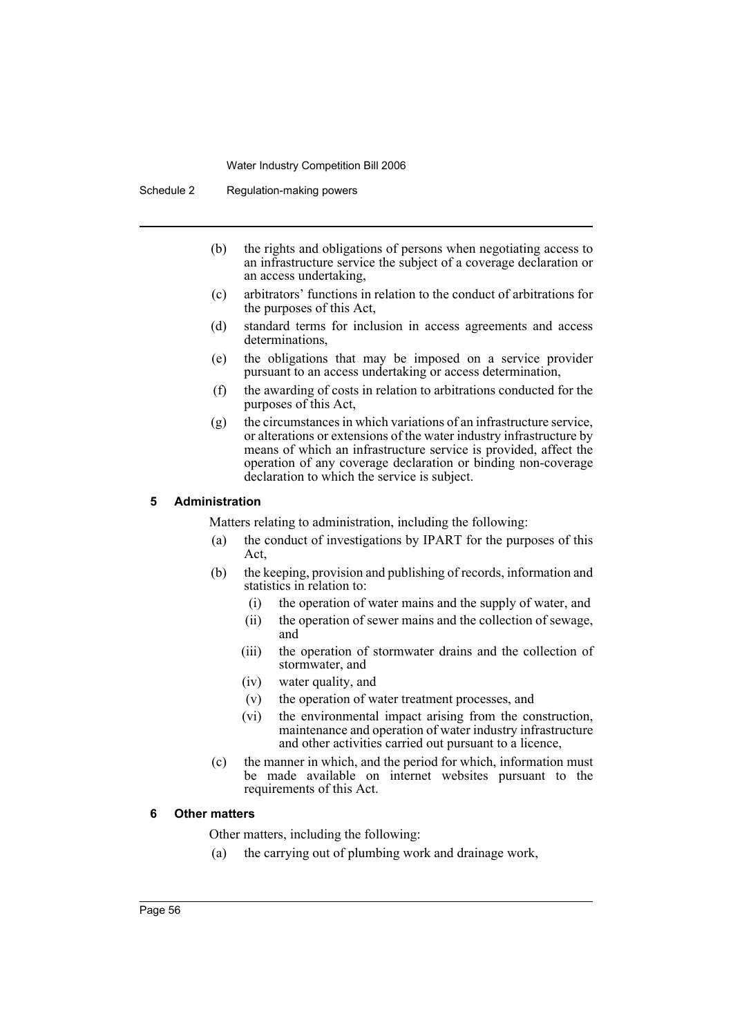(b) the rights and obligations of persons when negotiating access to an infrastructure service the subject of a coverage declaration or an access undertaking,

(c) arbitrators' functions in relation to the conduct of arbitrations for the purposes of this Act,

(d) standard terms for inclusion in access agreements and access determinations,

(e) the obligations that may be imposed on a service provider pursuant to an access undertaking or access determination,

(f) the awarding of costs in relation to arbitrations conducted for the purposes of this Act,

(g) the circumstances in which variations of an infrastructure service, or alterations or extensions of the water industry infrastructure by means of which an infrastructure service is provided, affect the operation of any coverage declaration or binding non-coverage declaration to which the service is subject.

### 5 Administration

Matters relating to administration, including the following:

(a) the conduct of investigations by IPART for the purposes of this Act,

(b) the keeping, provision and publishing of records, information and statistics in relation to:

  (i) the operation of water mains and the supply of water, and

  (ii) the operation of sewer mains and the collection of sewage, and

  (iii) the operation of stormwater drains and the collection of stormwater, and

  (iv) water quality, and

  (v) the operation of water treatment processes, and

  (vi) the environmental impact arising from the construction, maintenance and operation of water industry infrastructure and other activities carried out pursuant to a licence,

(c) the manner in which, and the period for which, information must be made available on internet websites pursuant to the requirements of this Act.

### 6 Other matters

Other matters, including the following:

(a) the carrying out of plumbing work and drainage work,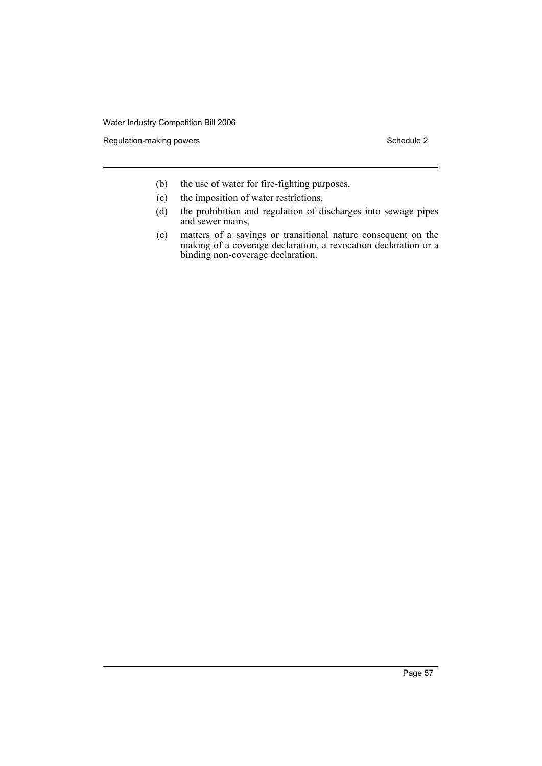(b) the use of water for fire-fighting purposes,

(c) the imposition of water restrictions,

(d) the prohibition and regulation of discharges into sewage pipes and sewer mains,

(e) matters of a savings or transitional nature consequent on the making of a coverage declaration, a revocation declaration or a binding non-coverage declaration.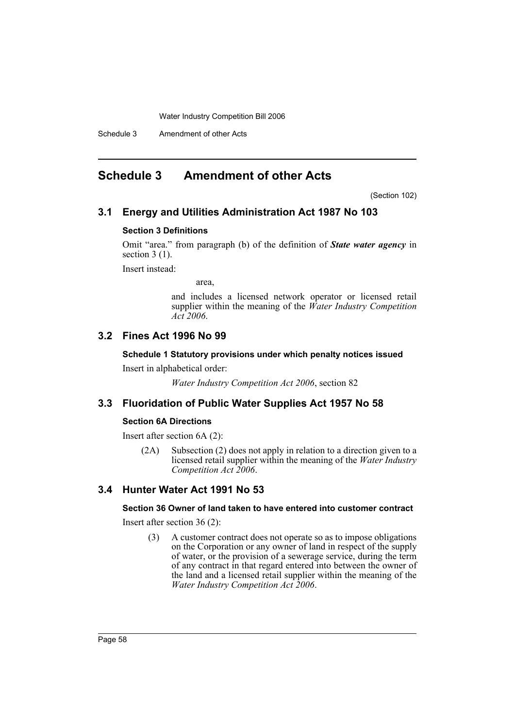## Schedule 3 Amendment of other Acts

(Section 102)

### 3.1 Energy and Utilities Administration Act 1987 No 103

#### Section 3 Definitions

Omit "area." from paragraph (b) of the definition of ***State water agency*** in section 3 (1).

Insert instead:

area,

and includes a licensed network operator or licensed retail supplier within the meaning of the *Water Industry Competition Act 2006*.

### 3.2 Fines Act 1996 No 99

#### Schedule 1 Statutory provisions under which penalty notices issued

Insert in alphabetical order:

*Water Industry Competition Act 2006*, section 82

### 3.3 Fluoridation of Public Water Supplies Act 1957 No 58

#### Section 6A Directions

Insert after section 6A (2):

(2A) Subsection (2) does not apply in relation to a direction given to a licensed retail supplier within the meaning of the *Water Industry Competition Act 2006*.

### 3.4 Hunter Water Act 1991 No 53

#### Section 36 Owner of land taken to have entered into customer contract

Insert after section 36 (2):

(3) A customer contract does not operate so as to impose obligations on the Corporation or any owner of land in respect of the supply of water, or the provision of a sewerage service, during the term of any contract in that regard entered into between the owner of the land and a licensed retail supplier within the meaning of the *Water Industry Competition Act 2006*.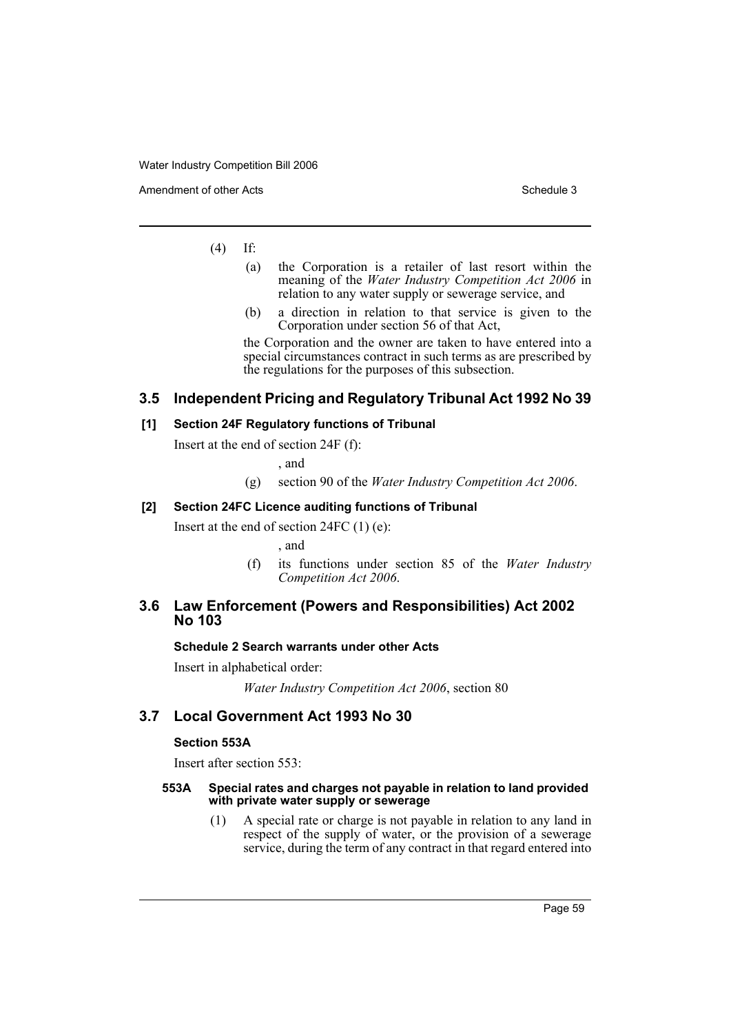(4) If:

(a) the Corporation is a retailer of last resort within the meaning of the *Water Industry Competition Act 2006* in relation to any water supply or sewerage service, and

(b) a direction in relation to that service is given to the Corporation under section 56 of that Act,

the Corporation and the owner are taken to have entered into a special circumstances contract in such terms as are prescribed by the regulations for the purposes of this subsection.

## 3.5 Independent Pricing and Regulatory Tribunal Act 1992 No 39

### [1] Section 24F Regulatory functions of Tribunal

Insert at the end of section 24F (f):

, and

(g) section 90 of the *Water Industry Competition Act 2006*.

### [2] Section 24FC Licence auditing functions of Tribunal

Insert at the end of section 24FC (1) (e):

, and

(f) its functions under section 85 of the *Water Industry Competition Act 2006*.

## 3.6 Law Enforcement (Powers and Responsibilities) Act 2002 No 103

### Schedule 2 Search warrants under other Acts

Insert in alphabetical order:

*Water Industry Competition Act 2006*, section 80

## 3.7 Local Government Act 1993 No 30

### Section 553A

Insert after section 553:

#### 553A Special rates and charges not payable in relation to land provided with private water supply or sewerage

(1) A special rate or charge is not payable in relation to any land in respect of the supply of water, or the provision of a sewerage service, during the term of any contract in that regard entered into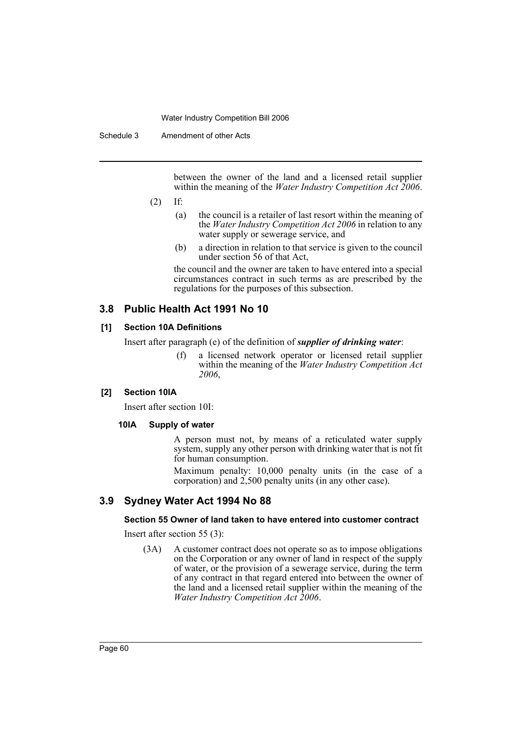between the owner of the land and a licensed retail supplier within the meaning of the *Water Industry Competition Act 2006*.

(2) If:

(a) the council is a retailer of last resort within the meaning of the *Water Industry Competition Act 2006* in relation to any water supply or sewerage service, and

(b) a direction in relation to that service is given to the council under section 56 of that Act,

the council and the owner are taken to have entered into a special circumstances contract in such terms as are prescribed by the regulations for the purposes of this subsection.

## 3.8 Public Health Act 1991 No 10

### [1] Section 10A Definitions

Insert after paragraph (e) of the definition of ***supplier of drinking water***:

(f) a licensed network operator or licensed retail supplier within the meaning of the *Water Industry Competition Act 2006*,

### [2] Section 10IA

Insert after section 10I:

#### 10IA Supply of water

A person must not, by means of a reticulated water supply system, supply any other person with drinking water that is not fit for human consumption.

Maximum penalty: 10,000 penalty units (in the case of a corporation) and 2,500 penalty units (in any other case).

## 3.9 Sydney Water Act 1994 No 88

### Section 55 Owner of land taken to have entered into customer contract

Insert after section 55 (3):

(3A) A customer contract does not operate so as to impose obligations on the Corporation or any owner of land in respect of the supply of water, or the provision of a sewerage service, during the term of any contract in that regard entered into between the owner of the land and a licensed retail supplier within the meaning of the *Water Industry Competition Act 2006*.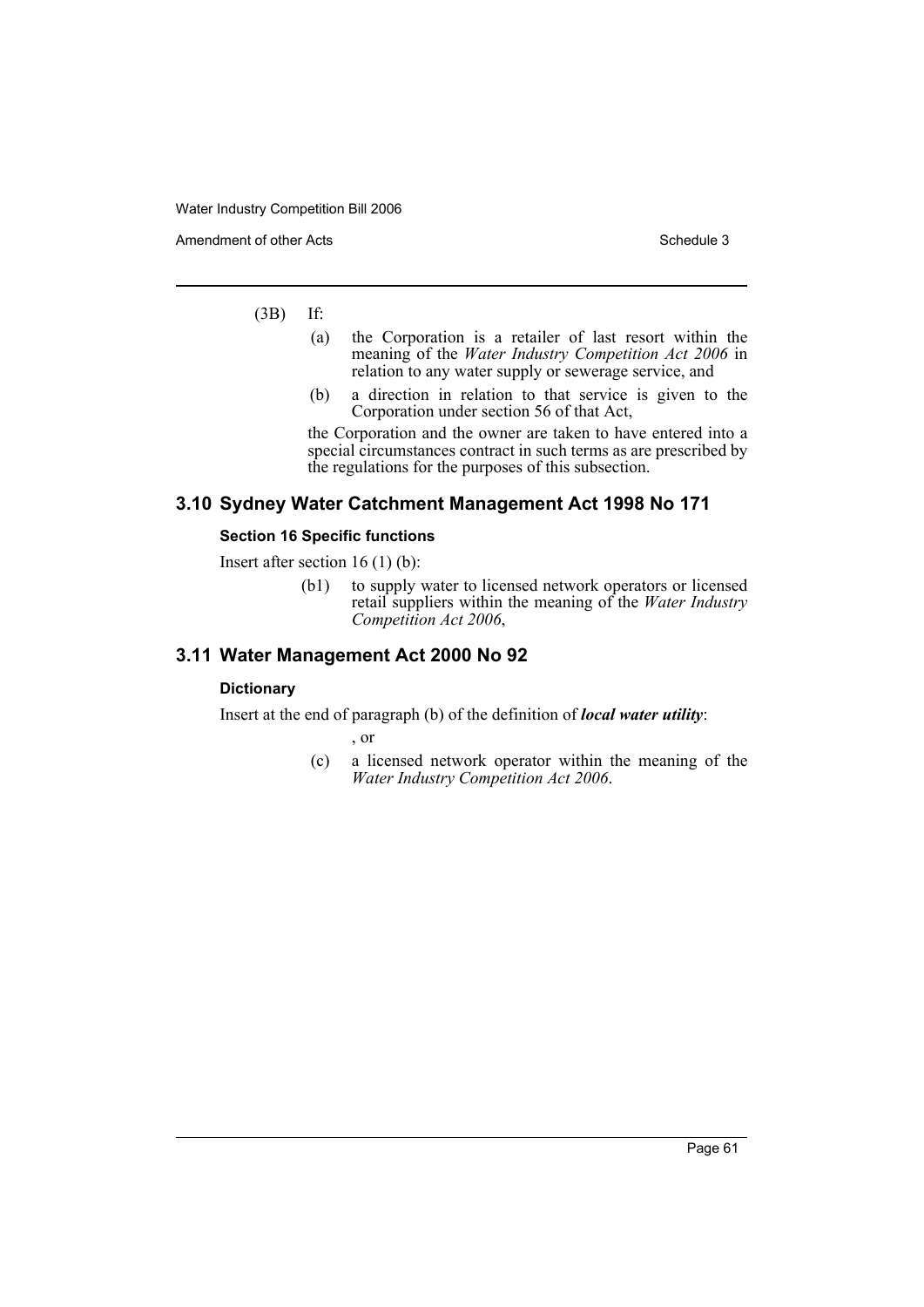(3B) If:

(a) the Corporation is a retailer of last resort within the meaning of the *Water Industry Competition Act 2006* in relation to any water supply or sewerage service, and

(b) a direction in relation to that service is given to the Corporation under section 56 of that Act,

the Corporation and the owner are taken to have entered into a special circumstances contract in such terms as are prescribed by the regulations for the purposes of this subsection.

## 3.10 Sydney Water Catchment Management Act 1998 No 171

### Section 16 Specific functions

Insert after section 16 (1) (b):

(b1) to supply water to licensed network operators or licensed retail suppliers within the meaning of the *Water Industry Competition Act 2006*,

## 3.11 Water Management Act 2000 No 92

### Dictionary

Insert at the end of paragraph (b) of the definition of ***local water utility***:

, or

(c) a licensed network operator within the meaning of the *Water Industry Competition Act 2006*.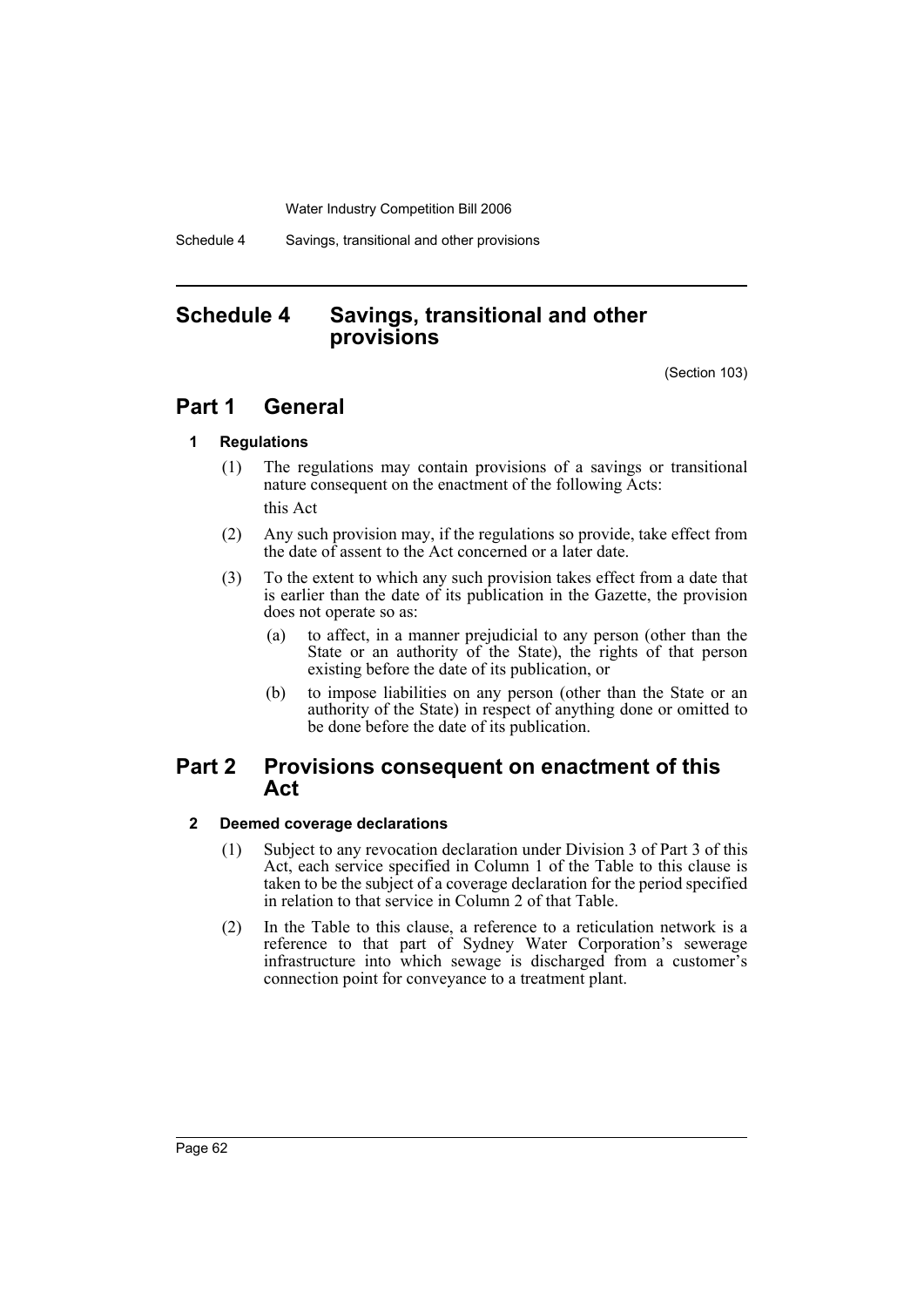# Schedule 4 Savings, transitional and other provisions

(Section 103)

## Part 1 General

### 1 Regulations

(1) The regulations may contain provisions of a savings or transitional nature consequent on the enactment of the following Acts:

this Act

(2) Any such provision may, if the regulations so provide, take effect from the date of assent to the Act concerned or a later date.

(3) To the extent to which any such provision takes effect from a date that is earlier than the date of its publication in the Gazette, the provision does not operate so as:

(a) to affect, in a manner prejudicial to any person (other than the State or an authority of the State), the rights of that person existing before the date of its publication, or

(b) to impose liabilities on any person (other than the State or an authority of the State) in respect of anything done or omitted to be done before the date of its publication.

## Part 2 Provisions consequent on enactment of this Act

### 2 Deemed coverage declarations

(1) Subject to any revocation declaration under Division 3 of Part 3 of this Act, each service specified in Column 1 of the Table to this clause is taken to be the subject of a coverage declaration for the period specified in relation to that service in Column 2 of that Table.

(2) In the Table to this clause, a reference to a reticulation network is a reference to that part of Sydney Water Corporation's sewerage infrastructure into which sewage is discharged from a customer's connection point for conveyance to a treatment plant.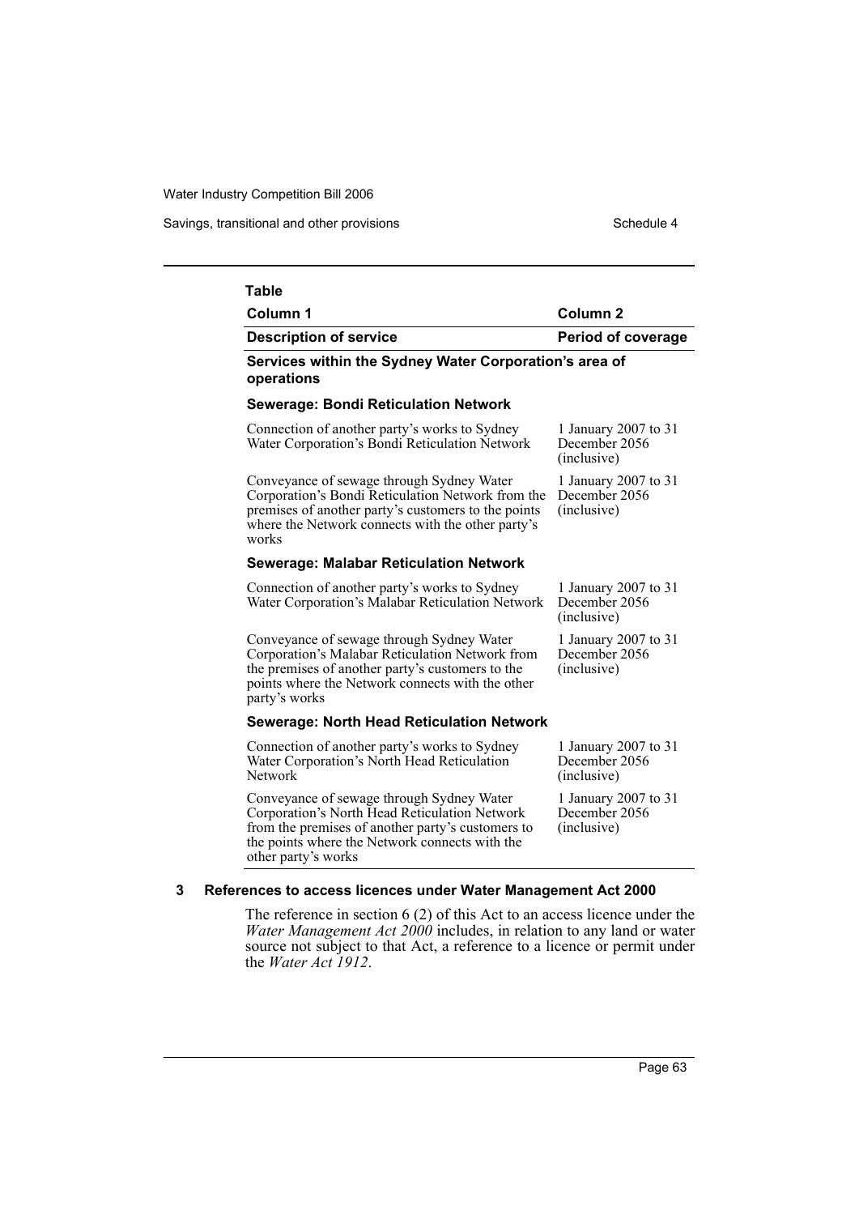**Table**

| Column 1 | Column 2 |
|---|---|
| **Description of service** | **Period of coverage** |
| **Services within the Sydney Water Corporation's area of operations** | |
| **Sewerage: Bondi Reticulation Network** | |
| Connection of another party's works to Sydney Water Corporation's Bondi Reticulation Network | 1 January 2007 to 31 December 2056 (inclusive) |
| Conveyance of sewage through Sydney Water Corporation's Bondi Reticulation Network from the premises of another party's customers to the points where the Network connects with the other party's works | 1 January 2007 to 31 December 2056 (inclusive) |
| **Sewerage: Malabar Reticulation Network** | |
| Connection of another party's works to Sydney Water Corporation's Malabar Reticulation Network | 1 January 2007 to 31 December 2056 (inclusive) |
| Conveyance of sewage through Sydney Water Corporation's Malabar Reticulation Network from the premises of another party's customers to the points where the Network connects with the other party's works | 1 January 2007 to 31 December 2056 (inclusive) |
| **Sewerage: North Head Reticulation Network** | |
| Connection of another party's works to Sydney Water Corporation's North Head Reticulation Network | 1 January 2007 to 31 December 2056 (inclusive) |
| Conveyance of sewage through Sydney Water Corporation's North Head Reticulation Network from the premises of another party's customers to the points where the Network connects with the other party's works | 1 January 2007 to 31 December 2056 (inclusive) |

### 3 References to access licences under Water Management Act 2000

The reference in section 6 (2) of this Act to an access licence under the *Water Management Act 2000* includes, in relation to any land or water source not subject to that Act, a reference to a licence or permit under the *Water Act 1912*.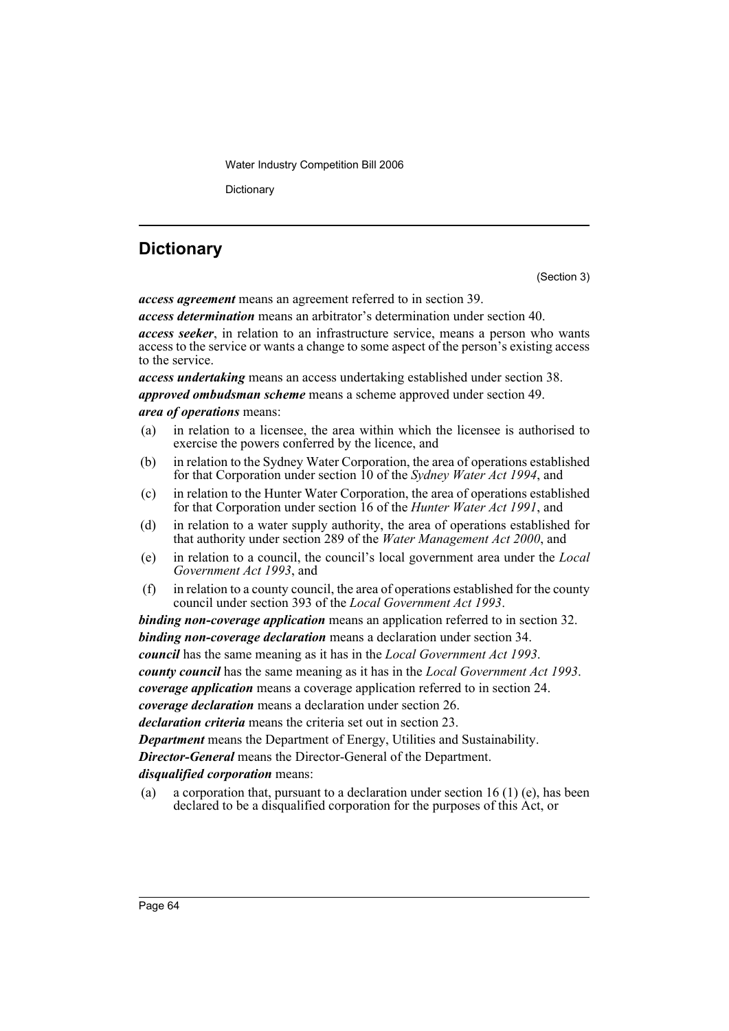## Dictionary

(Section 3)

***access agreement*** means an agreement referred to in section 39.

***access determination*** means an arbitrator's determination under section 40.

***access seeker***, in relation to an infrastructure service, means a person who wants access to the service or wants a change to some aspect of the person's existing access to the service.

***access undertaking*** means an access undertaking established under section 38.

***approved ombudsman scheme*** means a scheme approved under section 49.

***area of operations*** means:

(a) in relation to a licensee, the area within which the licensee is authorised to exercise the powers conferred by the licence, and

(b) in relation to the Sydney Water Corporation, the area of operations established for that Corporation under section 10 of the *Sydney Water Act 1994*, and

(c) in relation to the Hunter Water Corporation, the area of operations established for that Corporation under section 16 of the *Hunter Water Act 1991*, and

(d) in relation to a water supply authority, the area of operations established for that authority under section 289 of the *Water Management Act 2000*, and

(e) in relation to a council, the council's local government area under the *Local Government Act 1993*, and

(f) in relation to a county council, the area of operations established for the county council under section 393 of the *Local Government Act 1993*.

***binding non-coverage application*** means an application referred to in section 32.

***binding non-coverage declaration*** means a declaration under section 34.

***council*** has the same meaning as it has in the *Local Government Act 1993*.

***county council*** has the same meaning as it has in the *Local Government Act 1993*.

***coverage application*** means a coverage application referred to in section 24.

***coverage declaration*** means a declaration under section 26.

***declaration criteria*** means the criteria set out in section 23.

***Department*** means the Department of Energy, Utilities and Sustainability.

***Director-General*** means the Director-General of the Department.

***disqualified corporation*** means:

(a) a corporation that, pursuant to a declaration under section 16 (1) (e), has been declared to be a disqualified corporation for the purposes of this Act, or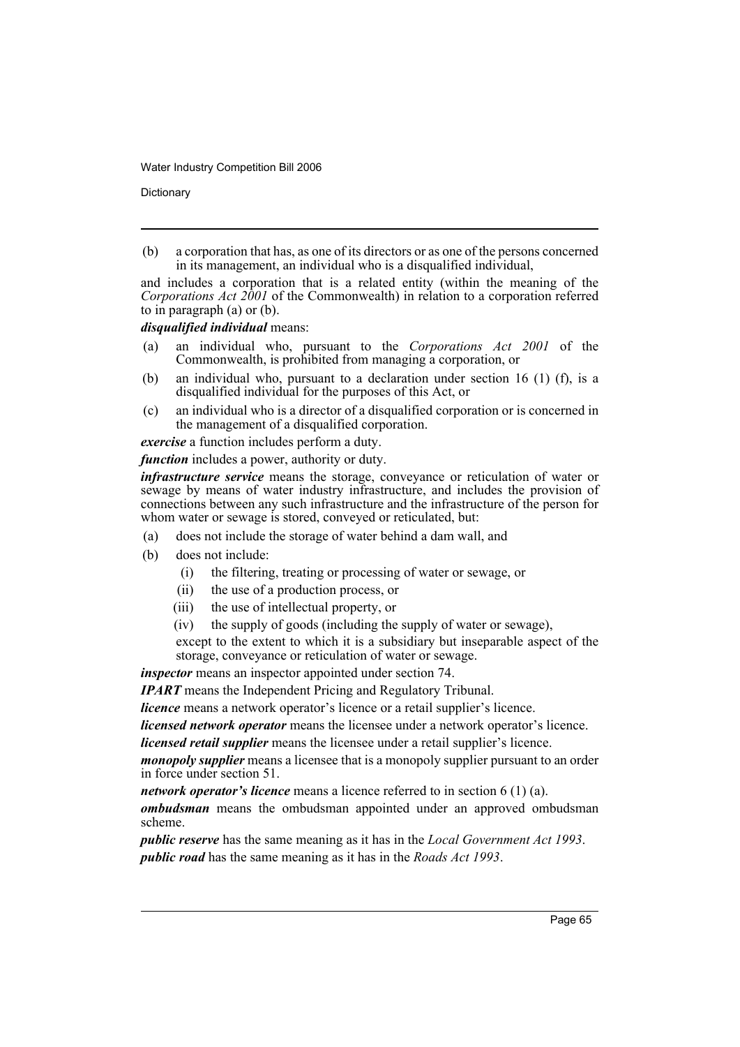(b) a corporation that has, as one of its directors or as one of the persons concerned in its management, an individual who is a disqualified individual,

and includes a corporation that is a related entity (within the meaning of the *Corporations Act 2001* of the Commonwealth) in relation to a corporation referred to in paragraph (a) or (b).

***disqualified individual*** means:

(a) an individual who, pursuant to the *Corporations Act 2001* of the Commonwealth, is prohibited from managing a corporation, or

(b) an individual who, pursuant to a declaration under section 16 (1) (f), is a disqualified individual for the purposes of this Act, or

(c) an individual who is a director of a disqualified corporation or is concerned in the management of a disqualified corporation.

***exercise*** a function includes perform a duty.

***function*** includes a power, authority or duty.

***infrastructure service*** means the storage, conveyance or reticulation of water or sewage by means of water industry infrastructure, and includes the provision of connections between any such infrastructure and the infrastructure of the person for whom water or sewage is stored, conveyed or reticulated, but:

(a) does not include the storage of water behind a dam wall, and

(b) does not include:

  (i) the filtering, treating or processing of water or sewage, or

  (ii) the use of a production process, or

  (iii) the use of intellectual property, or

  (iv) the supply of goods (including the supply of water or sewage),

  except to the extent to which it is a subsidiary but inseparable aspect of the storage, conveyance or reticulation of water or sewage.

***inspector*** means an inspector appointed under section 74.

***IPART*** means the Independent Pricing and Regulatory Tribunal.

***licence*** means a network operator's licence or a retail supplier's licence.

***licensed network operator*** means the licensee under a network operator's licence.

***licensed retail supplier*** means the licensee under a retail supplier's licence.

***monopoly supplier*** means a licensee that is a monopoly supplier pursuant to an order in force under section 51.

***network operator's licence*** means a licence referred to in section 6 (1) (a).

***ombudsman*** means the ombudsman appointed under an approved ombudsman scheme.

***public reserve*** has the same meaning as it has in the *Local Government Act 1993*.

***public road*** has the same meaning as it has in the *Roads Act 1993*.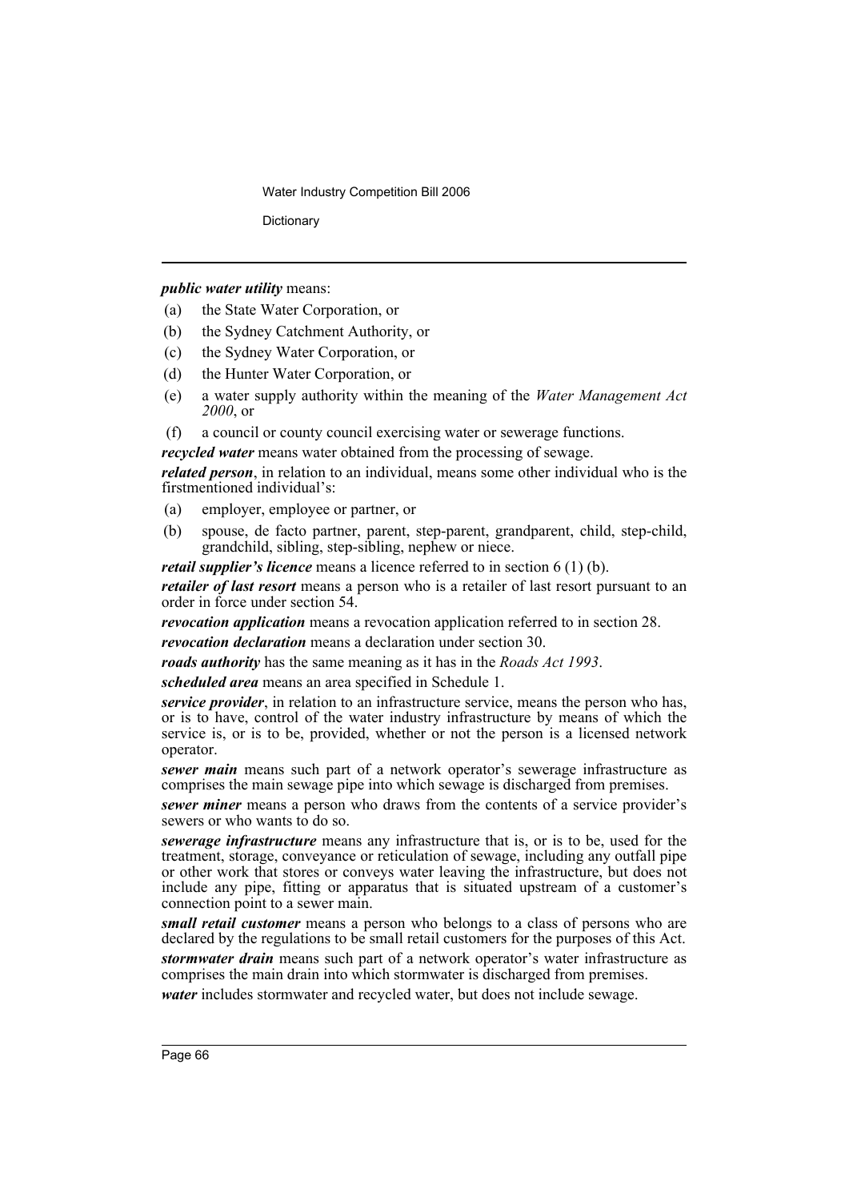***public water utility*** means:

(a) the State Water Corporation, or

(b) the Sydney Catchment Authority, or

(c) the Sydney Water Corporation, or

(d) the Hunter Water Corporation, or

(e) a water supply authority within the meaning of the *Water Management Act 2000*, or

(f) a council or county council exercising water or sewerage functions.

***recycled water*** means water obtained from the processing of sewage.

***related person***, in relation to an individual, means some other individual who is the firstmentioned individual's:

(a) employer, employee or partner, or

(b) spouse, de facto partner, parent, step-parent, grandparent, child, step-child, grandchild, sibling, step-sibling, nephew or niece.

***retail supplier's licence*** means a licence referred to in section 6 (1) (b).

***retailer of last resort*** means a person who is a retailer of last resort pursuant to an order in force under section 54.

***revocation application*** means a revocation application referred to in section 28.

***revocation declaration*** means a declaration under section 30.

***roads authority*** has the same meaning as it has in the *Roads Act 1993*.

***scheduled area*** means an area specified in Schedule 1.

***service provider***, in relation to an infrastructure service, means the person who has, or is to have, control of the water industry infrastructure by means of which the service is, or is to be, provided, whether or not the person is a licensed network operator.

***sewer main*** means such part of a network operator's sewerage infrastructure as comprises the main sewage pipe into which sewage is discharged from premises.

***sewer miner*** means a person who draws from the contents of a service provider's sewers or who wants to do so.

***sewerage infrastructure*** means any infrastructure that is, or is to be, used for the treatment, storage, conveyance or reticulation of sewage, including any outfall pipe or other work that stores or conveys water leaving the infrastructure, but does not include any pipe, fitting or apparatus that is situated upstream of a customer's connection point to a sewer main.

***small retail customer*** means a person who belongs to a class of persons who are declared by the regulations to be small retail customers for the purposes of this Act.

***stormwater drain*** means such part of a network operator's water infrastructure as comprises the main drain into which stormwater is discharged from premises.

***water*** includes stormwater and recycled water, but does not include sewage.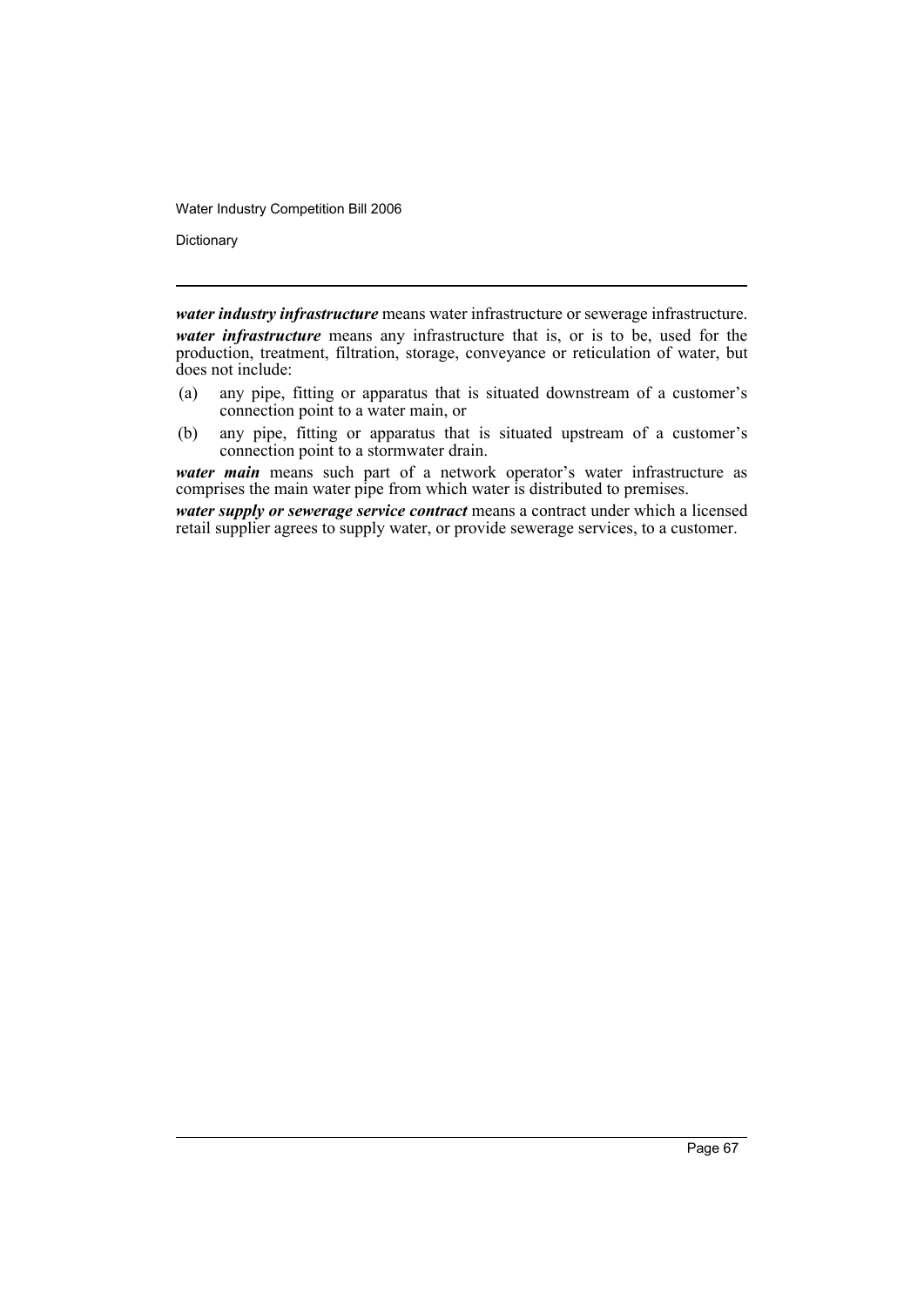***water industry infrastructure*** means water infrastructure or sewerage infrastructure.

***water infrastructure*** means any infrastructure that is, or is to be, used for the production, treatment, filtration, storage, conveyance or reticulation of water, but does not include:

(a) any pipe, fitting or apparatus that is situated downstream of a customer's connection point to a water main, or

(b) any pipe, fitting or apparatus that is situated upstream of a customer's connection point to a stormwater drain.

***water main*** means such part of a network operator's water infrastructure as comprises the main water pipe from which water is distributed to premises.

***water supply or sewerage service contract*** means a contract under which a licensed retail supplier agrees to supply water, or provide sewerage services, to a customer.